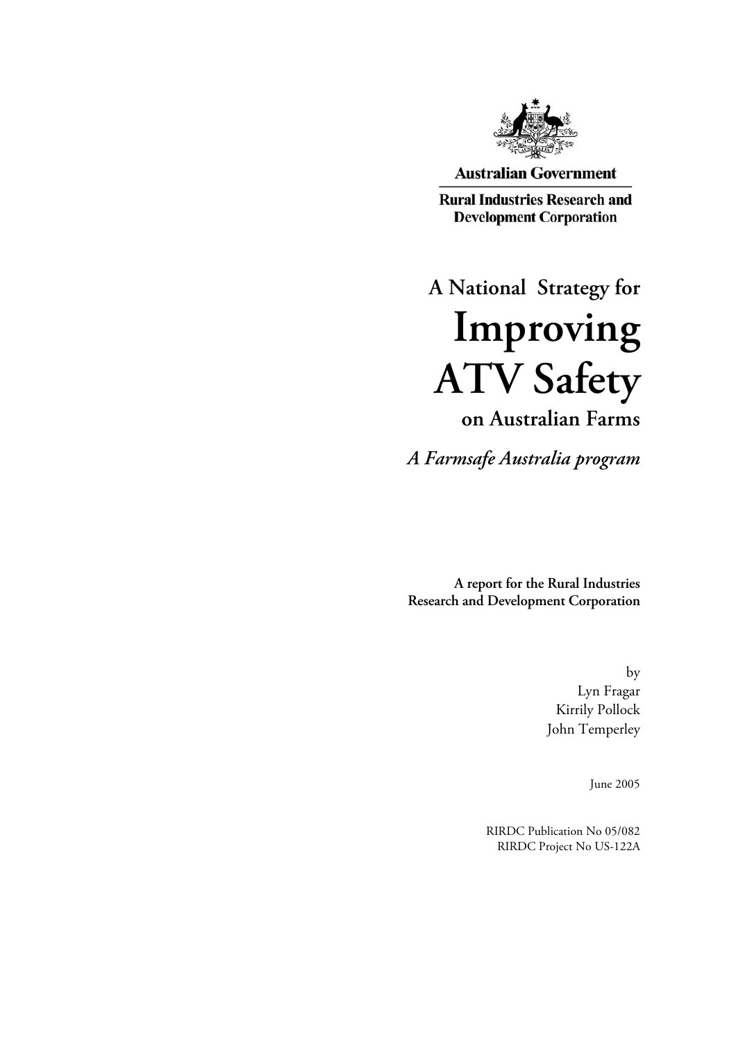**Australian Government**

**Rural Industries Research and Development Corporation**

# A National Strategy for Improving ATV Safety on Australian Farms

*A Farmsafe Australia program*

**A report for the Rural Industries Research and Development Corporation**

by
Lyn Fragar
Kirrily Pollock
John Temperley

June 2005

RIRDC Publication No 05/082
RIRDC Project No US-122A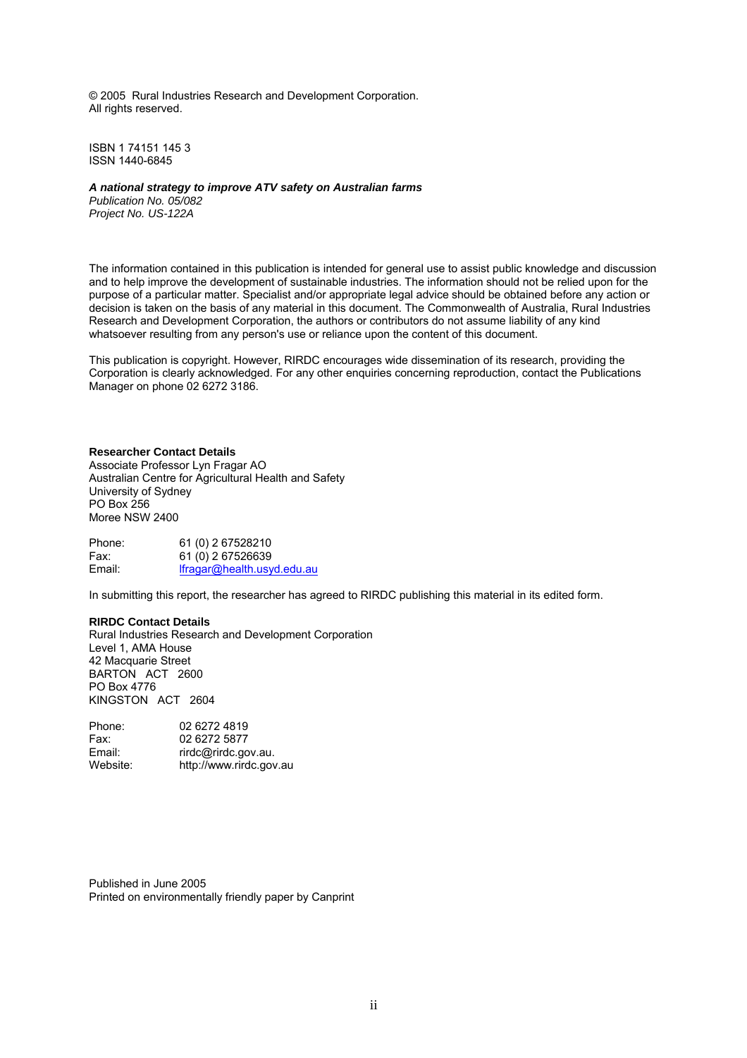© 2005 Rural Industries Research and Development Corporation.
All rights reserved.

ISBN 1 74151 145 3
ISSN 1440-6845

***A national strategy to improve ATV safety on Australian farms***
*Publication No. 05/082*
*Project No. US-122A*

The information contained in this publication is intended for general use to assist public knowledge and discussion and to help improve the development of sustainable industries. The information should not be relied upon for the purpose of a particular matter. Specialist and/or appropriate legal advice should be obtained before any action or decision is taken on the basis of any material in this document. The Commonwealth of Australia, Rural Industries Research and Development Corporation, the authors or contributors do not assume liability of any kind whatsoever resulting from any person's use or reliance upon the content of this document.

This publication is copyright. However, RIRDC encourages wide dissemination of its research, providing the Corporation is clearly acknowledged. For any other enquiries concerning reproduction, contact the Publications Manager on phone 02 6272 3186.

**Researcher Contact Details**
Associate Professor Lyn Fragar AO
Australian Centre for Agricultural Health and Safety
University of Sydney
PO Box 256
Moree NSW 2400

Phone: 61 (0) 2 67528210
Fax: 61 (0) 2 67526639
Email: lfragar@health.usyd.edu.au

In submitting this report, the researcher has agreed to RIRDC publishing this material in its edited form.

**RIRDC Contact Details**
Rural Industries Research and Development Corporation
Level 1, AMA House
42 Macquarie Street
BARTON ACT 2600
PO Box 4776
KINGSTON ACT 2604

Phone: 02 6272 4819
Fax: 02 6272 5877
Email: rirdc@rirdc.gov.au.
Website: http://www.rirdc.gov.au

Published in June 2005
Printed on environmentally friendly paper by Canprint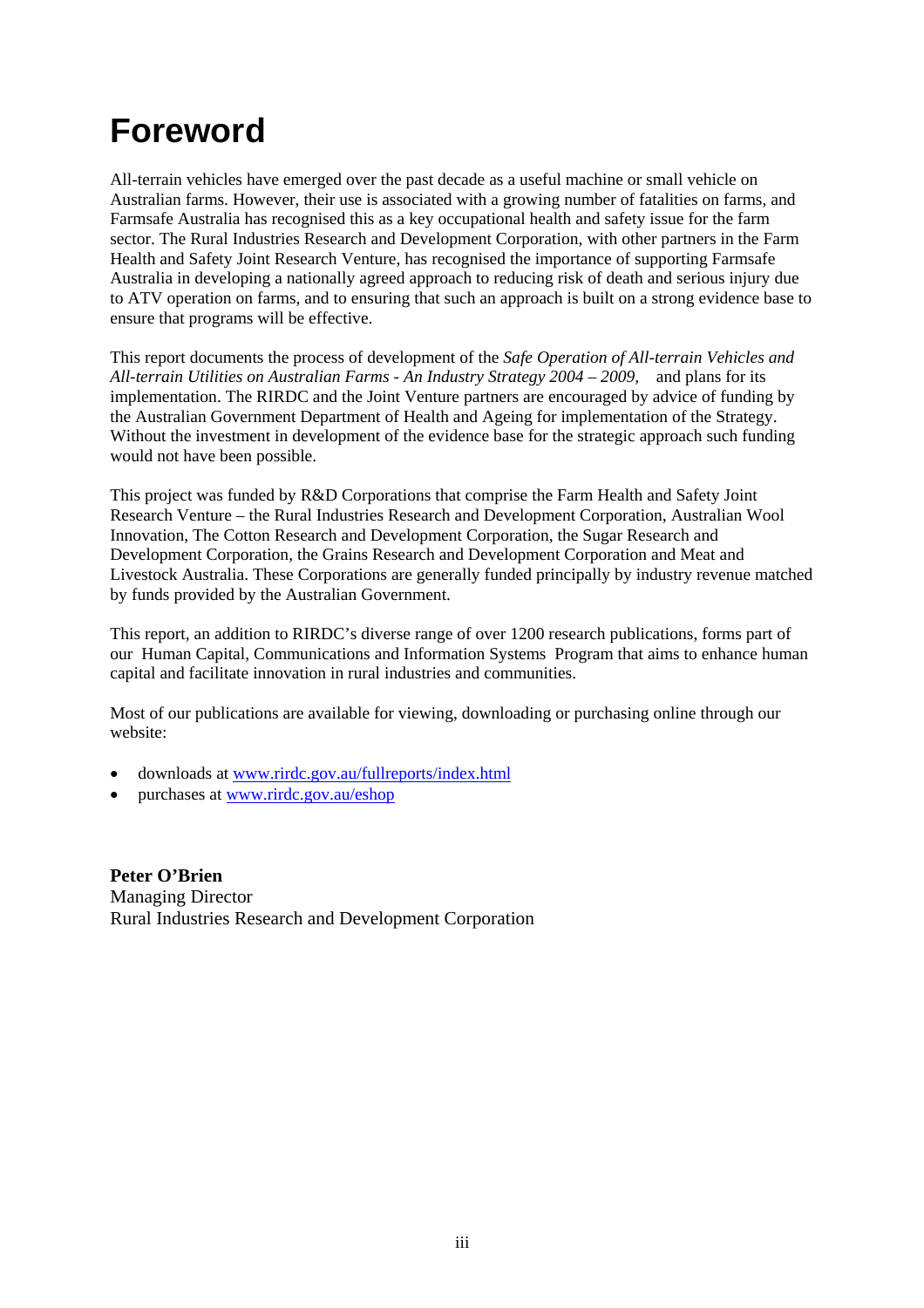# Foreword

All-terrain vehicles have emerged over the past decade as a useful machine or small vehicle on Australian farms. However, their use is associated with a growing number of fatalities on farms, and Farmsafe Australia has recognised this as a key occupational health and safety issue for the farm sector. The Rural Industries Research and Development Corporation, with other partners in the Farm Health and Safety Joint Research Venture, has recognised the importance of supporting Farmsafe Australia in developing a nationally agreed approach to reducing risk of death and serious injury due to ATV operation on farms, and to ensuring that such an approach is built on a strong evidence base to ensure that programs will be effective.

This report documents the process of development of the *Safe Operation of All-terrain Vehicles and All-terrain Utilities on Australian Farms - An Industry Strategy 2004 – 2009,* and plans for its implementation. The RIRDC and the Joint Venture partners are encouraged by advice of funding by the Australian Government Department of Health and Ageing for implementation of the Strategy. Without the investment in development of the evidence base for the strategic approach such funding would not have been possible.

This project was funded by R&D Corporations that comprise the Farm Health and Safety Joint Research Venture – the Rural Industries Research and Development Corporation, Australian Wool Innovation, The Cotton Research and Development Corporation, the Sugar Research and Development Corporation, the Grains Research and Development Corporation and Meat and Livestock Australia. These Corporations are generally funded principally by industry revenue matched by funds provided by the Australian Government.

This report, an addition to RIRDC's diverse range of over 1200 research publications, forms part of our Human Capital, Communications and Information Systems Program that aims to enhance human capital and facilitate innovation in rural industries and communities.

Most of our publications are available for viewing, downloading or purchasing online through our website:

- downloads at www.rirdc.gov.au/fullreports/index.html
- purchases at www.rirdc.gov.au/eshop

**Peter O'Brien**
Managing Director
Rural Industries Research and Development Corporation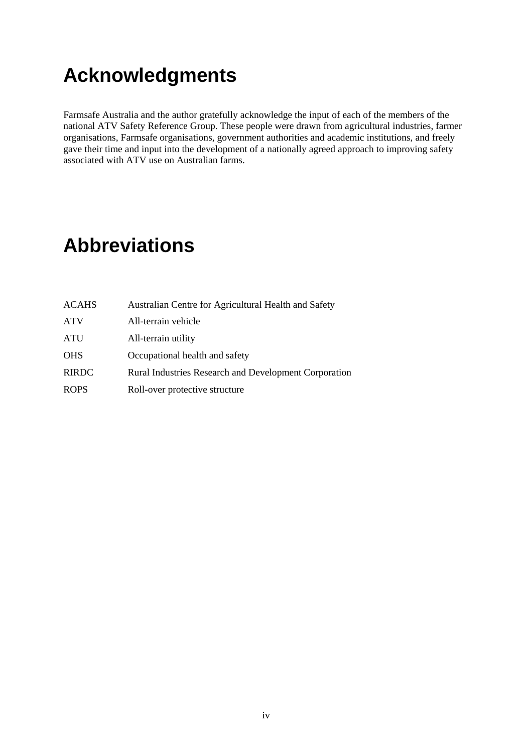# Acknowledgments

Farmsafe Australia and the author gratefully acknowledge the input of each of the members of the national ATV Safety Reference Group. These people were drawn from agricultural industries, farmer organisations, Farmsafe organisations, government authorities and academic institutions, and freely gave their time and input into the development of a nationally agreed approach to improving safety associated with ATV use on Australian farms.

# Abbreviations

| | |
|---|---|
| ACAHS | Australian Centre for Agricultural Health and Safety |
| ATV | All-terrain vehicle |
| ATU | All-terrain utility |
| OHS | Occupational health and safety |
| RIRDC | Rural Industries Research and Development Corporation |
| ROPS | Roll-over protective structure |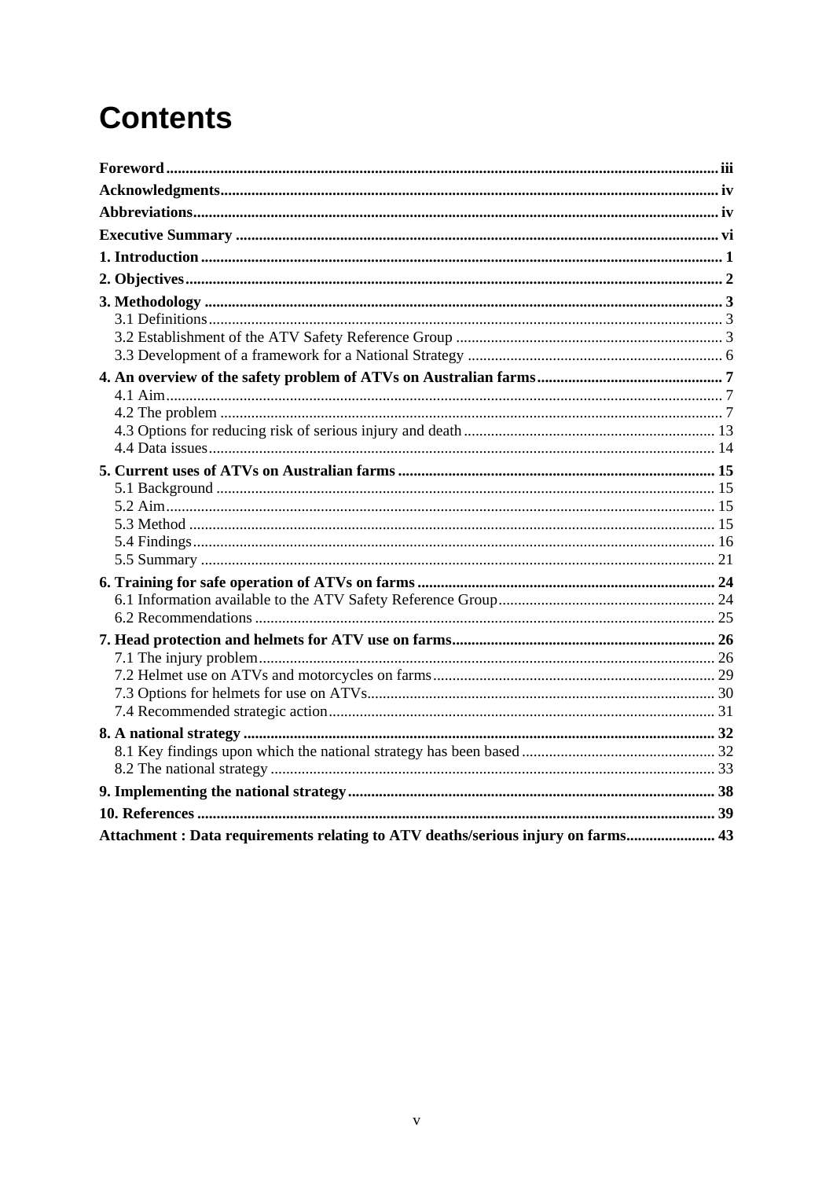# Contents

**Foreword** ... iii

**Acknowledgments** ... iv

**Abbreviations** ... iv

**Executive Summary** ... vi

**1. Introduction** ... 1

**2. Objectives** ... 2

**3. Methodology** ... 3
- 3.1 Definitions ... 3
- 3.2 Establishment of the ATV Safety Reference Group ... 3
- 3.3 Development of a framework for a National Strategy ... 6

**4. An overview of the safety problem of ATVs on Australian farms** ... 7
- 4.1 Aim ... 7
- 4.2 The problem ... 7
- 4.3 Options for reducing risk of serious injury and death ... 13
- 4.4 Data issues ... 14

**5. Current uses of ATVs on Australian farms** ... 15
- 5.1 Background ... 15
- 5.2 Aim ... 15
- 5.3 Method ... 15
- 5.4 Findings ... 16
- 5.5 Summary ... 21

**6. Training for safe operation of ATVs on farms** ... 24
- 6.1 Information available to the ATV Safety Reference Group ... 24
- 6.2 Recommendations ... 25

**7. Head protection and helmets for ATV use on farms** ... 26
- 7.1 The injury problem ... 26
- 7.2 Helmet use on ATVs and motorcycles on farms ... 29
- 7.3 Options for helmets for use on ATVs ... 30
- 7.4 Recommended strategic action ... 31

**8. A national strategy** ... 32
- 8.1 Key findings upon which the national strategy has been based ... 32
- 8.2 The national strategy ... 33

**9. Implementing the national strategy** ... 38

**10. References** ... 39

**Attachment : Data requirements relating to ATV deaths/serious injury on farms** ... 43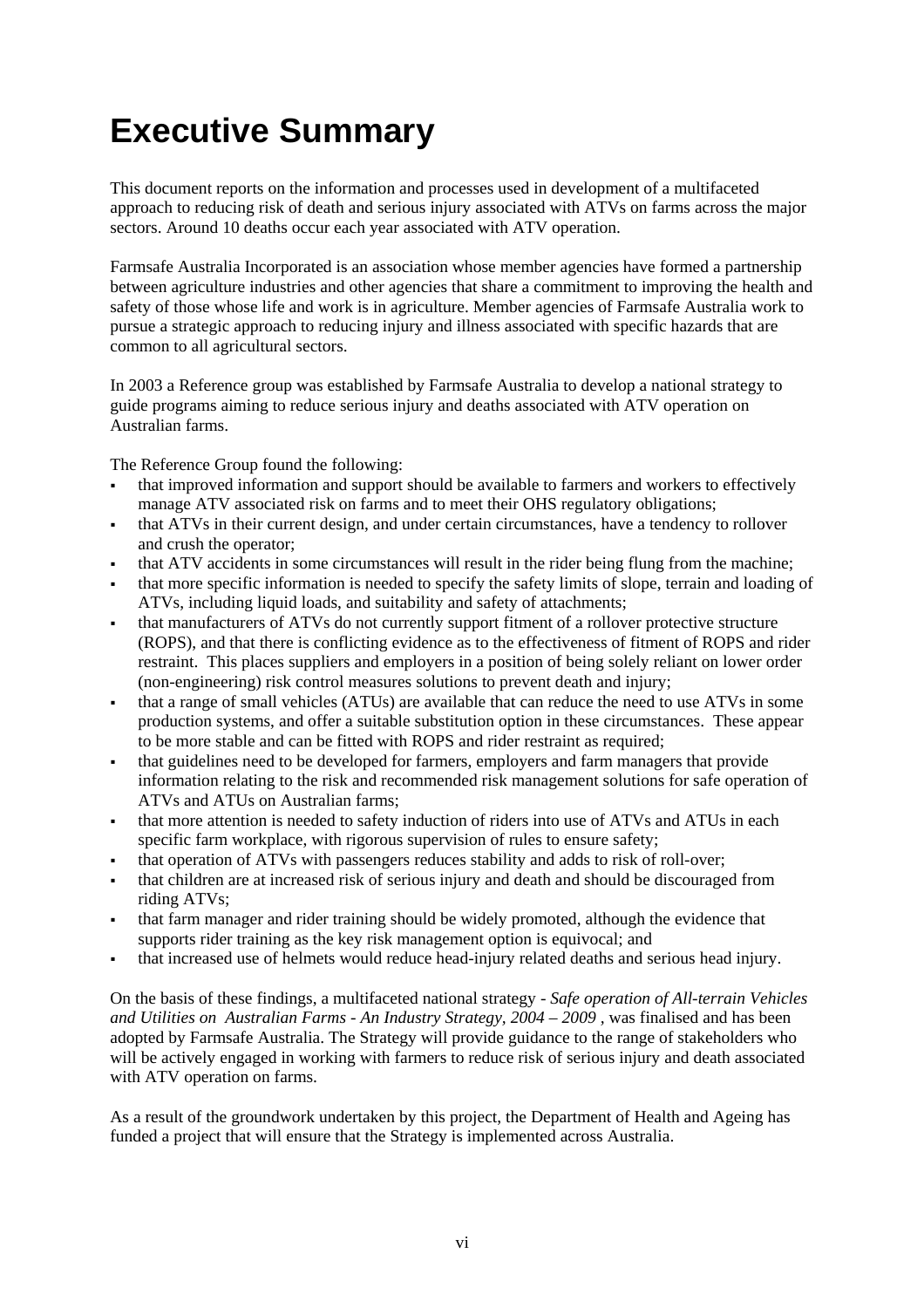# Executive Summary

This document reports on the information and processes used in development of a multifaceted approach to reducing risk of death and serious injury associated with ATVs on farms across the major sectors. Around 10 deaths occur each year associated with ATV operation.

Farmsafe Australia Incorporated is an association whose member agencies have formed a partnership between agriculture industries and other agencies that share a commitment to improving the health and safety of those whose life and work is in agriculture. Member agencies of Farmsafe Australia work to pursue a strategic approach to reducing injury and illness associated with specific hazards that are common to all agricultural sectors.

In 2003 a Reference group was established by Farmsafe Australia to develop a national strategy to guide programs aiming to reduce serious injury and deaths associated with ATV operation on Australian farms.

The Reference Group found the following:

- that improved information and support should be available to farmers and workers to effectively manage ATV associated risk on farms and to meet their OHS regulatory obligations;
- that ATVs in their current design, and under certain circumstances, have a tendency to rollover and crush the operator;
- that ATV accidents in some circumstances will result in the rider being flung from the machine;
- that more specific information is needed to specify the safety limits of slope, terrain and loading of ATVs, including liquid loads, and suitability and safety of attachments;
- that manufacturers of ATVs do not currently support fitment of a rollover protective structure (ROPS), and that there is conflicting evidence as to the effectiveness of fitment of ROPS and rider restraint. This places suppliers and employers in a position of being solely reliant on lower order (non-engineering) risk control measures solutions to prevent death and injury;
- that a range of small vehicles (ATUs) are available that can reduce the need to use ATVs in some production systems, and offer a suitable substitution option in these circumstances. These appear to be more stable and can be fitted with ROPS and rider restraint as required;
- that guidelines need to be developed for farmers, employers and farm managers that provide information relating to the risk and recommended risk management solutions for safe operation of ATVs and ATUs on Australian farms;
- that more attention is needed to safety induction of riders into use of ATVs and ATUs in each specific farm workplace, with rigorous supervision of rules to ensure safety;
- that operation of ATVs with passengers reduces stability and adds to risk of roll-over;
- that children are at increased risk of serious injury and death and should be discouraged from riding ATVs;
- that farm manager and rider training should be widely promoted, although the evidence that supports rider training as the key risk management option is equivocal; and
- that increased use of helmets would reduce head-injury related deaths and serious head injury.

On the basis of these findings, a multifaceted national strategy - *Safe operation of All-terrain Vehicles and Utilities on Australian Farms - An Industry Strategy, 2004 – 2009* , was finalised and has been adopted by Farmsafe Australia. The Strategy will provide guidance to the range of stakeholders who will be actively engaged in working with farmers to reduce risk of serious injury and death associated with ATV operation on farms.

As a result of the groundwork undertaken by this project, the Department of Health and Ageing has funded a project that will ensure that the Strategy is implemented across Australia.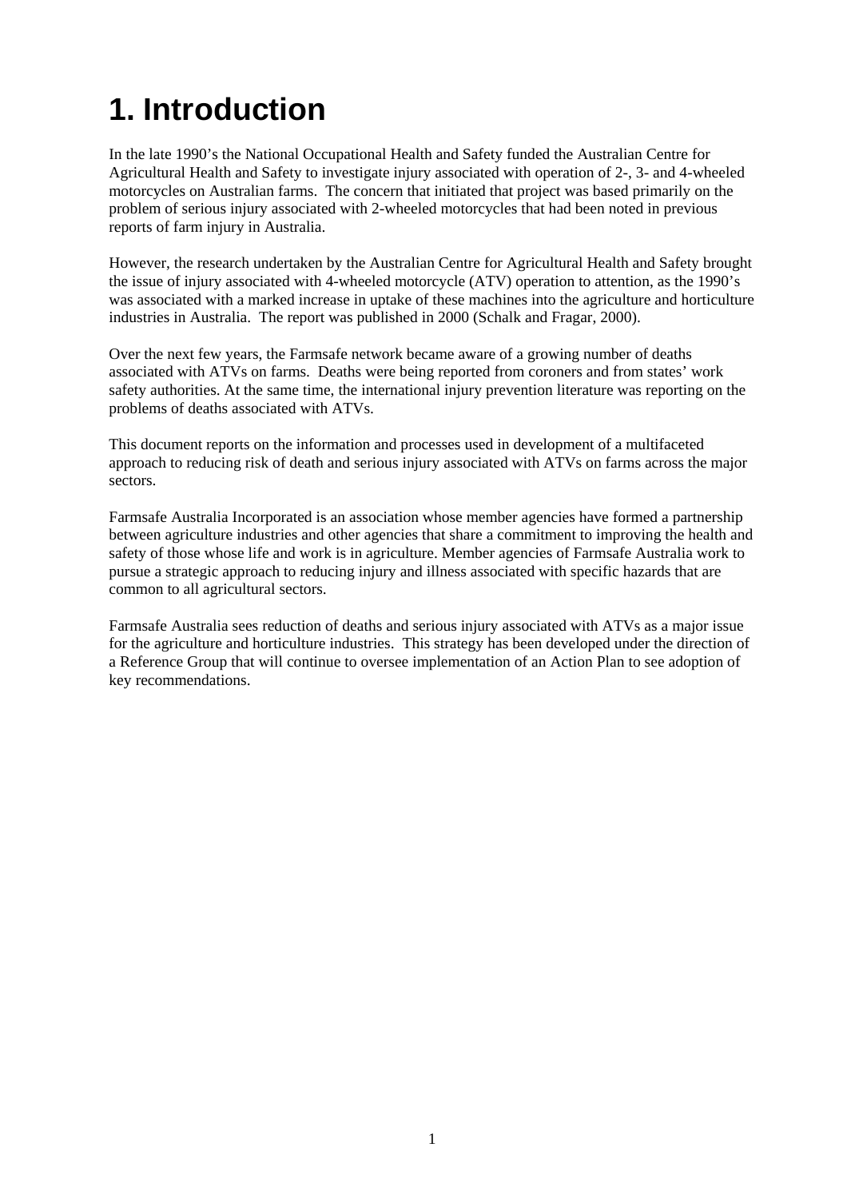# 1. Introduction

In the late 1990's the National Occupational Health and Safety funded the Australian Centre for Agricultural Health and Safety to investigate injury associated with operation of 2-, 3- and 4-wheeled motorcycles on Australian farms. The concern that initiated that project was based primarily on the problem of serious injury associated with 2-wheeled motorcycles that had been noted in previous reports of farm injury in Australia.

However, the research undertaken by the Australian Centre for Agricultural Health and Safety brought the issue of injury associated with 4-wheeled motorcycle (ATV) operation to attention, as the 1990's was associated with a marked increase in uptake of these machines into the agriculture and horticulture industries in Australia. The report was published in 2000 (Schalk and Fragar, 2000).

Over the next few years, the Farmsafe network became aware of a growing number of deaths associated with ATVs on farms. Deaths were being reported from coroners and from states' work safety authorities. At the same time, the international injury prevention literature was reporting on the problems of deaths associated with ATVs.

This document reports on the information and processes used in development of a multifaceted approach to reducing risk of death and serious injury associated with ATVs on farms across the major sectors.

Farmsafe Australia Incorporated is an association whose member agencies have formed a partnership between agriculture industries and other agencies that share a commitment to improving the health and safety of those whose life and work is in agriculture. Member agencies of Farmsafe Australia work to pursue a strategic approach to reducing injury and illness associated with specific hazards that are common to all agricultural sectors.

Farmsafe Australia sees reduction of deaths and serious injury associated with ATVs as a major issue for the agriculture and horticulture industries. This strategy has been developed under the direction of a Reference Group that will continue to oversee implementation of an Action Plan to see adoption of key recommendations.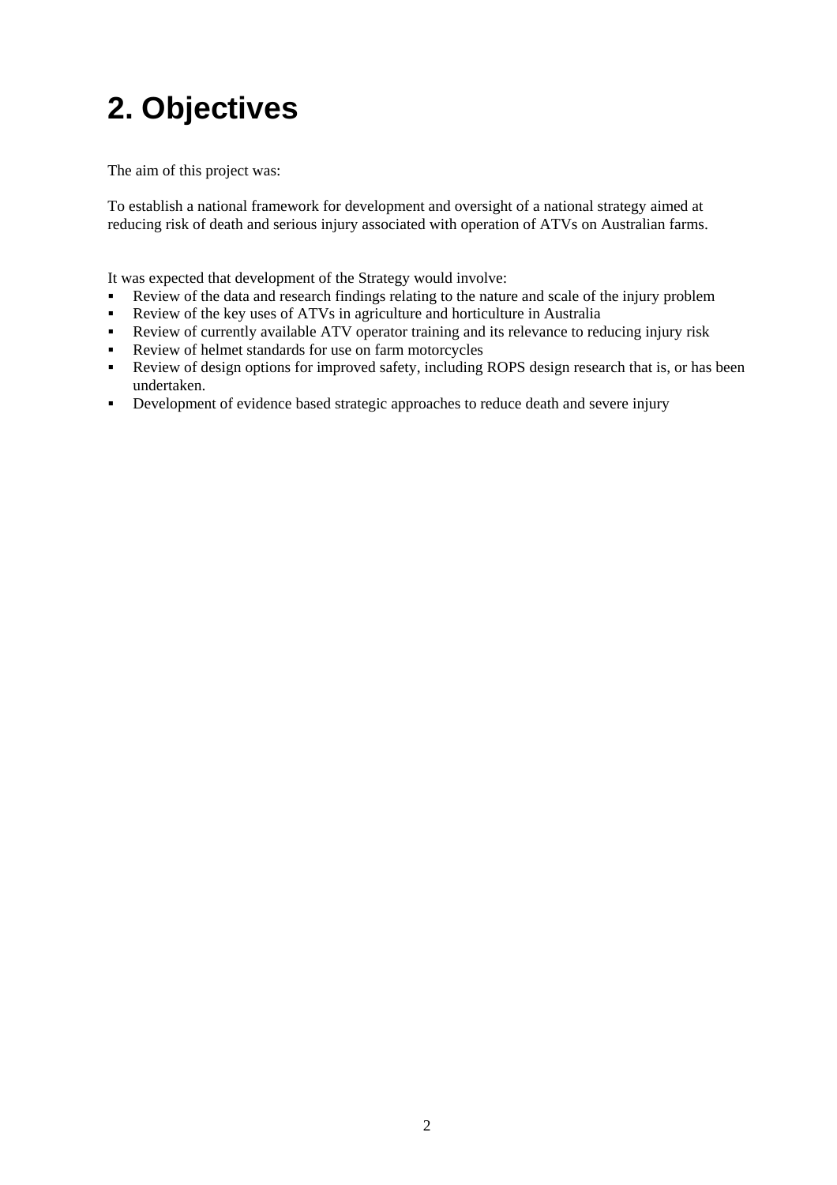# 2. Objectives

The aim of this project was:

To establish a national framework for development and oversight of a national strategy aimed at reducing risk of death and serious injury associated with operation of ATVs on Australian farms.

It was expected that development of the Strategy would involve:

- Review of the data and research findings relating to the nature and scale of the injury problem
- Review of the key uses of ATVs in agriculture and horticulture in Australia
- Review of currently available ATV operator training and its relevance to reducing injury risk
- Review of helmet standards for use on farm motorcycles
- Review of design options for improved safety, including ROPS design research that is, or has been undertaken.
- Development of evidence based strategic approaches to reduce death and severe injury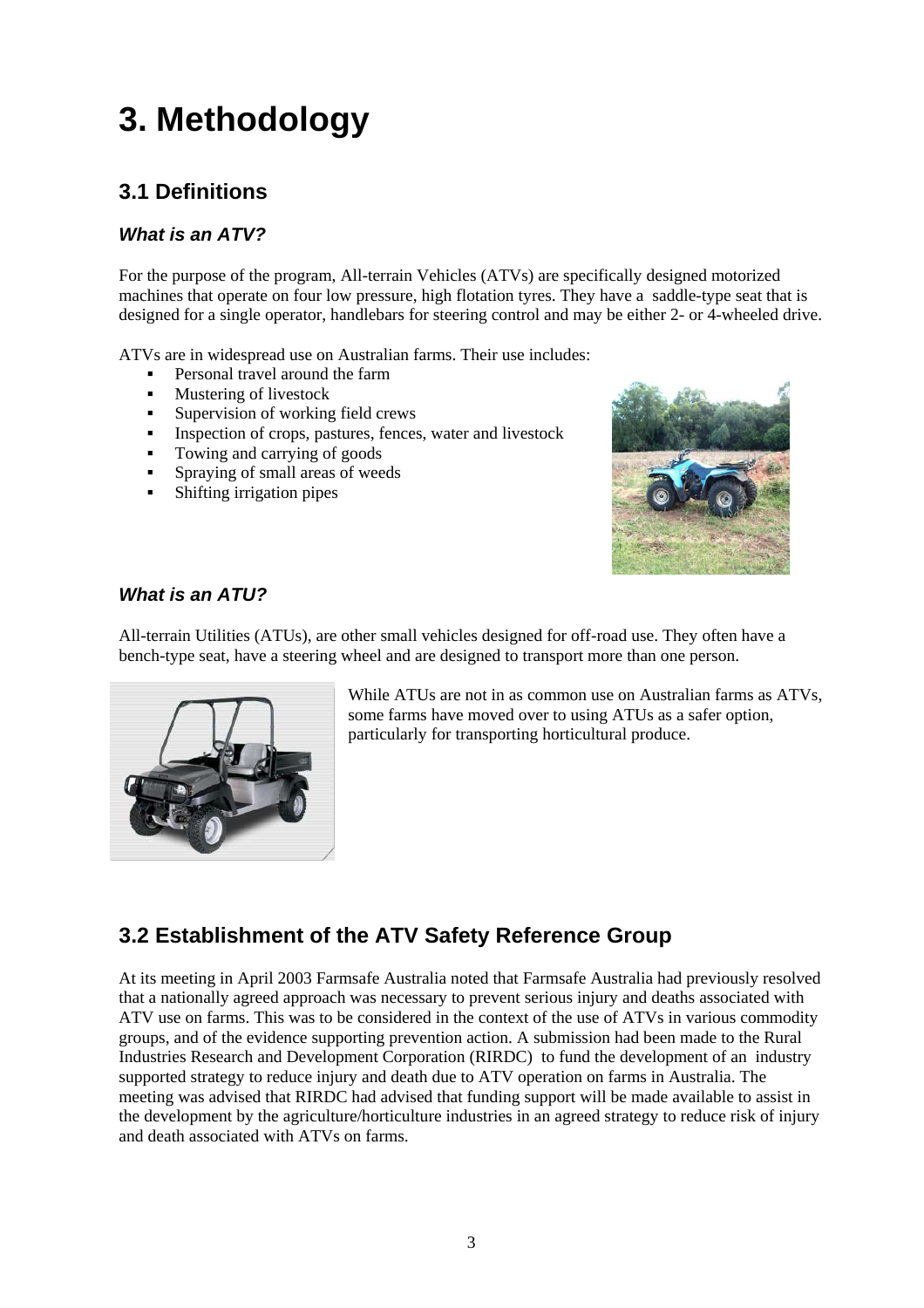# 3. Methodology

## 3.1 Definitions

### *What is an ATV?*

For the purpose of the program, All-terrain Vehicles (ATVs) are specifically designed motorized machines that operate on four low pressure, high flotation tyres. They have a saddle-type seat that is designed for a single operator, handlebars for steering control and may be either 2- or 4-wheeled drive.

ATVs are in widespread use on Australian farms. Their use includes:

- Personal travel around the farm
- Mustering of livestock
- Supervision of working field crews
- Inspection of crops, pastures, fences, water and livestock
- Towing and carrying of goods
- Spraying of small areas of weeds
- Shifting irrigation pipes

### *What is an ATU?*

All-terrain Utilities (ATUs), are other small vehicles designed for off-road use. They often have a bench-type seat, have a steering wheel and are designed to transport more than one person.

While ATUs are not in as common use on Australian farms as ATVs, some farms have moved over to using ATUs as a safer option, particularly for transporting horticultural produce.

## 3.2 Establishment of the ATV Safety Reference Group

At its meeting in April 2003 Farmsafe Australia noted that Farmsafe Australia had previously resolved that a nationally agreed approach was necessary to prevent serious injury and deaths associated with ATV use on farms. This was to be considered in the context of the use of ATVs in various commodity groups, and of the evidence supporting prevention action. A submission had been made to the Rural Industries Research and Development Corporation (RIRDC) to fund the development of an industry supported strategy to reduce injury and death due to ATV operation on farms in Australia. The meeting was advised that RIRDC had advised that funding support will be made available to assist in the development by the agriculture/horticulture industries in an agreed strategy to reduce risk of injury and death associated with ATVs on farms.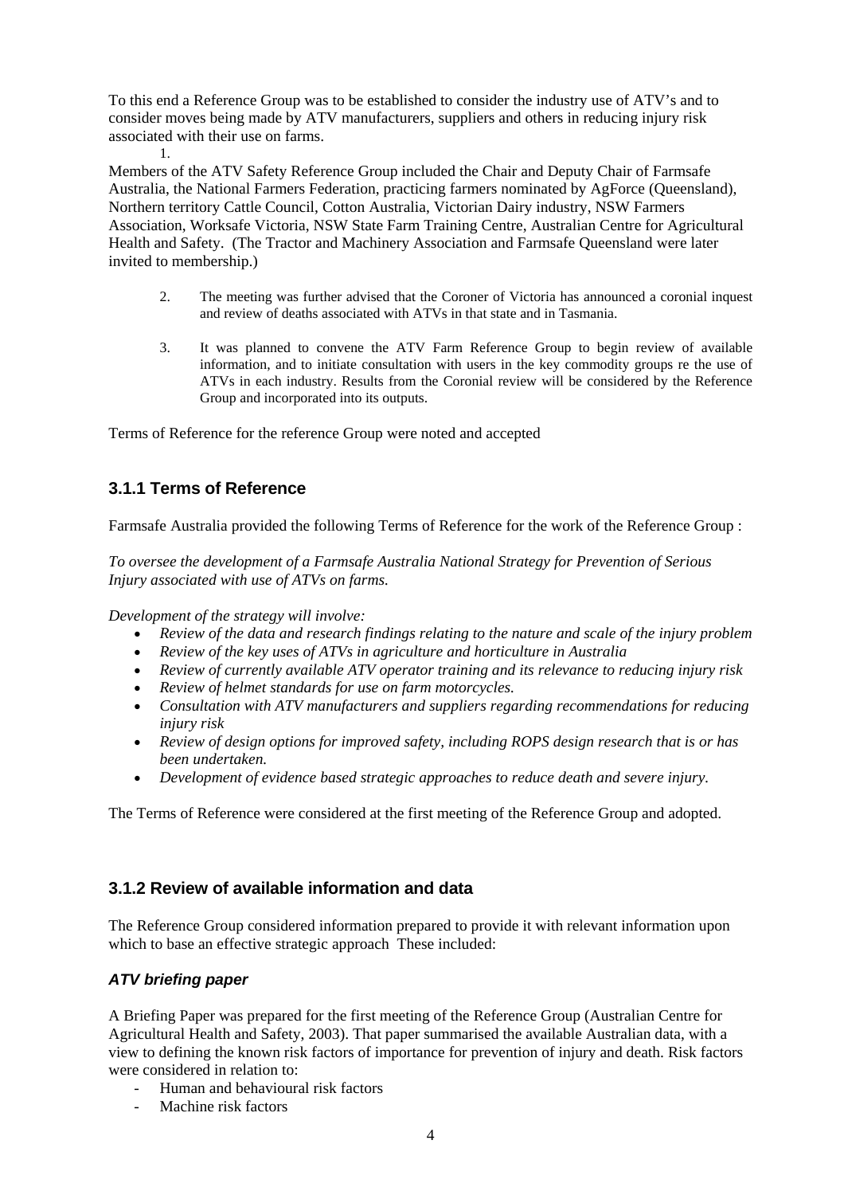To this end a Reference Group was to be established to consider the industry use of ATV's and to consider moves being made by ATV manufacturers, suppliers and others in reducing injury risk associated with their use on farms.

1.

Members of the ATV Safety Reference Group included the Chair and Deputy Chair of Farmsafe Australia, the National Farmers Federation, practicing farmers nominated by AgForce (Queensland), Northern territory Cattle Council, Cotton Australia, Victorian Dairy industry, NSW Farmers Association, Worksafe Victoria, NSW State Farm Training Centre, Australian Centre for Agricultural Health and Safety. (The Tractor and Machinery Association and Farmsafe Queensland were later invited to membership.)

2. The meeting was further advised that the Coroner of Victoria has announced a coronial inquest and review of deaths associated with ATVs in that state and in Tasmania.

3. It was planned to convene the ATV Farm Reference Group to begin review of available information, and to initiate consultation with users in the key commodity groups re the use of ATVs in each industry. Results from the Coronial review will be considered by the Reference Group and incorporated into its outputs.

Terms of Reference for the reference Group were noted and accepted

### 3.1.1 Terms of Reference

Farmsafe Australia provided the following Terms of Reference for the work of the Reference Group :

*To oversee the development of a Farmsafe Australia National Strategy for Prevention of Serious Injury associated with use of ATVs on farms.*

*Development of the strategy will involve:*

- *Review of the data and research findings relating to the nature and scale of the injury problem*
- *Review of the key uses of ATVs in agriculture and horticulture in Australia*
- *Review of currently available ATV operator training and its relevance to reducing injury risk*
- *Review of helmet standards for use on farm motorcycles.*
- *Consultation with ATV manufacturers and suppliers regarding recommendations for reducing injury risk*
- *Review of design options for improved safety, including ROPS design research that is or has been undertaken.*
- *Development of evidence based strategic approaches to reduce death and severe injury.*

The Terms of Reference were considered at the first meeting of the Reference Group and adopted.

### 3.1.2 Review of available information and data

The Reference Group considered information prepared to provide it with relevant information upon which to base an effective strategic approach These included:

#### *ATV briefing paper*

A Briefing Paper was prepared for the first meeting of the Reference Group (Australian Centre for Agricultural Health and Safety, 2003). That paper summarised the available Australian data, with a view to defining the known risk factors of importance for prevention of injury and death. Risk factors were considered in relation to:

- Human and behavioural risk factors
- Machine risk factors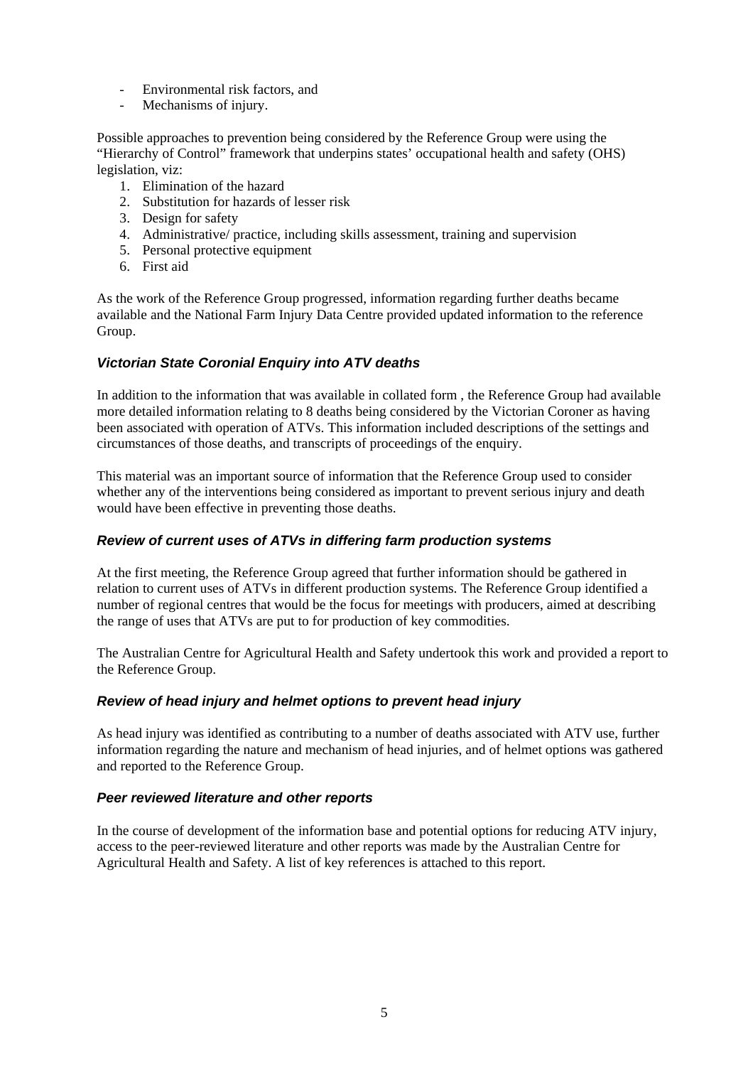- Environmental risk factors, and
- Mechanisms of injury.

Possible approaches to prevention being considered by the Reference Group were using the "Hierarchy of Control" framework that underpins states' occupational health and safety (OHS) legislation, viz:

1. Elimination of the hazard
2. Substitution for hazards of lesser risk
3. Design for safety
4. Administrative/ practice, including skills assessment, training and supervision
5. Personal protective equipment
6. First aid

As the work of the Reference Group progressed, information regarding further deaths became available and the National Farm Injury Data Centre provided updated information to the reference Group.

### *Victorian State Coronial Enquiry into ATV deaths*

In addition to the information that was available in collated form , the Reference Group had available more detailed information relating to 8 deaths being considered by the Victorian Coroner as having been associated with operation of ATVs. This information included descriptions of the settings and circumstances of those deaths, and transcripts of proceedings of the enquiry.

This material was an important source of information that the Reference Group used to consider whether any of the interventions being considered as important to prevent serious injury and death would have been effective in preventing those deaths.

### *Review of current uses of ATVs in differing farm production systems*

At the first meeting, the Reference Group agreed that further information should be gathered in relation to current uses of ATVs in different production systems. The Reference Group identified a number of regional centres that would be the focus for meetings with producers, aimed at describing the range of uses that ATVs are put to for production of key commodities.

The Australian Centre for Agricultural Health and Safety undertook this work and provided a report to the Reference Group.

### *Review of head injury and helmet options to prevent head injury*

As head injury was identified as contributing to a number of deaths associated with ATV use, further information regarding the nature and mechanism of head injuries, and of helmet options was gathered and reported to the Reference Group.

### *Peer reviewed literature and other reports*

In the course of development of the information base and potential options for reducing ATV injury, access to the peer-reviewed literature and other reports was made by the Australian Centre for Agricultural Health and Safety. A list of key references is attached to this report.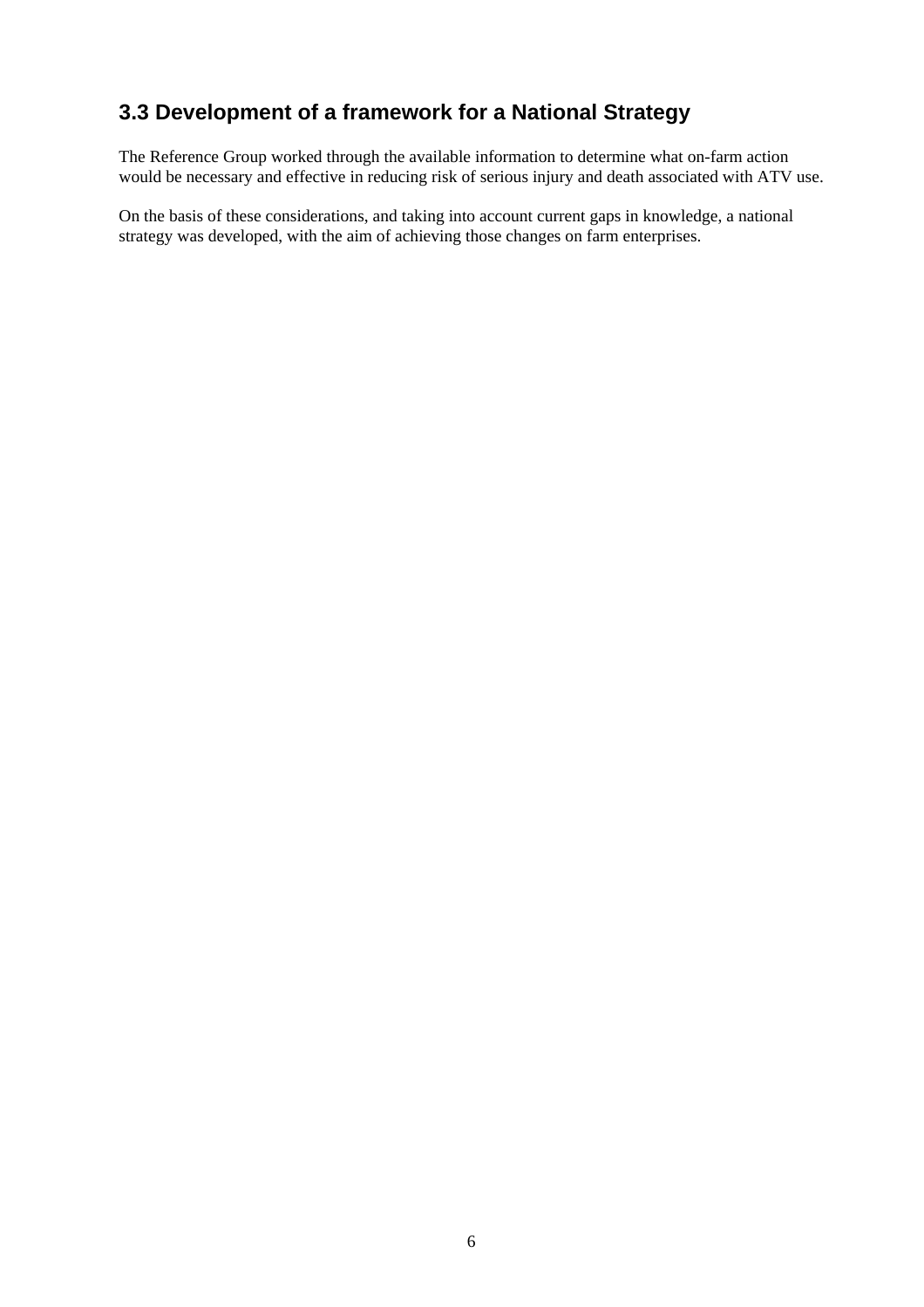## 3.3 Development of a framework for a National Strategy

The Reference Group worked through the available information to determine what on-farm action would be necessary and effective in reducing risk of serious injury and death associated with ATV use.

On the basis of these considerations, and taking into account current gaps in knowledge, a national strategy was developed, with the aim of achieving those changes on farm enterprises.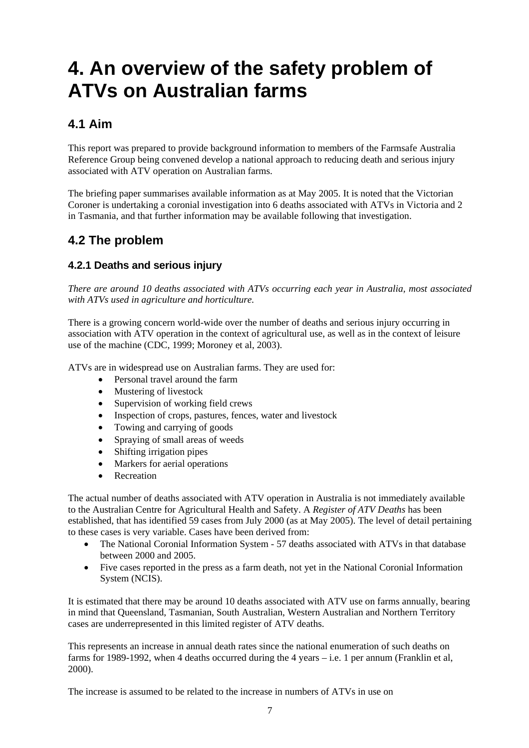# 4. An overview of the safety problem of ATVs on Australian farms

## 4.1 Aim

This report was prepared to provide background information to members of the Farmsafe Australia Reference Group being convened develop a national approach to reducing death and serious injury associated with ATV operation on Australian farms.

The briefing paper summarises available information as at May 2005. It is noted that the Victorian Coroner is undertaking a coronial investigation into 6 deaths associated with ATVs in Victoria and 2 in Tasmania, and that further information may be available following that investigation.

## 4.2 The problem

### 4.2.1 Deaths and serious injury

*There are around 10 deaths associated with ATVs occurring each year in Australia, most associated with ATVs used in agriculture and horticulture.*

There is a growing concern world-wide over the number of deaths and serious injury occurring in association with ATV operation in the context of agricultural use, as well as in the context of leisure use of the machine (CDC, 1999; Moroney et al, 2003).

ATVs are in widespread use on Australian farms. They are used for:

- Personal travel around the farm
- Mustering of livestock
- Supervision of working field crews
- Inspection of crops, pastures, fences, water and livestock
- Towing and carrying of goods
- Spraying of small areas of weeds
- Shifting irrigation pipes
- Markers for aerial operations
- Recreation

The actual number of deaths associated with ATV operation in Australia is not immediately available to the Australian Centre for Agricultural Health and Safety. A *Register of ATV Deaths* has been established, that has identified 59 cases from July 2000 (as at May 2005). The level of detail pertaining to these cases is very variable. Cases have been derived from:

- The National Coronial Information System - 57 deaths associated with ATVs in that database between 2000 and 2005.
- Five cases reported in the press as a farm death, not yet in the National Coronial Information System (NCIS).

It is estimated that there may be around 10 deaths associated with ATV use on farms annually, bearing in mind that Queensland, Tasmanian, South Australian, Western Australian and Northern Territory cases are underrepresented in this limited register of ATV deaths.

This represents an increase in annual death rates since the national enumeration of such deaths on farms for 1989-1992, when 4 deaths occurred during the 4 years – i.e. 1 per annum (Franklin et al, 2000).

The increase is assumed to be related to the increase in numbers of ATVs in use on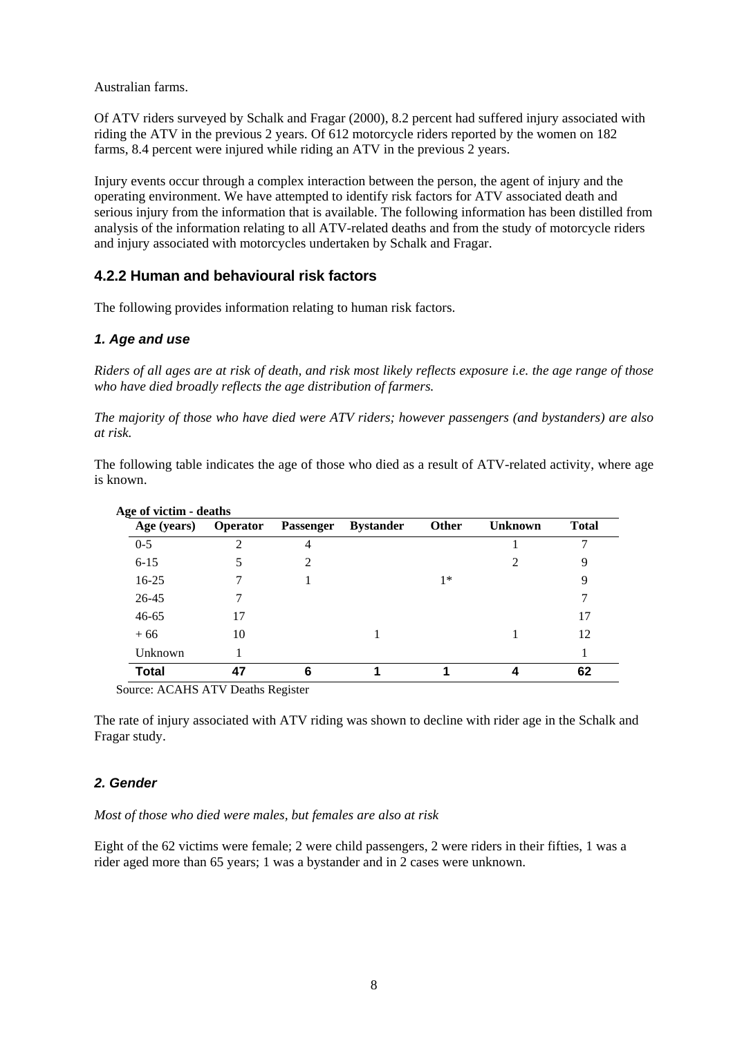Australian farms.

Of ATV riders surveyed by Schalk and Fragar (2000), 8.2 percent had suffered injury associated with riding the ATV in the previous 2 years. Of 612 motorcycle riders reported by the women on 182 farms, 8.4 percent were injured while riding an ATV in the previous 2 years.

Injury events occur through a complex interaction between the person, the agent of injury and the operating environment. We have attempted to identify risk factors for ATV associated death and serious injury from the information that is available. The following information has been distilled from analysis of the information relating to all ATV-related deaths and from the study of motorcycle riders and injury associated with motorcycles undertaken by Schalk and Fragar.

### 4.2.2 Human and behavioural risk factors

The following provides information relating to human risk factors.

#### *1. Age and use*

*Riders of all ages are at risk of death, and risk most likely reflects exposure i.e. the age range of those who have died broadly reflects the age distribution of farmers.*

*The majority of those who have died were ATV riders; however passengers (and bystanders) are also at risk.*

The following table indicates the age of those who died as a result of ATV-related activity, where age is known.

**Age of victim - deaths**

| Age (years) | Operator | Passenger | Bystander | Other | Unknown | Total |
|---|---|---|---|---|---|---|
| 0-5 | 2 | 4 | | | 1 | 7 |
| 6-15 | 5 | 2 | | | 2 | 9 |
| 16-25 | 7 | 1 | | 1* | | 9 |
| 26-45 | 7 | | | | | 7 |
| 46-65 | 17 | | | | | 17 |
| + 66 | 10 | | 1 | | 1 | 12 |
| Unknown | 1 | | | | | 1 |
| **Total** | **47** | **6** | **1** | **1** | **4** | **62** |

Source: ACAHS ATV Deaths Register

The rate of injury associated with ATV riding was shown to decline with rider age in the Schalk and Fragar study.

#### *2. Gender*

*Most of those who died were males, but females are also at risk*

Eight of the 62 victims were female; 2 were child passengers, 2 were riders in their fifties, 1 was a rider aged more than 65 years; 1 was a bystander and in 2 cases were unknown.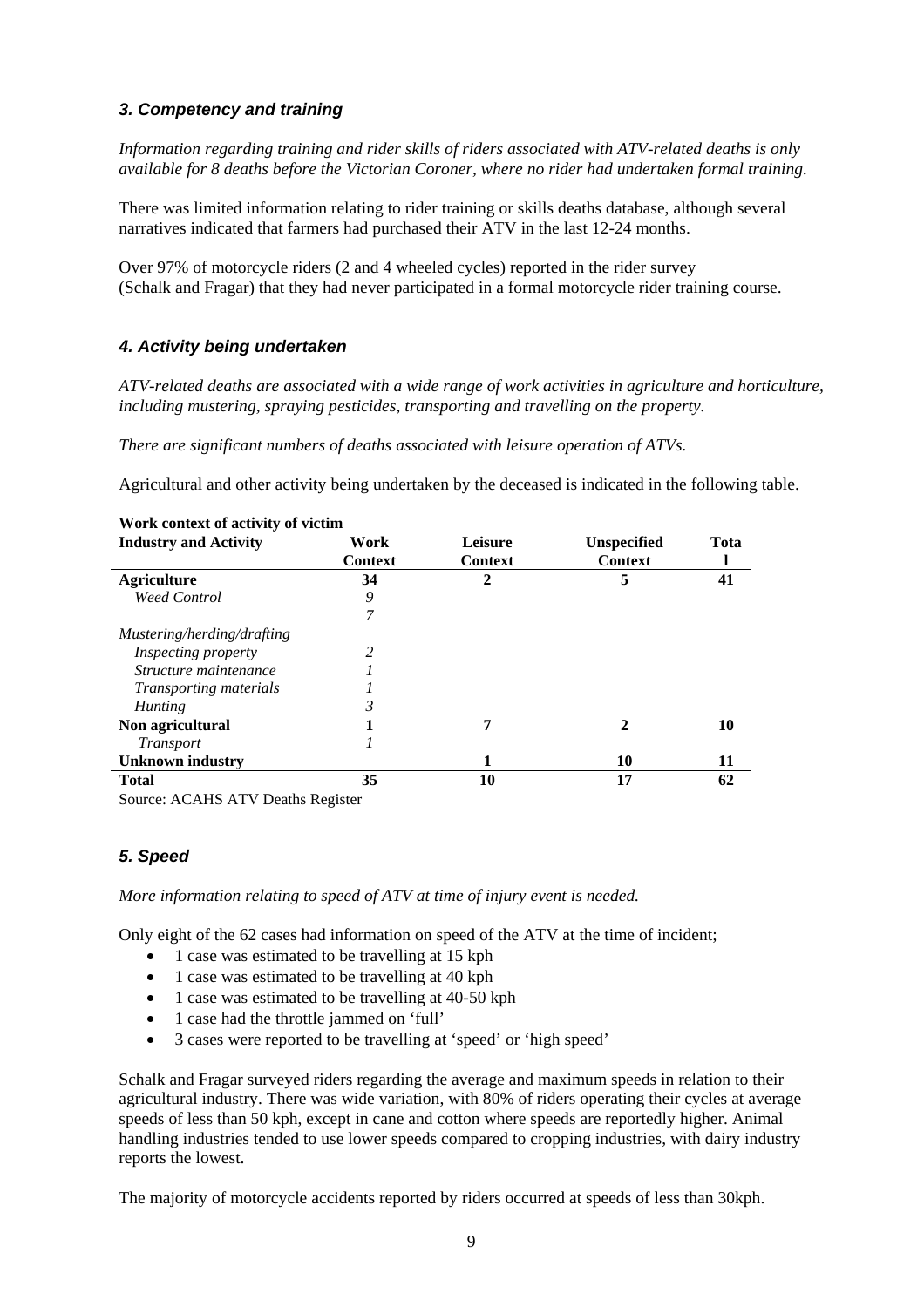### *3. Competency and training*

*Information regarding training and rider skills of riders associated with ATV-related deaths is only available for 8 deaths before the Victorian Coroner, where no rider had undertaken formal training.*

There was limited information relating to rider training or skills deaths database, although several narratives indicated that farmers had purchased their ATV in the last 12-24 months.

Over 97% of motorcycle riders (2 and 4 wheeled cycles) reported in the rider survey (Schalk and Fragar) that they had never participated in a formal motorcycle rider training course.

### *4. Activity being undertaken*

*ATV-related deaths are associated with a wide range of work activities in agriculture and horticulture, including mustering, spraying pesticides, transporting and travelling on the property.*

*There are significant numbers of deaths associated with leisure operation of ATVs.*

Agricultural and other activity being undertaken by the deceased is indicated in the following table.

**Work context of activity of victim**

| Industry and Activity | Work Context | Leisure Context | Unspecified Context | Total |
|---|---|---|---|---|
| **Agriculture** | **34** | **2** | **5** | **41** |
| *Weed Control* | *9* | | | |
| | *7* | | | |
| *Mustering/herding/drafting* | | | | |
| *Inspecting property* | *2* | | | |
| *Structure maintenance* | *1* | | | |
| *Transporting materials* | *1* | | | |
| *Hunting* | *3* | | | |
| **Non agricultural** | **1** | **7** | **2** | **10** |
| *Transport* | *1* | | | |
| **Unknown industry** | | **1** | **10** | **11** |
| **Total** | **35** | **10** | **17** | **62** |

Source: ACAHS ATV Deaths Register

### *5. Speed*

*More information relating to speed of ATV at time of injury event is needed.*

Only eight of the 62 cases had information on speed of the ATV at the time of incident;

- 1 case was estimated to be travelling at 15 kph
- 1 case was estimated to be travelling at 40 kph
- 1 case was estimated to be travelling at 40-50 kph
- 1 case had the throttle jammed on 'full'
- 3 cases were reported to be travelling at 'speed' or 'high speed'

Schalk and Fragar surveyed riders regarding the average and maximum speeds in relation to their agricultural industry. There was wide variation, with 80% of riders operating their cycles at average speeds of less than 50 kph, except in cane and cotton where speeds are reportedly higher. Animal handling industries tended to use lower speeds compared to cropping industries, with dairy industry reports the lowest.

The majority of motorcycle accidents reported by riders occurred at speeds of less than 30kph.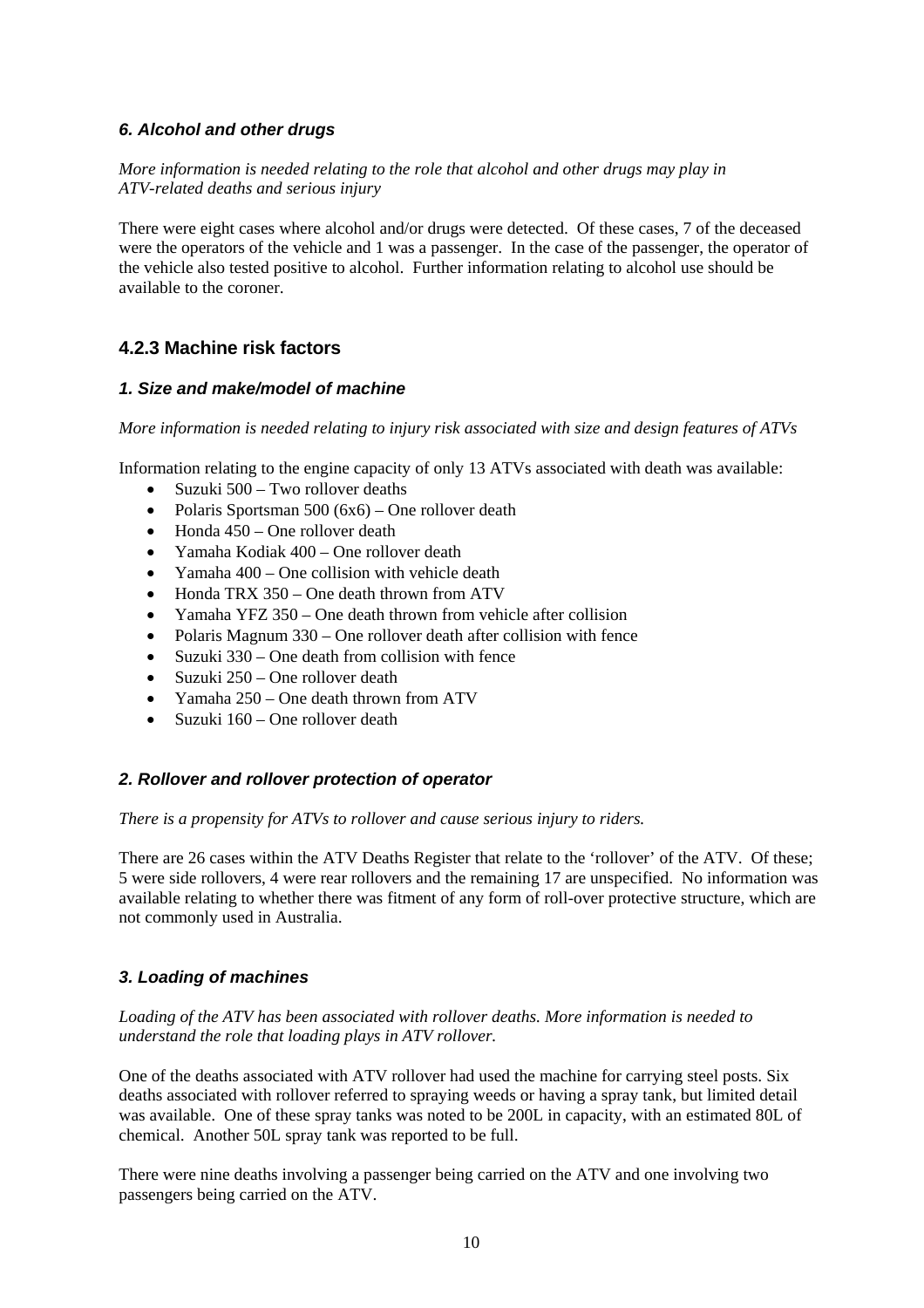### *6. Alcohol and other drugs*

*More information is needed relating to the role that alcohol and other drugs may play in ATV-related deaths and serious injury*

There were eight cases where alcohol and/or drugs were detected. Of these cases, 7 of the deceased were the operators of the vehicle and 1 was a passenger. In the case of the passenger, the operator of the vehicle also tested positive to alcohol. Further information relating to alcohol use should be available to the coroner.

## 4.2.3 Machine risk factors

### *1. Size and make/model of machine*

*More information is needed relating to injury risk associated with size and design features of ATVs*

Information relating to the engine capacity of only 13 ATVs associated with death was available:

- Suzuki 500 – Two rollover deaths
- Polaris Sportsman 500 (6x6) – One rollover death
- Honda 450 – One rollover death
- Yamaha Kodiak 400 – One rollover death
- Yamaha 400 – One collision with vehicle death
- Honda TRX 350 – One death thrown from ATV
- Yamaha YFZ 350 – One death thrown from vehicle after collision
- Polaris Magnum 330 – One rollover death after collision with fence
- Suzuki 330 – One death from collision with fence
- Suzuki 250 – One rollover death
- Yamaha 250 – One death thrown from ATV
- Suzuki 160 – One rollover death

### *2. Rollover and rollover protection of operator*

*There is a propensity for ATVs to rollover and cause serious injury to riders.*

There are 26 cases within the ATV Deaths Register that relate to the 'rollover' of the ATV. Of these; 5 were side rollovers, 4 were rear rollovers and the remaining 17 are unspecified. No information was available relating to whether there was fitment of any form of roll-over protective structure, which are not commonly used in Australia.

### *3. Loading of machines*

*Loading of the ATV has been associated with rollover deaths. More information is needed to understand the role that loading plays in ATV rollover.*

One of the deaths associated with ATV rollover had used the machine for carrying steel posts. Six deaths associated with rollover referred to spraying weeds or having a spray tank, but limited detail was available. One of these spray tanks was noted to be 200L in capacity, with an estimated 80L of chemical. Another 50L spray tank was reported to be full.

There were nine deaths involving a passenger being carried on the ATV and one involving two passengers being carried on the ATV.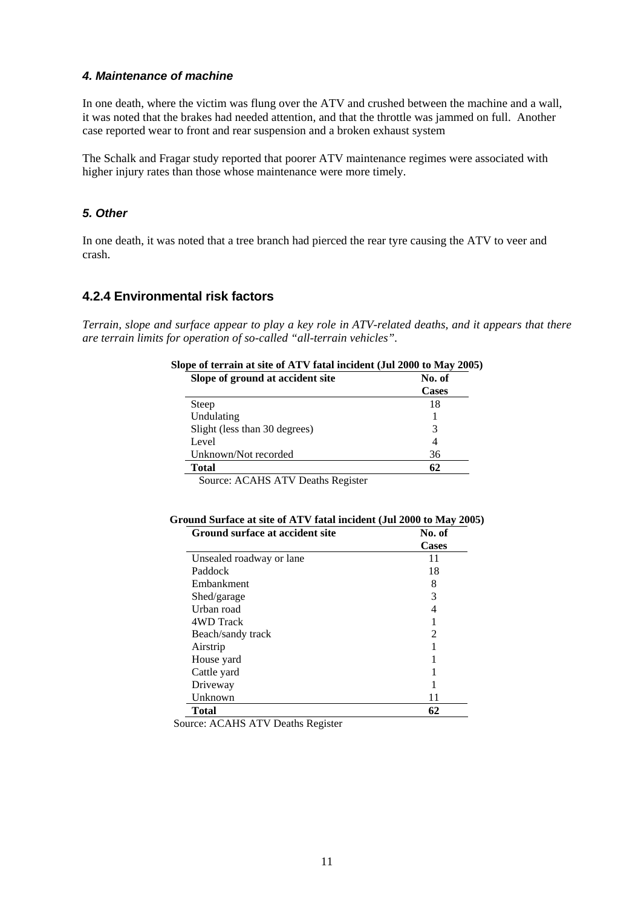#### *4. Maintenance of machine*

In one death, where the victim was flung over the ATV and crushed between the machine and a wall, it was noted that the brakes had needed attention, and that the throttle was jammed on full. Another case reported wear to front and rear suspension and a broken exhaust system

The Schalk and Fragar study reported that poorer ATV maintenance regimes were associated with higher injury rates than those whose maintenance were more timely.

#### *5. Other*

In one death, it was noted that a tree branch had pierced the rear tyre causing the ATV to veer and crash.

### 4.2.4 Environmental risk factors

*Terrain, slope and surface appear to play a key role in ATV-related deaths, and it appears that there are terrain limits for operation of so-called "all-terrain vehicles".*

**Slope of terrain at site of ATV fatal incident (Jul 2000 to May 2005)**

| Slope of ground at accident site | No. of Cases |
|---|---|
| Steep | 18 |
| Undulating | 1 |
| Slight (less than 30 degrees) | 3 |
| Level | 4 |
| Unknown/Not recorded | 36 |
| **Total** | **62** |

Source: ACAHS ATV Deaths Register

**Ground Surface at site of ATV fatal incident (Jul 2000 to May 2005)**

| Ground surface at accident site | No. of Cases |
|---|---|
| Unsealed roadway or lane | 11 |
| Paddock | 18 |
| Embankment | 8 |
| Shed/garage | 3 |
| Urban road | 4 |
| 4WD Track | 1 |
| Beach/sandy track | 2 |
| Airstrip | 1 |
| House yard | 1 |
| Cattle yard | 1 |
| Driveway | 1 |
| Unknown | 11 |
| **Total** | **62** |

Source: ACAHS ATV Deaths Register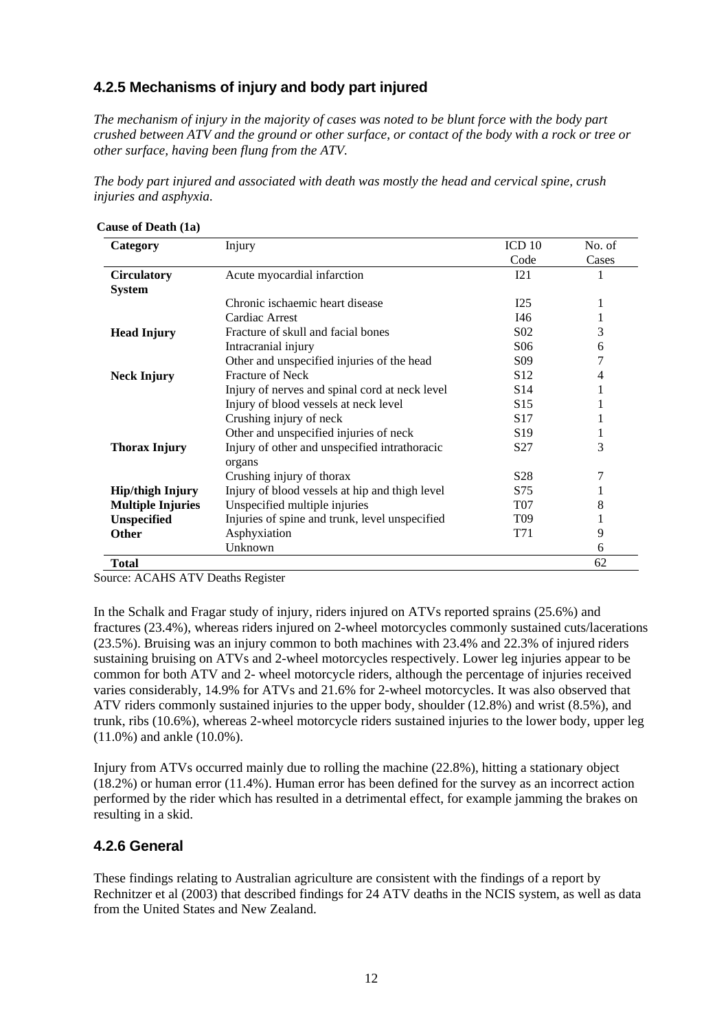### 4.2.5 Mechanisms of injury and body part injured

*The mechanism of injury in the majority of cases was noted to be blunt force with the body part crushed between ATV and the ground or other surface, or contact of the body with a rock or tree or other surface, having been flung from the ATV.*

*The body part injured and associated with death was mostly the head and cervical spine, crush injuries and asphyxia.*

**Cause of Death (1a)**

| Category | Injury | ICD 10 Code | No. of Cases |
|---|---|---|---|
| **Circulatory System** | Acute myocardial infarction | I21 | 1 |
| | Chronic ischaemic heart disease | I25 | 1 |
| | Cardiac Arrest | I46 | 1 |
| **Head Injury** | Fracture of skull and facial bones | S02 | 3 |
| | Intracranial injury | S06 | 6 |
| | Other and unspecified injuries of the head | S09 | 7 |
| **Neck Injury** | Fracture of Neck | S12 | 4 |
| | Injury of nerves and spinal cord at neck level | S14 | 1 |
| | Injury of blood vessels at neck level | S15 | 1 |
| | Crushing injury of neck | S17 | 1 |
| | Other and unspecified injuries of neck | S19 | 1 |
| **Thorax Injury** | Injury of other and unspecified intrathoracic organs | S27 | 3 |
| | Crushing injury of thorax | S28 | 7 |
| **Hip/thigh Injury** | Injury of blood vessels at hip and thigh level | S75 | 1 |
| **Multiple Injuries** | Unspecified multiple injuries | T07 | 8 |
| **Unspecified** | Injuries of spine and trunk, level unspecified | T09 | 1 |
| **Other** | Asphyxiation | T71 | 9 |
| | Unknown | | 6 |
| **Total** | | | 62 |

Source: ACAHS ATV Deaths Register

In the Schalk and Fragar study of injury, riders injured on ATVs reported sprains (25.6%) and fractures (23.4%), whereas riders injured on 2-wheel motorcycles commonly sustained cuts/lacerations (23.5%). Bruising was an injury common to both machines with 23.4% and 22.3% of injured riders sustaining bruising on ATVs and 2-wheel motorcycles respectively. Lower leg injuries appear to be common for both ATV and 2- wheel motorcycle riders, although the percentage of injuries received varies considerably, 14.9% for ATVs and 21.6% for 2-wheel motorcycles. It was also observed that ATV riders commonly sustained injuries to the upper body, shoulder (12.8%) and wrist (8.5%), and trunk, ribs (10.6%), whereas 2-wheel motorcycle riders sustained injuries to the lower body, upper leg (11.0%) and ankle (10.0%).

Injury from ATVs occurred mainly due to rolling the machine (22.8%), hitting a stationary object (18.2%) or human error (11.4%). Human error has been defined for the survey as an incorrect action performed by the rider which has resulted in a detrimental effect, for example jamming the brakes on resulting in a skid.

### 4.2.6 General

These findings relating to Australian agriculture are consistent with the findings of a report by Rechnitzer et al (2003) that described findings for 24 ATV deaths in the NCIS system, as well as data from the United States and New Zealand.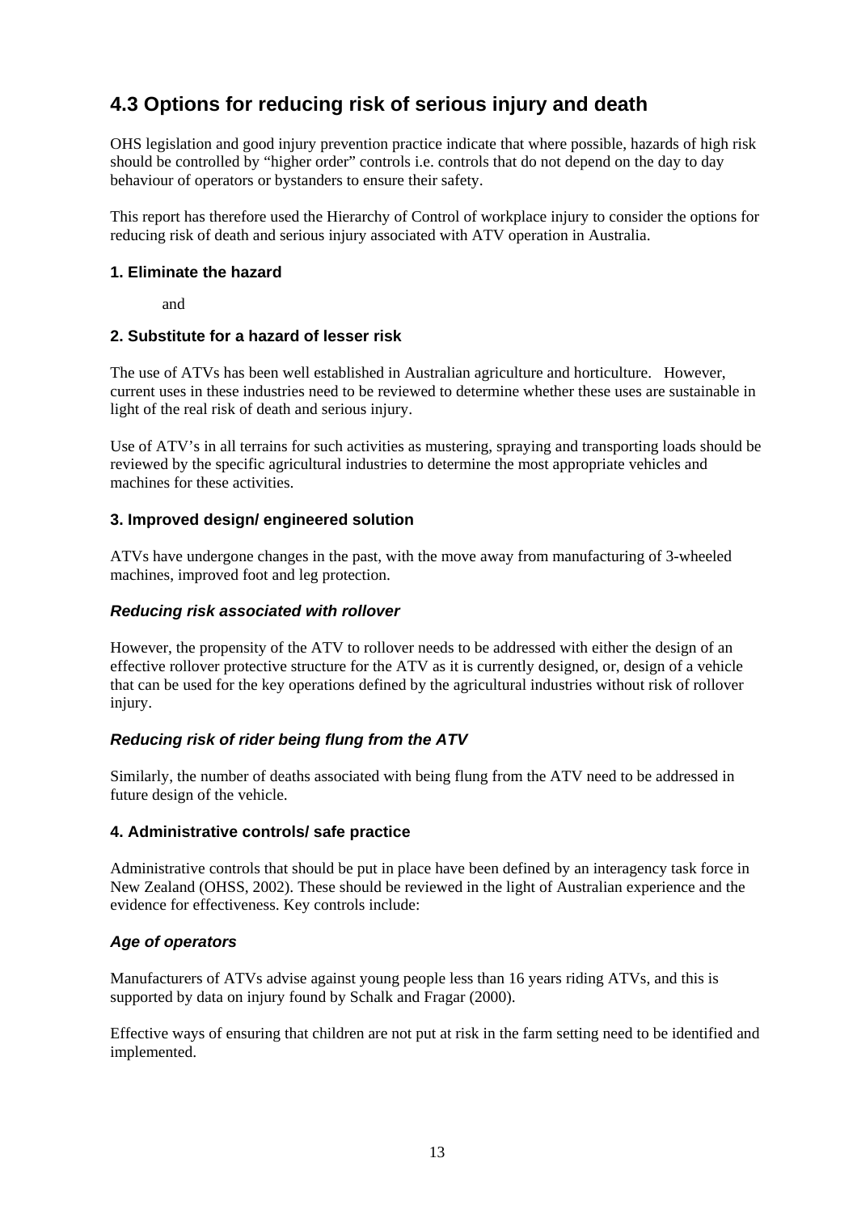## 4.3 Options for reducing risk of serious injury and death

OHS legislation and good injury prevention practice indicate that where possible, hazards of high risk should be controlled by "higher order" controls i.e. controls that do not depend on the day to day behaviour of operators or bystanders to ensure their safety.

This report has therefore used the Hierarchy of Control of workplace injury to consider the options for reducing risk of death and serious injury associated with ATV operation in Australia.

### 1. Eliminate the hazard

and

### 2. Substitute for a hazard of lesser risk

The use of ATVs has been well established in Australian agriculture and horticulture. However, current uses in these industries need to be reviewed to determine whether these uses are sustainable in light of the real risk of death and serious injury.

Use of ATV's in all terrains for such activities as mustering, spraying and transporting loads should be reviewed by the specific agricultural industries to determine the most appropriate vehicles and machines for these activities.

### 3. Improved design/ engineered solution

ATVs have undergone changes in the past, with the move away from manufacturing of 3-wheeled machines, improved foot and leg protection.

#### *Reducing risk associated with rollover*

However, the propensity of the ATV to rollover needs to be addressed with either the design of an effective rollover protective structure for the ATV as it is currently designed, or, design of a vehicle that can be used for the key operations defined by the agricultural industries without risk of rollover injury.

#### *Reducing risk of rider being flung from the ATV*

Similarly, the number of deaths associated with being flung from the ATV need to be addressed in future design of the vehicle.

### 4. Administrative controls/ safe practice

Administrative controls that should be put in place have been defined by an interagency task force in New Zealand (OHSS, 2002). These should be reviewed in the light of Australian experience and the evidence for effectiveness. Key controls include:

#### *Age of operators*

Manufacturers of ATVs advise against young people less than 16 years riding ATVs, and this is supported by data on injury found by Schalk and Fragar (2000).

Effective ways of ensuring that children are not put at risk in the farm setting need to be identified and implemented.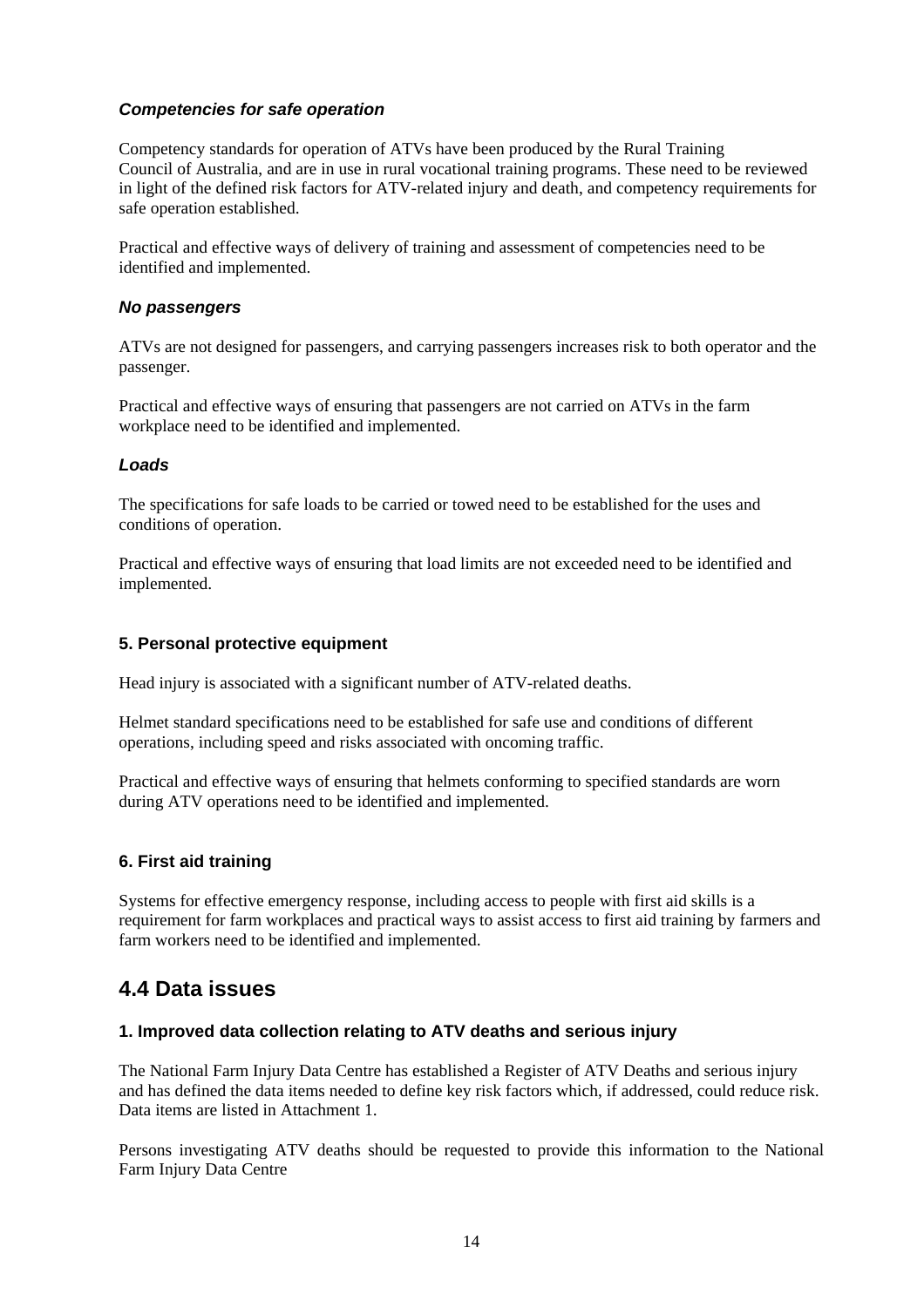#### *Competencies for safe operation*

Competency standards for operation of ATVs have been produced by the Rural Training Council of Australia, and are in use in rural vocational training programs. These need to be reviewed in light of the defined risk factors for ATV-related injury and death, and competency requirements for safe operation established.

Practical and effective ways of delivery of training and assessment of competencies need to be identified and implemented.

#### *No passengers*

ATVs are not designed for passengers, and carrying passengers increases risk to both operator and the passenger.

Practical and effective ways of ensuring that passengers are not carried on ATVs in the farm workplace need to be identified and implemented.

#### *Loads*

The specifications for safe loads to be carried or towed need to be established for the uses and conditions of operation.

Practical and effective ways of ensuring that load limits are not exceeded need to be identified and implemented.

### 5. Personal protective equipment

Head injury is associated with a significant number of ATV-related deaths.

Helmet standard specifications need to be established for safe use and conditions of different operations, including speed and risks associated with oncoming traffic.

Practical and effective ways of ensuring that helmets conforming to specified standards are worn during ATV operations need to be identified and implemented.

### 6. First aid training

Systems for effective emergency response, including access to people with first aid skills is a requirement for farm workplaces and practical ways to assist access to first aid training by farmers and farm workers need to be identified and implemented.

## 4.4 Data issues

### 1. Improved data collection relating to ATV deaths and serious injury

The National Farm Injury Data Centre has established a Register of ATV Deaths and serious injury and has defined the data items needed to define key risk factors which, if addressed, could reduce risk. Data items are listed in Attachment 1.

Persons investigating ATV deaths should be requested to provide this information to the National Farm Injury Data Centre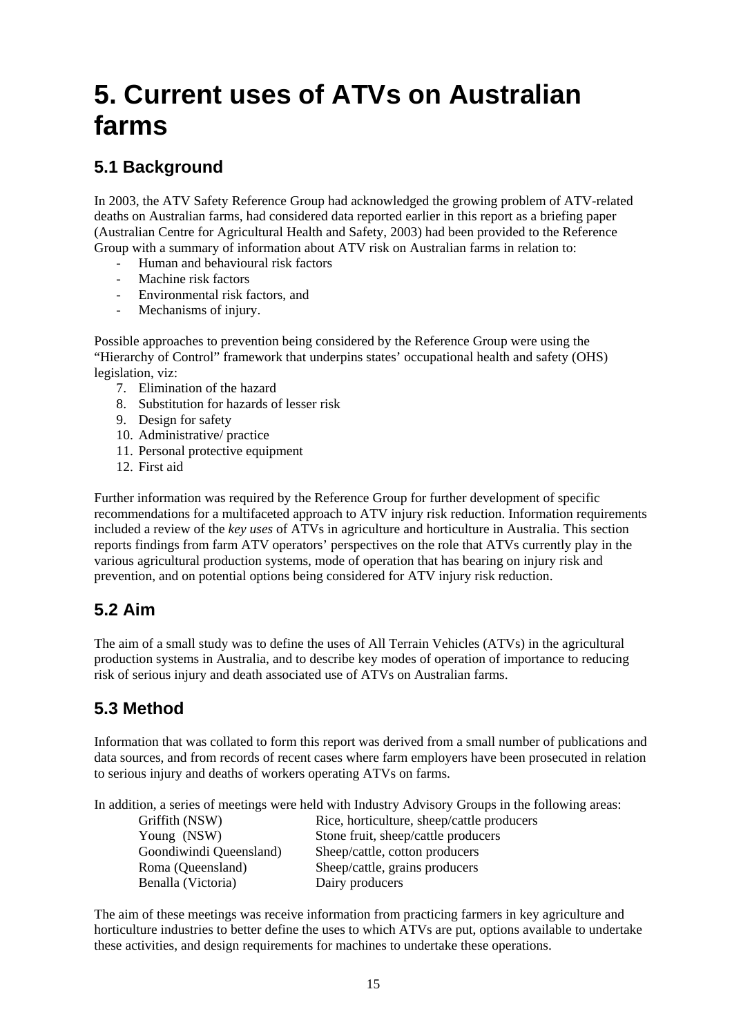# 5. Current uses of ATVs on Australian farms

## 5.1 Background

In 2003, the ATV Safety Reference Group had acknowledged the growing problem of ATV-related deaths on Australian farms, had considered data reported earlier in this report as a briefing paper (Australian Centre for Agricultural Health and Safety, 2003) had been provided to the Reference Group with a summary of information about ATV risk on Australian farms in relation to:

- Human and behavioural risk factors
- Machine risk factors
- Environmental risk factors, and
- Mechanisms of injury.

Possible approaches to prevention being considered by the Reference Group were using the "Hierarchy of Control" framework that underpins states' occupational health and safety (OHS) legislation, viz:

7. Elimination of the hazard
8. Substitution for hazards of lesser risk
9. Design for safety
10. Administrative/ practice
11. Personal protective equipment
12. First aid

Further information was required by the Reference Group for further development of specific recommendations for a multifaceted approach to ATV injury risk reduction. Information requirements included a review of the *key uses* of ATVs in agriculture and horticulture in Australia. This section reports findings from farm ATV operators' perspectives on the role that ATVs currently play in the various agricultural production systems, mode of operation that has bearing on injury risk and prevention, and on potential options being considered for ATV injury risk reduction.

## 5.2 Aim

The aim of a small study was to define the uses of All Terrain Vehicles (ATVs) in the agricultural production systems in Australia, and to describe key modes of operation of importance to reducing risk of serious injury and death associated use of ATVs on Australian farms.

## 5.3 Method

Information that was collated to form this report was derived from a small number of publications and data sources, and from records of recent cases where farm employers have been prosecuted in relation to serious injury and deaths of workers operating ATVs on farms.

In addition, a series of meetings were held with Industry Advisory Groups in the following areas:

| | |
|---|---|
| Griffith (NSW) | Rice, horticulture, sheep/cattle producers |
| Young (NSW) | Stone fruit, sheep/cattle producers |
| Goondiwindi Queensland) | Sheep/cattle, cotton producers |
| Roma (Queensland) | Sheep/cattle, grains producers |
| Benalla (Victoria) | Dairy producers |

The aim of these meetings was receive information from practicing farmers in key agriculture and horticulture industries to better define the uses to which ATVs are put, options available to undertake these activities, and design requirements for machines to undertake these operations.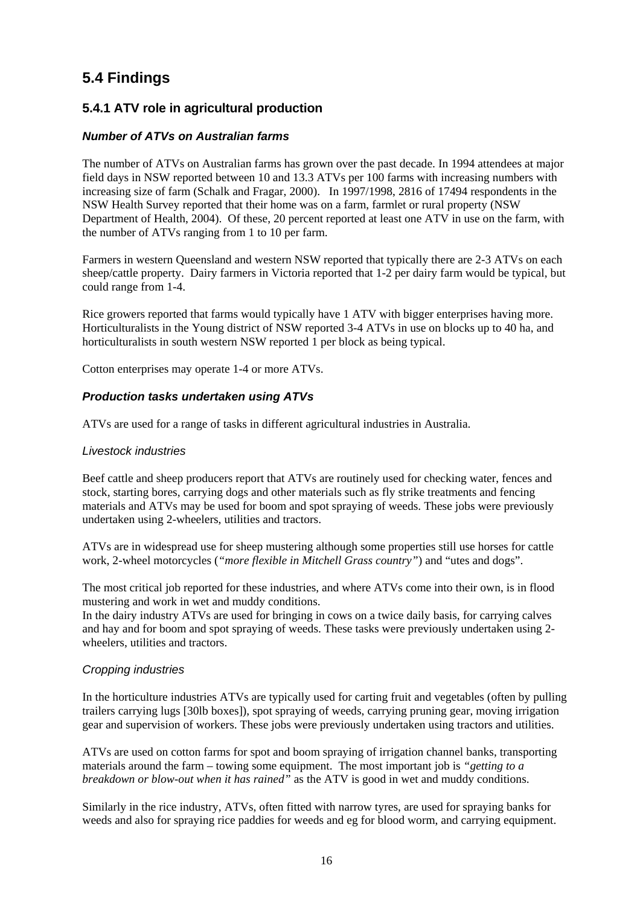# 5.4 Findings

## 5.4.1 ATV role in agricultural production

### *Number of ATVs on Australian farms*

The number of ATVs on Australian farms has grown over the past decade. In 1994 attendees at major field days in NSW reported between 10 and 13.3 ATVs per 100 farms with increasing numbers with increasing size of farm (Schalk and Fragar, 2000). In 1997/1998, 2816 of 17494 respondents in the NSW Health Survey reported that their home was on a farm, farmlet or rural property (NSW Department of Health, 2004). Of these, 20 percent reported at least one ATV in use on the farm, with the number of ATVs ranging from 1 to 10 per farm.

Farmers in western Queensland and western NSW reported that typically there are 2-3 ATVs on each sheep/cattle property. Dairy farmers in Victoria reported that 1-2 per dairy farm would be typical, but could range from 1-4.

Rice growers reported that farms would typically have 1 ATV with bigger enterprises having more. Horticulturalists in the Young district of NSW reported 3-4 ATVs in use on blocks up to 40 ha, and horticulturalists in south western NSW reported 1 per block as being typical.

Cotton enterprises may operate 1-4 or more ATVs.

### *Production tasks undertaken using ATVs*

ATVs are used for a range of tasks in different agricultural industries in Australia.

#### *Livestock industries*

Beef cattle and sheep producers report that ATVs are routinely used for checking water, fences and stock, starting bores, carrying dogs and other materials such as fly strike treatments and fencing materials and ATVs may be used for boom and spot spraying of weeds. These jobs were previously undertaken using 2-wheelers, utilities and tractors.

ATVs are in widespread use for sheep mustering although some properties still use horses for cattle work, 2-wheel motorcycles (*"more flexible in Mitchell Grass country"*) and "utes and dogs".

The most critical job reported for these industries, and where ATVs come into their own, is in flood mustering and work in wet and muddy conditions.
In the dairy industry ATVs are used for bringing in cows on a twice daily basis, for carrying calves and hay and for boom and spot spraying of weeds. These tasks were previously undertaken using 2-wheelers, utilities and tractors.

#### *Cropping industries*

In the horticulture industries ATVs are typically used for carting fruit and vegetables (often by pulling trailers carrying lugs [30lb boxes]), spot spraying of weeds, carrying pruning gear, moving irrigation gear and supervision of workers. These jobs were previously undertaken using tractors and utilities.

ATVs are used on cotton farms for spot and boom spraying of irrigation channel banks, transporting materials around the farm – towing some equipment. The most important job is *"getting to a breakdown or blow-out when it has rained"* as the ATV is good in wet and muddy conditions.

Similarly in the rice industry, ATVs, often fitted with narrow tyres, are used for spraying banks for weeds and also for spraying rice paddies for weeds and eg for blood worm, and carrying equipment.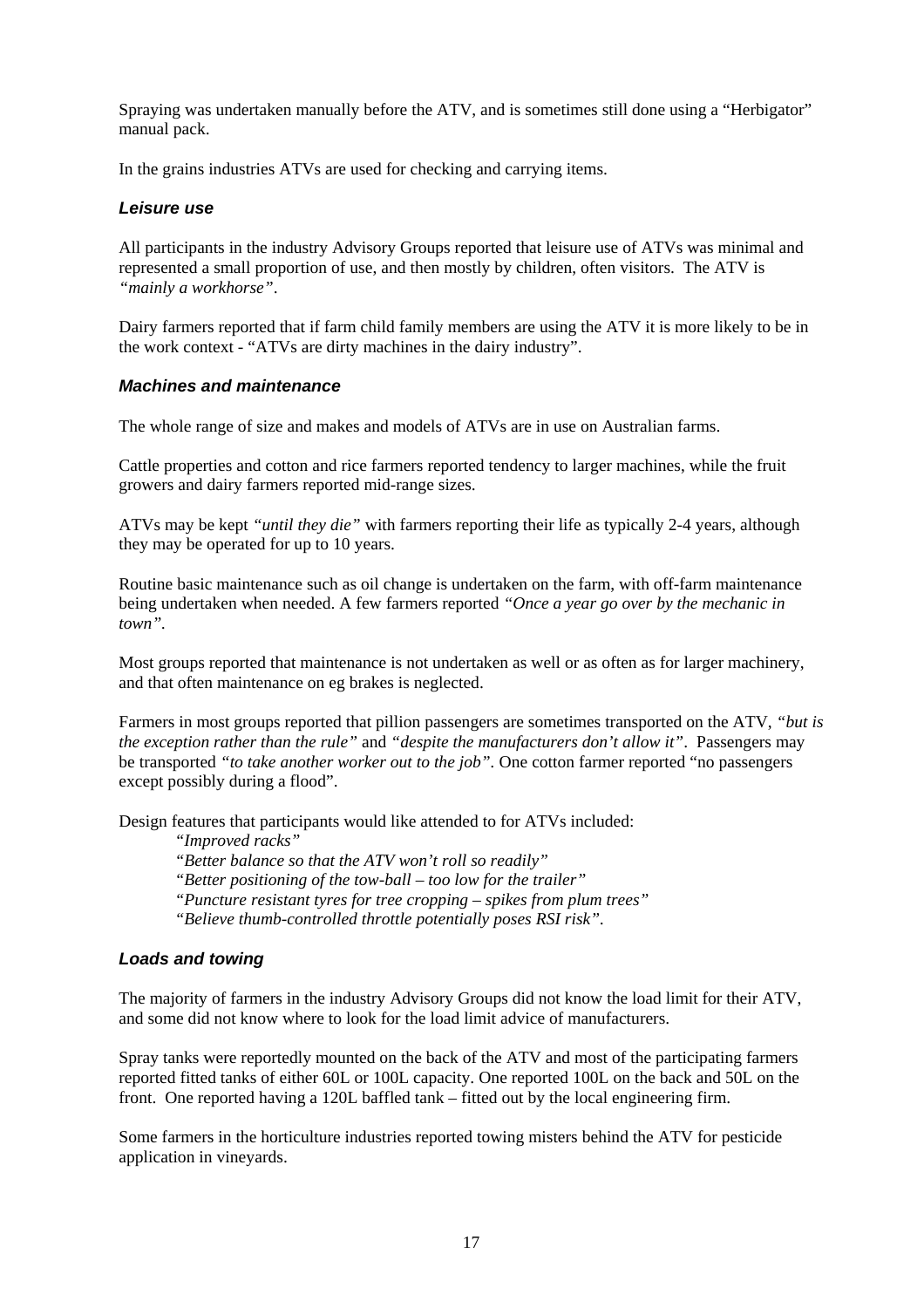Spraying was undertaken manually before the ATV, and is sometimes still done using a "Herbigator" manual pack.

In the grains industries ATVs are used for checking and carrying items.

### *Leisure use*

All participants in the industry Advisory Groups reported that leisure use of ATVs was minimal and represented a small proportion of use, and then mostly by children, often visitors. The ATV is *"mainly a workhorse"*.

Dairy farmers reported that if farm child family members are using the ATV it is more likely to be in the work context - "ATVs are dirty machines in the dairy industry".

### *Machines and maintenance*

The whole range of size and makes and models of ATVs are in use on Australian farms.

Cattle properties and cotton and rice farmers reported tendency to larger machines, while the fruit growers and dairy farmers reported mid-range sizes.

ATVs may be kept *"until they die"* with farmers reporting their life as typically 2-4 years, although they may be operated for up to 10 years.

Routine basic maintenance such as oil change is undertaken on the farm, with off-farm maintenance being undertaken when needed. A few farmers reported *"Once a year go over by the mechanic in town"*.

Most groups reported that maintenance is not undertaken as well or as often as for larger machinery, and that often maintenance on eg brakes is neglected.

Farmers in most groups reported that pillion passengers are sometimes transported on the ATV, *"but is the exception rather than the rule"* and *"despite the manufacturers don't allow it"*. Passengers may be transported *"to take another worker out to the job"*. One cotton farmer reported "no passengers except possibly during a flood".

Design features that participants would like attended to for ATVs included:

> *"Improved racks"*
> *"Better balance so that the ATV won't roll so readily"*
> *"Better positioning of the tow-ball – too low for the trailer"*
> *"Puncture resistant tyres for tree cropping – spikes from plum trees"*
> *"Believe thumb-controlled throttle potentially poses RSI risk"*.

### *Loads and towing*

The majority of farmers in the industry Advisory Groups did not know the load limit for their ATV, and some did not know where to look for the load limit advice of manufacturers.

Spray tanks were reportedly mounted on the back of the ATV and most of the participating farmers reported fitted tanks of either 60L or 100L capacity. One reported 100L on the back and 50L on the front. One reported having a 120L baffled tank – fitted out by the local engineering firm.

Some farmers in the horticulture industries reported towing misters behind the ATV for pesticide application in vineyards.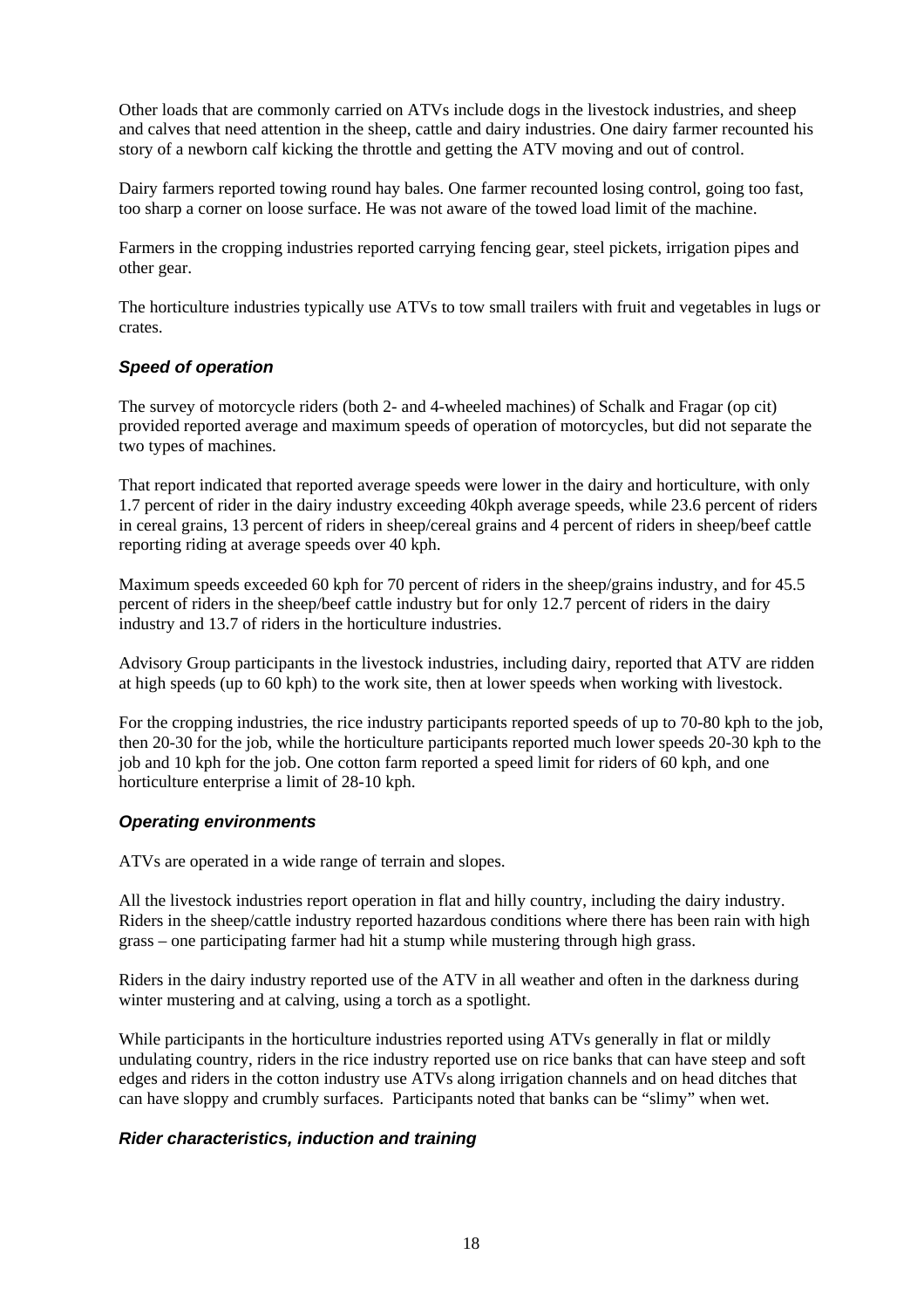Other loads that are commonly carried on ATVs include dogs in the livestock industries, and sheep and calves that need attention in the sheep, cattle and dairy industries. One dairy farmer recounted his story of a newborn calf kicking the throttle and getting the ATV moving and out of control.

Dairy farmers reported towing round hay bales. One farmer recounted losing control, going too fast, too sharp a corner on loose surface. He was not aware of the towed load limit of the machine.

Farmers in the cropping industries reported carrying fencing gear, steel pickets, irrigation pipes and other gear.

The horticulture industries typically use ATVs to tow small trailers with fruit and vegetables in lugs or crates.

### *Speed of operation*

The survey of motorcycle riders (both 2- and 4-wheeled machines) of Schalk and Fragar (op cit) provided reported average and maximum speeds of operation of motorcycles, but did not separate the two types of machines.

That report indicated that reported average speeds were lower in the dairy and horticulture, with only 1.7 percent of rider in the dairy industry exceeding 40kph average speeds, while 23.6 percent of riders in cereal grains, 13 percent of riders in sheep/cereal grains and 4 percent of riders in sheep/beef cattle reporting riding at average speeds over 40 kph.

Maximum speeds exceeded 60 kph for 70 percent of riders in the sheep/grains industry, and for 45.5 percent of riders in the sheep/beef cattle industry but for only 12.7 percent of riders in the dairy industry and 13.7 of riders in the horticulture industries.

Advisory Group participants in the livestock industries, including dairy, reported that ATV are ridden at high speeds (up to 60 kph) to the work site, then at lower speeds when working with livestock.

For the cropping industries, the rice industry participants reported speeds of up to 70-80 kph to the job, then 20-30 for the job, while the horticulture participants reported much lower speeds 20-30 kph to the job and 10 kph for the job. One cotton farm reported a speed limit for riders of 60 kph, and one horticulture enterprise a limit of 28-10 kph.

### *Operating environments*

ATVs are operated in a wide range of terrain and slopes.

All the livestock industries report operation in flat and hilly country, including the dairy industry. Riders in the sheep/cattle industry reported hazardous conditions where there has been rain with high grass – one participating farmer had hit a stump while mustering through high grass.

Riders in the dairy industry reported use of the ATV in all weather and often in the darkness during winter mustering and at calving, using a torch as a spotlight.

While participants in the horticulture industries reported using ATVs generally in flat or mildly undulating country, riders in the rice industry reported use on rice banks that can have steep and soft edges and riders in the cotton industry use ATVs along irrigation channels and on head ditches that can have sloppy and crumbly surfaces. Participants noted that banks can be "slimy" when wet.

### *Rider characteristics, induction and training*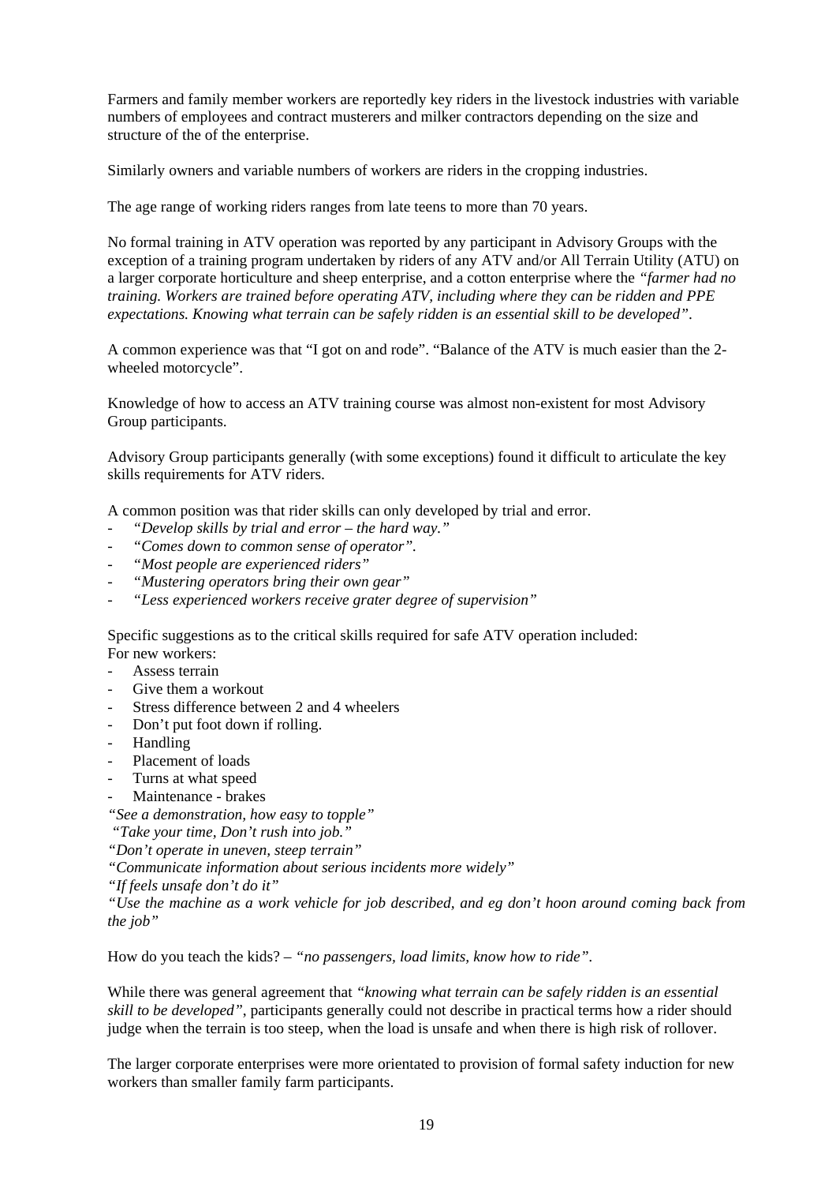Farmers and family member workers are reportedly key riders in the livestock industries with variable numbers of employees and contract musterers and milker contractors depending on the size and structure of the of the enterprise.

Similarly owners and variable numbers of workers are riders in the cropping industries.

The age range of working riders ranges from late teens to more than 70 years.

No formal training in ATV operation was reported by any participant in Advisory Groups with the exception of a training program undertaken by riders of any ATV and/or All Terrain Utility (ATU) on a larger corporate horticulture and sheep enterprise, and a cotton enterprise where the *"farmer had no training. Workers are trained before operating ATV, including where they can be ridden and PPE expectations. Knowing what terrain can be safely ridden is an essential skill to be developed"*.

A common experience was that "I got on and rode". "Balance of the ATV is much easier than the 2-wheeled motorcycle".

Knowledge of how to access an ATV training course was almost non-existent for most Advisory Group participants.

Advisory Group participants generally (with some exceptions) found it difficult to articulate the key skills requirements for ATV riders.

A common position was that rider skills can only developed by trial and error.

- *"Develop skills by trial and error – the hard way."*
- *"Comes down to common sense of operator".*
- *"Most people are experienced riders"*
- *"Mustering operators bring their own gear"*
- *"Less experienced workers receive grater degree of supervision"*

Specific suggestions as to the critical skills required for safe ATV operation included:
For new workers:

- Assess terrain
- Give them a workout
- Stress difference between 2 and 4 wheelers
- Don't put foot down if rolling.
- Handling
- Placement of loads
- Turns at what speed
- Maintenance - brakes

*"See a demonstration, how easy to topple"*
*"Take your time, Don't rush into job."*
*"Don't operate in uneven, steep terrain"*
*"Communicate information about serious incidents more widely"*
*"If feels unsafe don't do it"*
*"Use the machine as a work vehicle for job described, and eg don't hoon around coming back from the job"*

How do you teach the kids? – *"no passengers, load limits, know how to ride"*.

While there was general agreement that *"knowing what terrain can be safely ridden is an essential skill to be developed"*, participants generally could not describe in practical terms how a rider should judge when the terrain is too steep, when the load is unsafe and when there is high risk of rollover.

The larger corporate enterprises were more orientated to provision of formal safety induction for new workers than smaller family farm participants.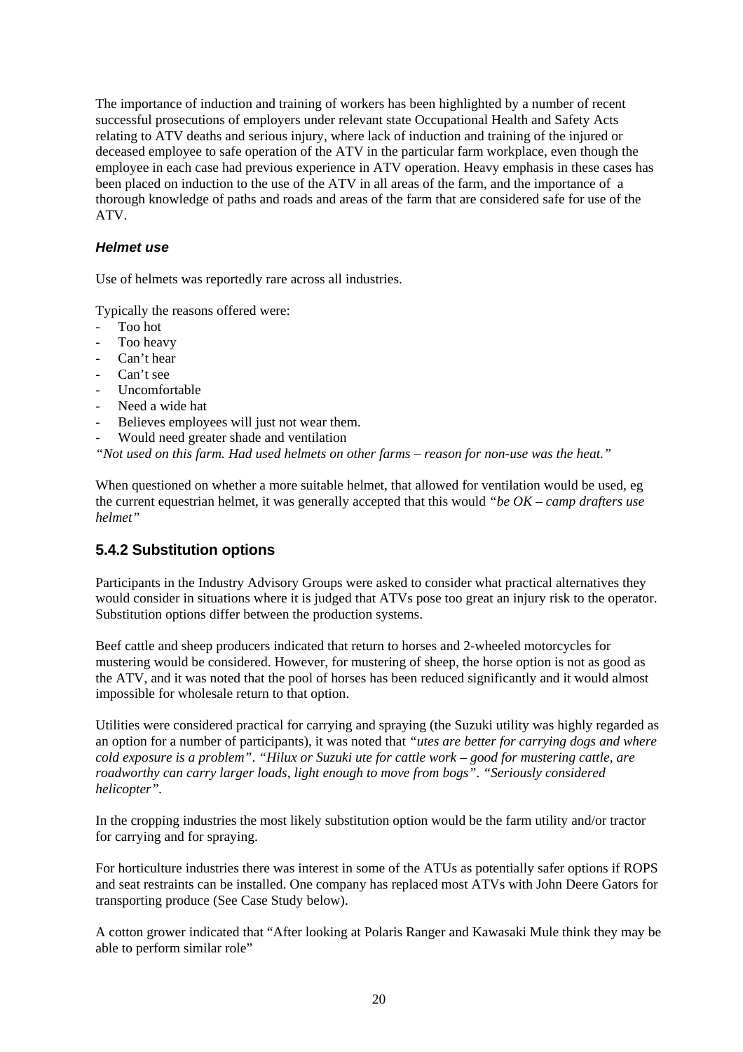The importance of induction and training of workers has been highlighted by a number of recent successful prosecutions of employers under relevant state Occupational Health and Safety Acts relating to ATV deaths and serious injury, where lack of induction and training of the injured or deceased employee to safe operation of the ATV in the particular farm workplace, even though the employee in each case had previous experience in ATV operation. Heavy emphasis in these cases has been placed on induction to the use of the ATV in all areas of the farm, and the importance of a thorough knowledge of paths and roads and areas of the farm that are considered safe for use of the ATV.

#### *Helmet use*

Use of helmets was reportedly rare across all industries.

Typically the reasons offered were:
- Too hot
- Too heavy
- Can't hear
- Can't see
- Uncomfortable
- Need a wide hat
- Believes employees will just not wear them.
- Would need greater shade and ventilation

*"Not used on this farm. Had used helmets on other farms – reason for non-use was the heat."*

When questioned on whether a more suitable helmet, that allowed for ventilation would be used, eg the current equestrian helmet, it was generally accepted that this would *"be OK – camp drafters use helmet"*

### 5.4.2 Substitution options

Participants in the Industry Advisory Groups were asked to consider what practical alternatives they would consider in situations where it is judged that ATVs pose too great an injury risk to the operator. Substitution options differ between the production systems.

Beef cattle and sheep producers indicated that return to horses and 2-wheeled motorcycles for mustering would be considered. However, for mustering of sheep, the horse option is not as good as the ATV, and it was noted that the pool of horses has been reduced significantly and it would almost impossible for wholesale return to that option.

Utilities were considered practical for carrying and spraying (the Suzuki utility was highly regarded as an option for a number of participants), it was noted that *"utes are better for carrying dogs and where cold exposure is a problem"*. *"Hilux or Suzuki ute for cattle work – good for mustering cattle, are roadworthy can carry larger loads, light enough to move from bogs"*. *"Seriously considered helicopter"*.

In the cropping industries the most likely substitution option would be the farm utility and/or tractor for carrying and for spraying.

For horticulture industries there was interest in some of the ATUs as potentially safer options if ROPS and seat restraints can be installed. One company has replaced most ATVs with John Deere Gators for transporting produce (See Case Study below).

A cotton grower indicated that "After looking at Polaris Ranger and Kawasaki Mule think they may be able to perform similar role"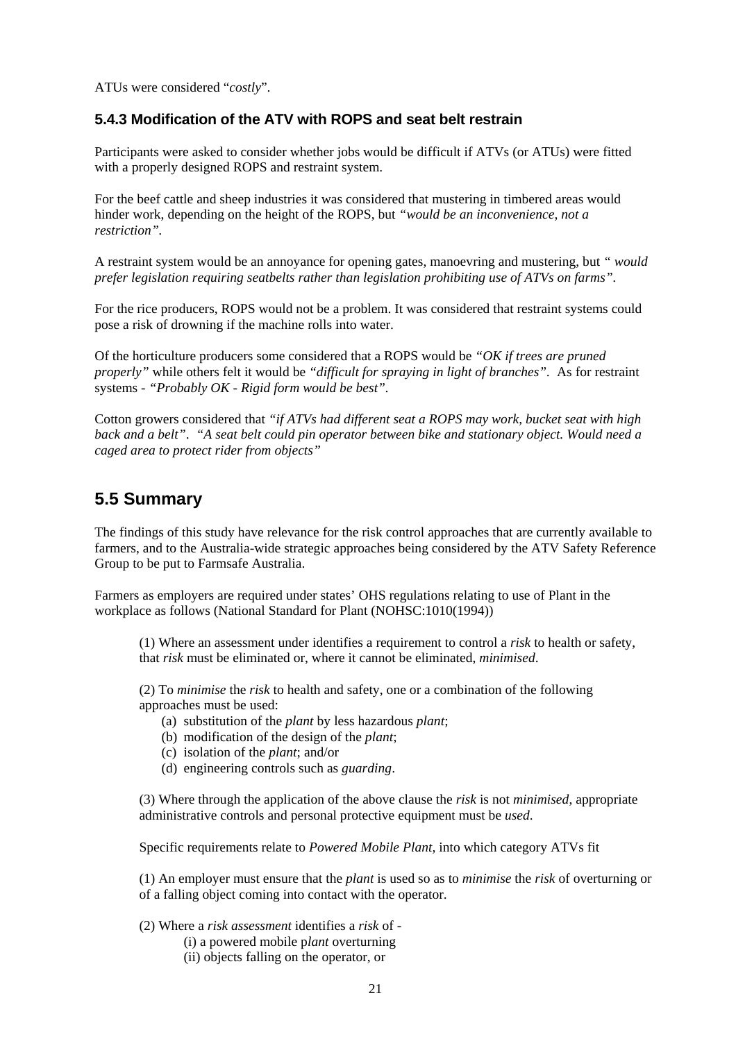ATUs were considered "*costly*".

### 5.4.3 Modification of the ATV with ROPS and seat belt restrain

Participants were asked to consider whether jobs would be difficult if ATVs (or ATUs) were fitted with a properly designed ROPS and restraint system.

For the beef cattle and sheep industries it was considered that mustering in timbered areas would hinder work, depending on the height of the ROPS, but *"would be an inconvenience, not a restriction"*.

A restraint system would be an annoyance for opening gates, manoevring and mustering, but *" would prefer legislation requiring seatbelts rather than legislation prohibiting use of ATVs on farms"*.

For the rice producers, ROPS would not be a problem. It was considered that restraint systems could pose a risk of drowning if the machine rolls into water.

Of the horticulture producers some considered that a ROPS would be *"OK if trees are pruned properly"* while others felt it would be *"difficult for spraying in light of branches"*. As for restraint systems - *"Probably OK - Rigid form would be best"*.

Cotton growers considered that *"if ATVs had different seat a ROPS may work, bucket seat with high back and a belt"*. *"A seat belt could pin operator between bike and stationary object. Would need a caged area to protect rider from objects"*

## 5.5 Summary

The findings of this study have relevance for the risk control approaches that are currently available to farmers, and to the Australia-wide strategic approaches being considered by the ATV Safety Reference Group to be put to Farmsafe Australia.

Farmers as employers are required under states' OHS regulations relating to use of Plant in the workplace as follows (National Standard for Plant (NOHSC:1010(1994))

> (1) Where an assessment under identifies a requirement to control a *risk* to health or safety, that *risk* must be eliminated or, where it cannot be eliminated, *minimised*.
>
> (2) To *minimise* the *risk* to health and safety, one or a combination of the following approaches must be used:
>
> (a) substitution of the *plant* by less hazardous *plant*;
> (b) modification of the design of the *plant*;
> (c) isolation of the *plant*; and/or
> (d) engineering controls such as *guarding*.
>
> (3) Where through the application of the above clause the *risk* is not *minimised*, appropriate administrative controls and personal protective equipment must be *used*.
>
> Specific requirements relate to *Powered Mobile Plant,* into which category ATVs fit
>
> (1) An employer must ensure that the *plant* is used so as to *minimise* the *risk* of overturning or of a falling object coming into contact with the operator.
>
> (2) Where a *risk assessment* identifies a *risk* of -
>
> (i) a powered mobile p*lant* overturning
> (ii) objects falling on the operator, or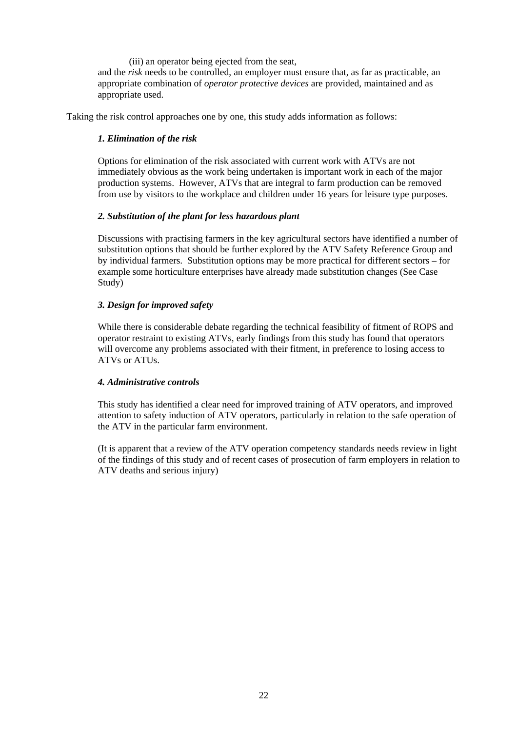(iii) an operator being ejected from the seat,

and the *risk* needs to be controlled, an employer must ensure that, as far as practicable, an appropriate combination of *operator protective devices* are provided, maintained and as appropriate used.

Taking the risk control approaches one by one, this study adds information as follows:

***1. Elimination of the risk***

Options for elimination of the risk associated with current work with ATVs are not immediately obvious as the work being undertaken is important work in each of the major production systems. However, ATVs that are integral to farm production can be removed from use by visitors to the workplace and children under 16 years for leisure type purposes.

***2. Substitution of the plant for less hazardous plant***

Discussions with practising farmers in the key agricultural sectors have identified a number of substitution options that should be further explored by the ATV Safety Reference Group and by individual farmers. Substitution options may be more practical for different sectors – for example some horticulture enterprises have already made substitution changes (See Case Study)

***3. Design for improved safety***

While there is considerable debate regarding the technical feasibility of fitment of ROPS and operator restraint to existing ATVs, early findings from this study has found that operators will overcome any problems associated with their fitment, in preference to losing access to ATVs or ATUs.

***4. Administrative controls***

This study has identified a clear need for improved training of ATV operators, and improved attention to safety induction of ATV operators, particularly in relation to the safe operation of the ATV in the particular farm environment.

(It is apparent that a review of the ATV operation competency standards needs review in light of the findings of this study and of recent cases of prosecution of farm employers in relation to ATV deaths and serious injury)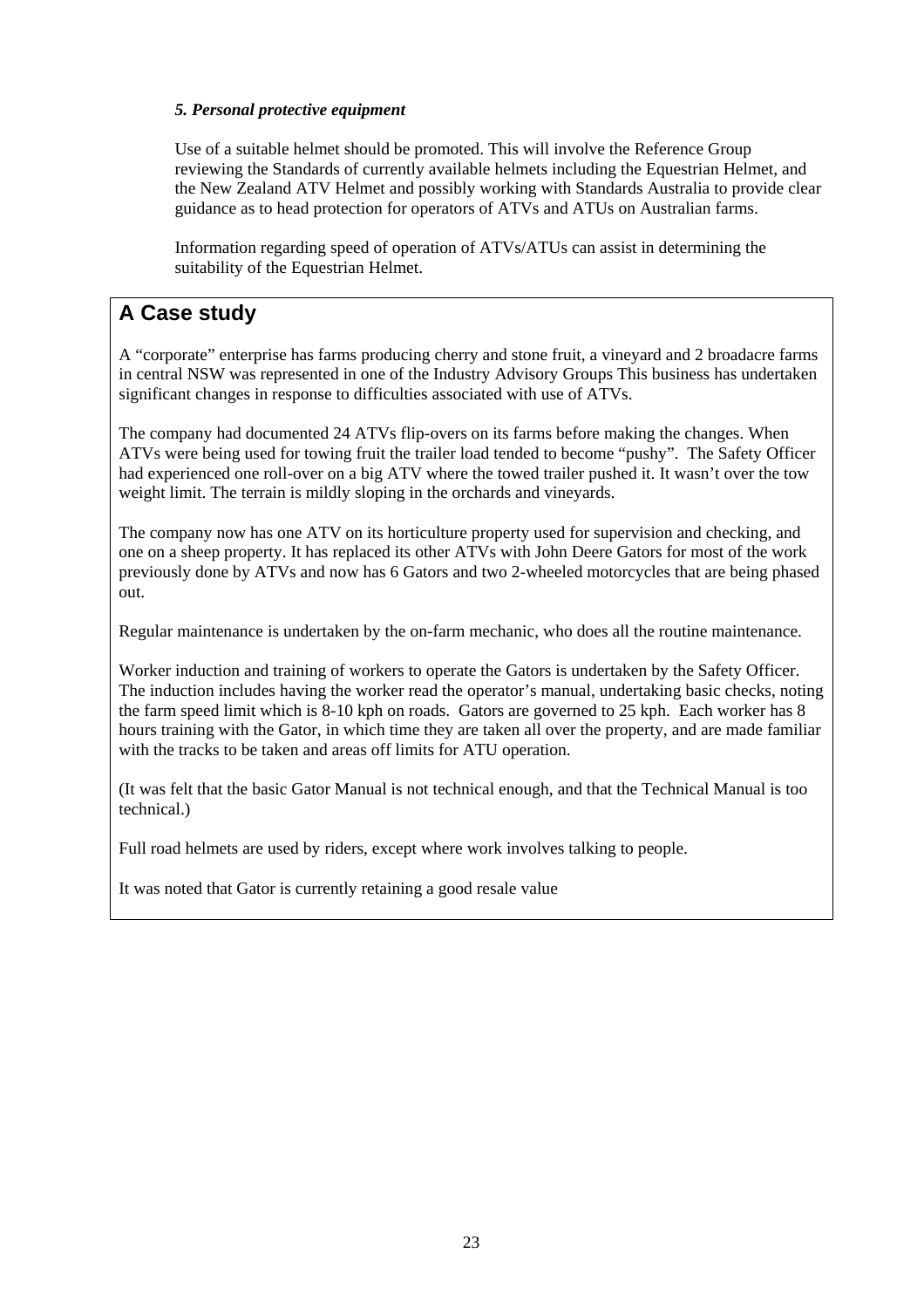***5. Personal protective equipment***

Use of a suitable helmet should be promoted. This will involve the Reference Group reviewing the Standards of currently available helmets including the Equestrian Helmet, and the New Zealand ATV Helmet and possibly working with Standards Australia to provide clear guidance as to head protection for operators of ATVs and ATUs on Australian farms.

Information regarding speed of operation of ATVs/ATUs can assist in determining the suitability of the Equestrian Helmet.

## A Case study

A "corporate" enterprise has farms producing cherry and stone fruit, a vineyard and 2 broadacre farms in central NSW was represented in one of the Industry Advisory Groups This business has undertaken significant changes in response to difficulties associated with use of ATVs.

The company had documented 24 ATVs flip-overs on its farms before making the changes. When ATVs were being used for towing fruit the trailer load tended to become "pushy". The Safety Officer had experienced one roll-over on a big ATV where the towed trailer pushed it. It wasn't over the tow weight limit. The terrain is mildly sloping in the orchards and vineyards.

The company now has one ATV on its horticulture property used for supervision and checking, and one on a sheep property. It has replaced its other ATVs with John Deere Gators for most of the work previously done by ATVs and now has 6 Gators and two 2-wheeled motorcycles that are being phased out.

Regular maintenance is undertaken by the on-farm mechanic, who does all the routine maintenance.

Worker induction and training of workers to operate the Gators is undertaken by the Safety Officer. The induction includes having the worker read the operator's manual, undertaking basic checks, noting the farm speed limit which is 8-10 kph on roads. Gators are governed to 25 kph. Each worker has 8 hours training with the Gator, in which time they are taken all over the property, and are made familiar with the tracks to be taken and areas off limits for ATU operation.

(It was felt that the basic Gator Manual is not technical enough, and that the Technical Manual is too technical.)

Full road helmets are used by riders, except where work involves talking to people.

It was noted that Gator is currently retaining a good resale value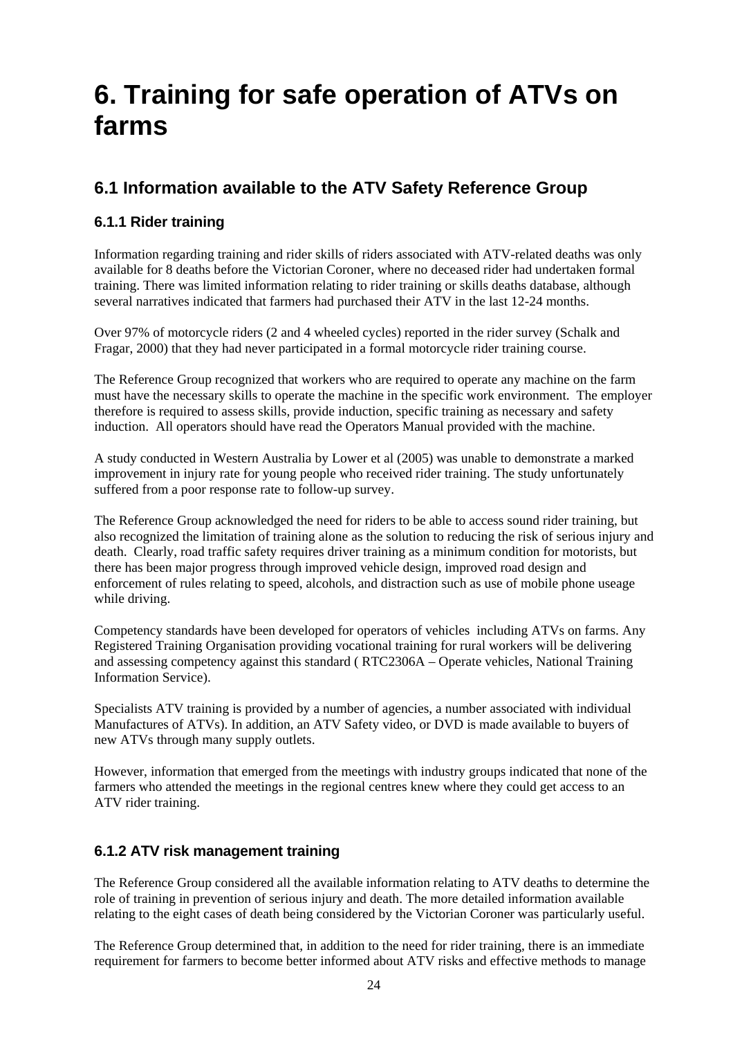# 6. Training for safe operation of ATVs on farms

## 6.1 Information available to the ATV Safety Reference Group

### 6.1.1 Rider training

Information regarding training and rider skills of riders associated with ATV-related deaths was only available for 8 deaths before the Victorian Coroner, where no deceased rider had undertaken formal training. There was limited information relating to rider training or skills deaths database, although several narratives indicated that farmers had purchased their ATV in the last 12-24 months.

Over 97% of motorcycle riders (2 and 4 wheeled cycles) reported in the rider survey (Schalk and Fragar, 2000) that they had never participated in a formal motorcycle rider training course.

The Reference Group recognized that workers who are required to operate any machine on the farm must have the necessary skills to operate the machine in the specific work environment. The employer therefore is required to assess skills, provide induction, specific training as necessary and safety induction. All operators should have read the Operators Manual provided with the machine.

A study conducted in Western Australia by Lower et al (2005) was unable to demonstrate a marked improvement in injury rate for young people who received rider training. The study unfortunately suffered from a poor response rate to follow-up survey.

The Reference Group acknowledged the need for riders to be able to access sound rider training, but also recognized the limitation of training alone as the solution to reducing the risk of serious injury and death. Clearly, road traffic safety requires driver training as a minimum condition for motorists, but there has been major progress through improved vehicle design, improved road design and enforcement of rules relating to speed, alcohols, and distraction such as use of mobile phone useage while driving.

Competency standards have been developed for operators of vehicles including ATVs on farms. Any Registered Training Organisation providing vocational training for rural workers will be delivering and assessing competency against this standard ( RTC2306A – Operate vehicles, National Training Information Service).

Specialists ATV training is provided by a number of agencies, a number associated with individual Manufactures of ATVs). In addition, an ATV Safety video, or DVD is made available to buyers of new ATVs through many supply outlets.

However, information that emerged from the meetings with industry groups indicated that none of the farmers who attended the meetings in the regional centres knew where they could get access to an ATV rider training.

### 6.1.2 ATV risk management training

The Reference Group considered all the available information relating to ATV deaths to determine the role of training in prevention of serious injury and death. The more detailed information available relating to the eight cases of death being considered by the Victorian Coroner was particularly useful.

The Reference Group determined that, in addition to the need for rider training, there is an immediate requirement for farmers to become better informed about ATV risks and effective methods to manage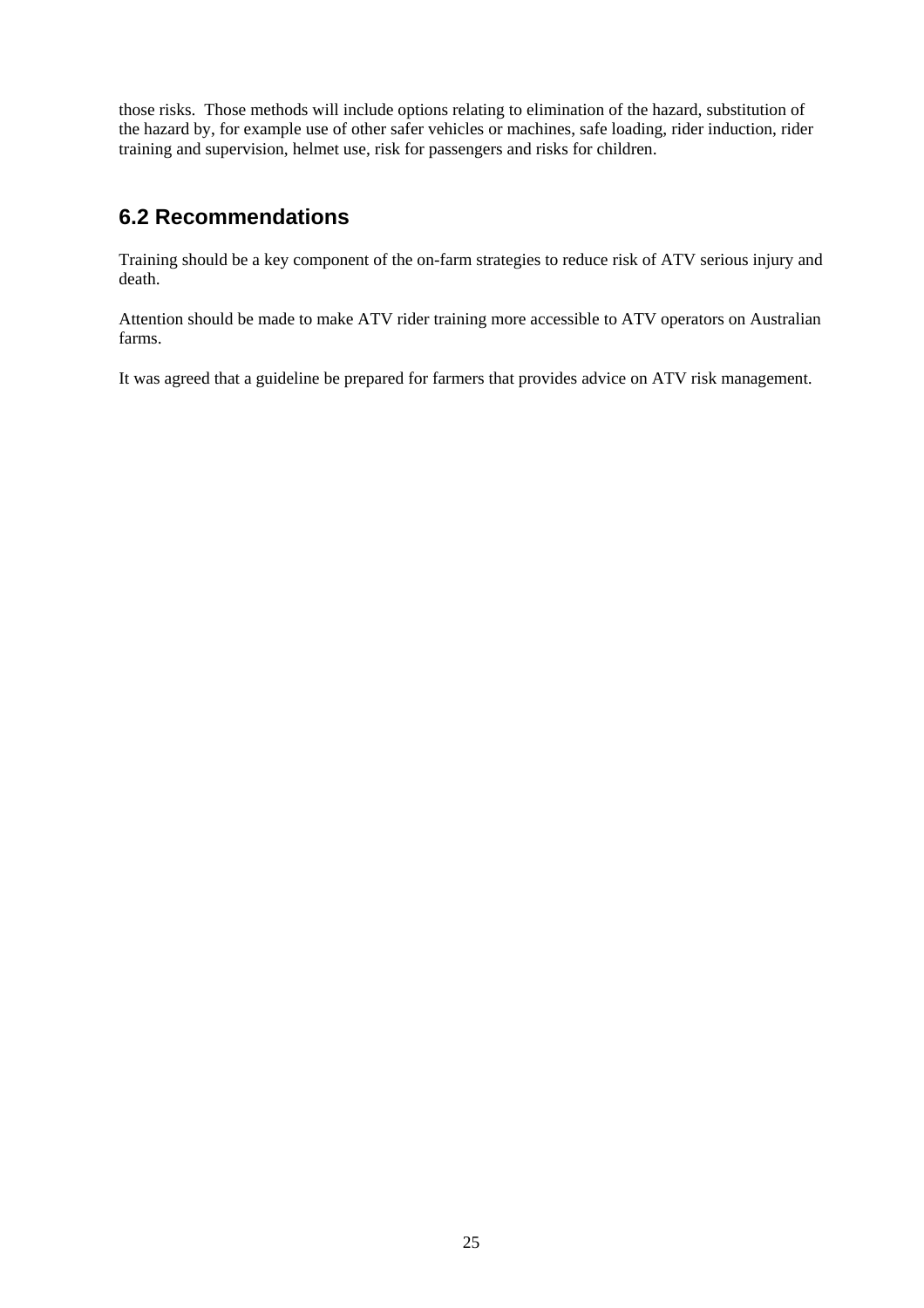those risks. Those methods will include options relating to elimination of the hazard, substitution of the hazard by, for example use of other safer vehicles or machines, safe loading, rider induction, rider training and supervision, helmet use, risk for passengers and risks for children.

## 6.2 Recommendations

Training should be a key component of the on-farm strategies to reduce risk of ATV serious injury and death.

Attention should be made to make ATV rider training more accessible to ATV operators on Australian farms.

It was agreed that a guideline be prepared for farmers that provides advice on ATV risk management.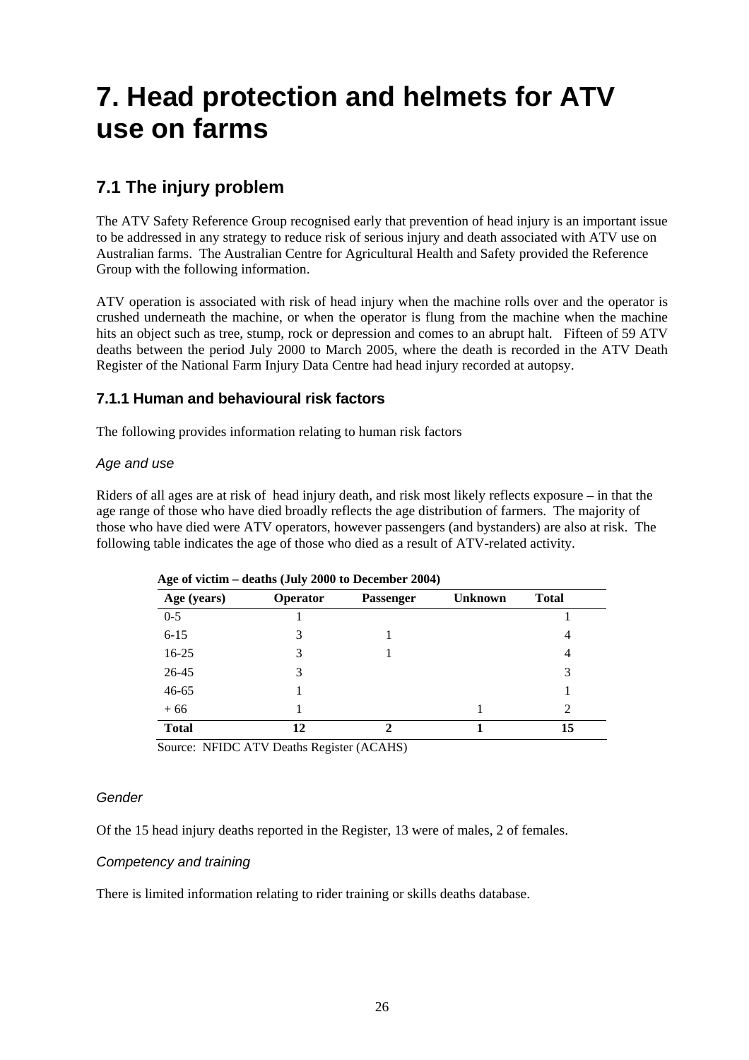# 7. Head protection and helmets for ATV use on farms

## 7.1 The injury problem

The ATV Safety Reference Group recognised early that prevention of head injury is an important issue to be addressed in any strategy to reduce risk of serious injury and death associated with ATV use on Australian farms. The Australian Centre for Agricultural Health and Safety provided the Reference Group with the following information.

ATV operation is associated with risk of head injury when the machine rolls over and the operator is crushed underneath the machine, or when the operator is flung from the machine when the machine hits an object such as tree, stump, rock or depression and comes to an abrupt halt. Fifteen of 59 ATV deaths between the period July 2000 to March 2005, where the death is recorded in the ATV Death Register of the National Farm Injury Data Centre had head injury recorded at autopsy.

### 7.1.1 Human and behavioural risk factors

The following provides information relating to human risk factors

*Age and use*

Riders of all ages are at risk of head injury death, and risk most likely reflects exposure – in that the age range of those who have died broadly reflects the age distribution of farmers. The majority of those who have died were ATV operators, however passengers (and bystanders) are also at risk. The following table indicates the age of those who died as a result of ATV-related activity.

**Age of victim – deaths (July 2000 to December 2004)**

| Age (years) | Operator | Passenger | Unknown | Total |
|---|---|---|---|---|
| 0-5 | 1 | | | 1 |
| 6-15 | 3 | 1 | | 4 |
| 16-25 | 3 | 1 | | 4 |
| 26-45 | 3 | | | 3 |
| 46-65 | 1 | | | 1 |
| + 66 | 1 | | 1 | 2 |
| **Total** | **12** | **2** | **1** | **15** |

Source: NFIDC ATV Deaths Register (ACAHS)

*Gender*

Of the 15 head injury deaths reported in the Register, 13 were of males, 2 of females.

*Competency and training*

There is limited information relating to rider training or skills deaths database.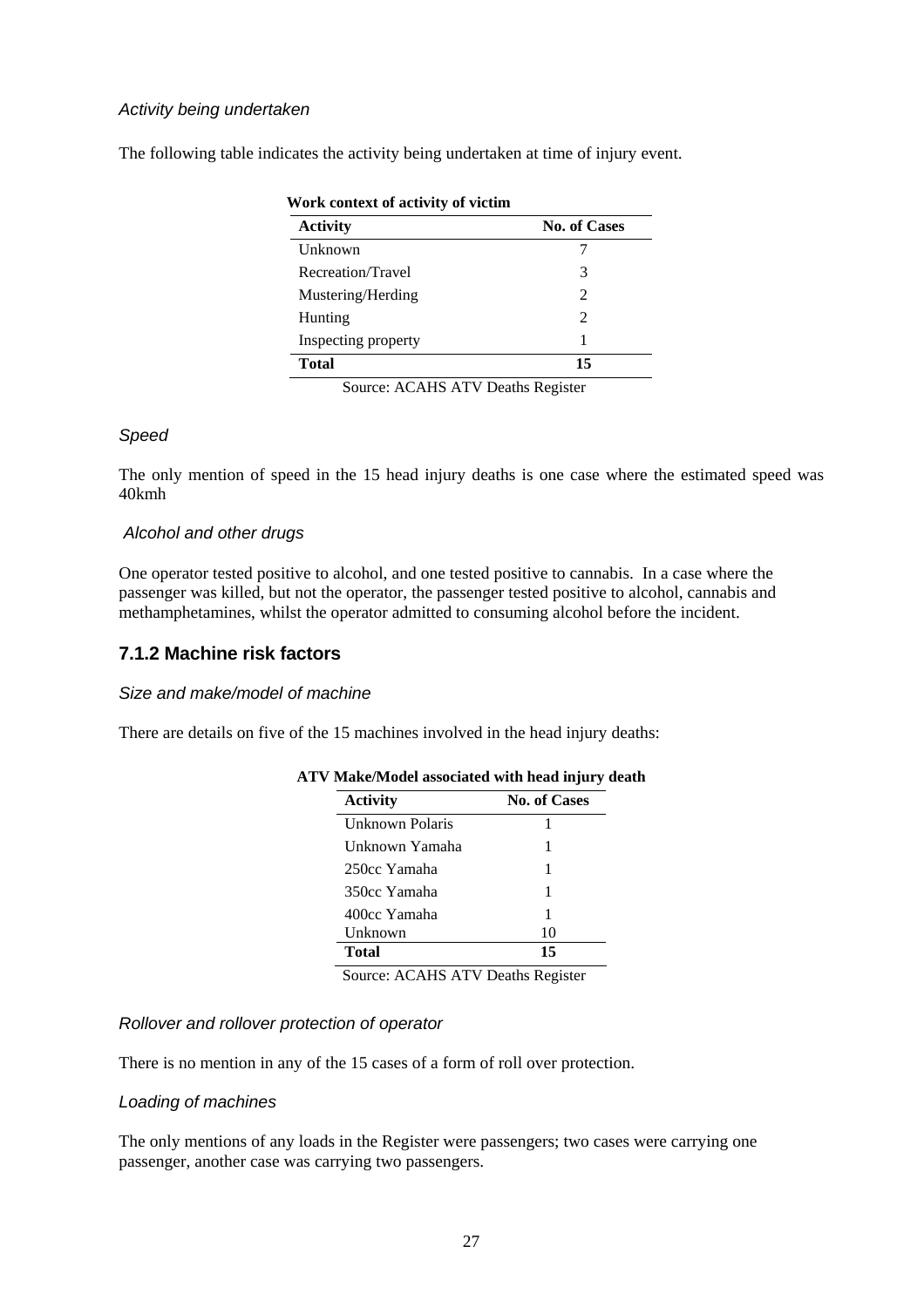*Activity being undertaken*

The following table indicates the activity being undertaken at time of injury event.

**Work context of activity of victim**

| Activity | No. of Cases |
|---|---|
| Unknown | 7 |
| Recreation/Travel | 3 |
| Mustering/Herding | 2 |
| Hunting | 2 |
| Inspecting property | 1 |
| **Total** | **15** |

Source: ACAHS ATV Deaths Register

*Speed*

The only mention of speed in the 15 head injury deaths is one case where the estimated speed was 40kmh

*Alcohol and other drugs*

One operator tested positive to alcohol, and one tested positive to cannabis. In a case where the passenger was killed, but not the operator, the passenger tested positive to alcohol, cannabis and methamphetamines, whilst the operator admitted to consuming alcohol before the incident.

### 7.1.2 Machine risk factors

*Size and make/model of machine*

There are details on five of the 15 machines involved in the head injury deaths:

**ATV Make/Model associated with head injury death**

| Activity | No. of Cases |
|---|---|
| Unknown Polaris | 1 |
| Unknown Yamaha | 1 |
| 250cc Yamaha | 1 |
| 350cc Yamaha | 1 |
| 400cc Yamaha | 1 |
| Unknown | 10 |
| **Total** | **15** |

Source: ACAHS ATV Deaths Register

*Rollover and rollover protection of operator*

There is no mention in any of the 15 cases of a form of roll over protection.

*Loading of machines*

The only mentions of any loads in the Register were passengers; two cases were carrying one passenger, another case was carrying two passengers.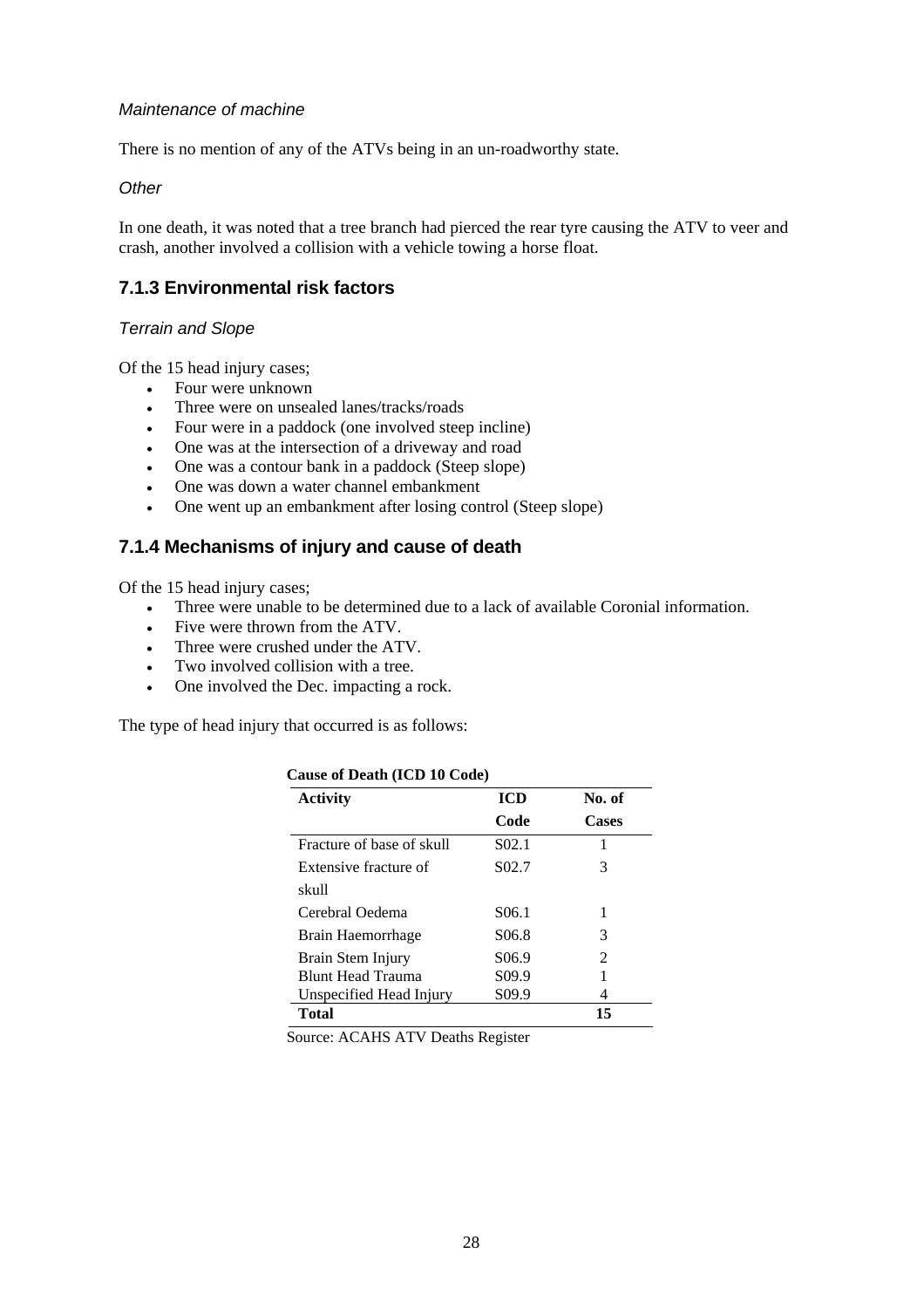*Maintenance of machine*

There is no mention of any of the ATVs being in an un-roadworthy state.

*Other*

In one death, it was noted that a tree branch had pierced the rear tyre causing the ATV to veer and crash, another involved a collision with a vehicle towing a horse float.

### 7.1.3 Environmental risk factors

*Terrain and Slope*

Of the 15 head injury cases;

- Four were unknown
- Three were on unsealed lanes/tracks/roads
- Four were in a paddock (one involved steep incline)
- One was at the intersection of a driveway and road
- One was a contour bank in a paddock (Steep slope)
- One was down a water channel embankment
- One went up an embankment after losing control (Steep slope)

### 7.1.4 Mechanisms of injury and cause of death

Of the 15 head injury cases;

- Three were unable to be determined due to a lack of available Coronial information.
- Five were thrown from the ATV.
- Three were crushed under the ATV.
- Two involved collision with a tree.
- One involved the Dec. impacting a rock.

The type of head injury that occurred is as follows:

**Cause of Death (ICD 10 Code)**

| Activity | ICD Code | No. of Cases |
|---|---|---|
| Fracture of base of skull | S02.1 | 1 |
| Extensive fracture of skull | S02.7 | 3 |
| Cerebral Oedema | S06.1 | 1 |
| Brain Haemorrhage | S06.8 | 3 |
| Brain Stem Injury | S06.9 | 2 |
| Blunt Head Trauma | S09.9 | 1 |
| Unspecified Head Injury | S09.9 | 4 |
| **Total** | | **15** |

Source: ACAHS ATV Deaths Register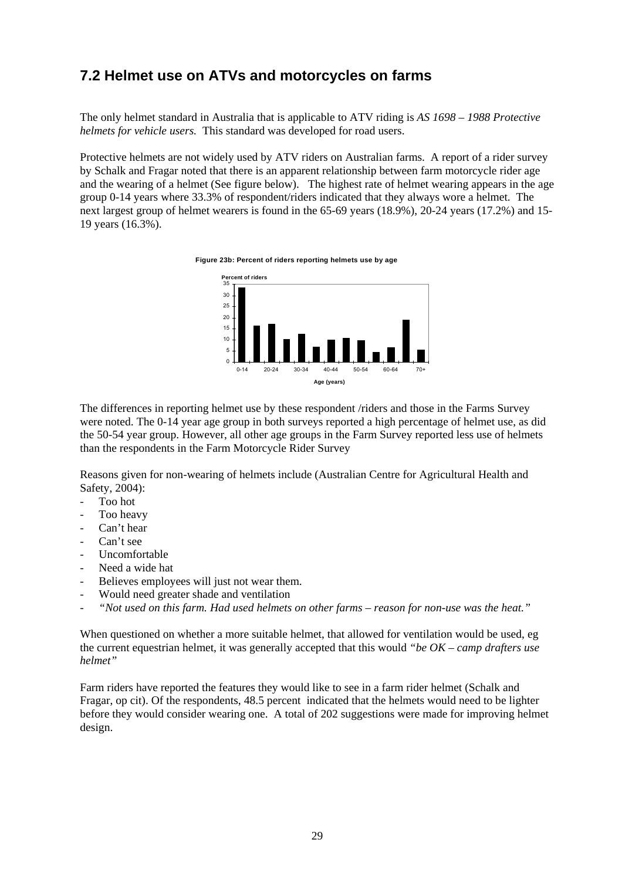## 7.2 Helmet use on ATVs and motorcycles on farms

The only helmet standard in Australia that is applicable to ATV riding is *AS 1698 – 1988 Protective helmets for vehicle users.* This standard was developed for road users.

Protective helmets are not widely used by ATV riders on Australian farms. A report of a rider survey by Schalk and Fragar noted that there is an apparent relationship between farm motorcycle rider age and the wearing of a helmet (See figure below). The highest rate of helmet wearing appears in the age group 0-14 years where 33.3% of respondent/riders indicated that they always wore a helmet. The next largest group of helmet wearers is found in the 65-69 years (18.9%), 20-24 years (17.2%) and 15-19 years (16.3%).

**Figure 23b: Percent of riders reporting helmets use by age**

The differences in reporting helmet use by these respondent /riders and those in the Farms Survey were noted. The 0-14 year age group in both surveys reported a high percentage of helmet use, as did the 50-54 year group. However, all other age groups in the Farm Survey reported less use of helmets than the respondents in the Farm Motorcycle Rider Survey

Reasons given for non-wearing of helmets include (Australian Centre for Agricultural Health and Safety, 2004):

- Too hot
- Too heavy
- Can't hear
- Can't see
- Uncomfortable
- Need a wide hat
- Believes employees will just not wear them.
- Would need greater shade and ventilation
- *"Not used on this farm. Had used helmets on other farms – reason for non-use was the heat."*

When questioned on whether a more suitable helmet, that allowed for ventilation would be used, eg the current equestrian helmet, it was generally accepted that this would *"be OK – camp drafters use helmet"*

Farm riders have reported the features they would like to see in a farm rider helmet (Schalk and Fragar, op cit). Of the respondents, 48.5 percent indicated that the helmets would need to be lighter before they would consider wearing one. A total of 202 suggestions were made for improving helmet design.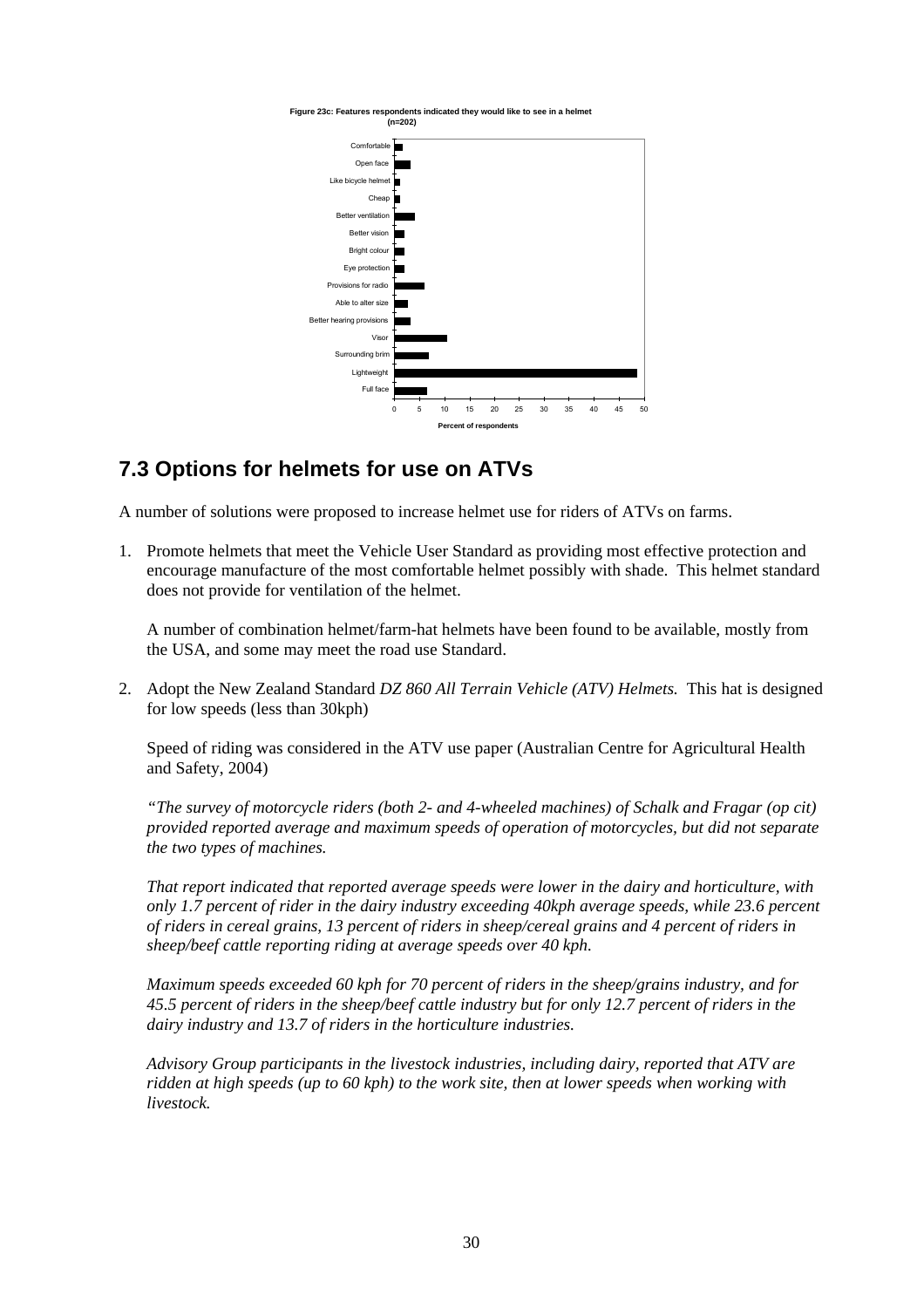Figure 23c: Features respondents indicated they would like to see in a helmet (n=202)

## 7.3 Options for helmets for use on ATVs

A number of solutions were proposed to increase helmet use for riders of ATVs on farms.

1. Promote helmets that meet the Vehicle User Standard as providing most effective protection and encourage manufacture of the most comfortable helmet possibly with shade. This helmet standard does not provide for ventilation of the helmet.

   A number of combination helmet/farm-hat helmets have been found to be available, mostly from the USA, and some may meet the road use Standard.

2. Adopt the New Zealand Standard *DZ 860 All Terrain Vehicle (ATV) Helmets.* This hat is designed for low speeds (less than 30kph)

   Speed of riding was considered in the ATV use paper (Australian Centre for Agricultural Health and Safety, 2004)

   *"The survey of motorcycle riders (both 2- and 4-wheeled machines) of Schalk and Fragar (op cit) provided reported average and maximum speeds of operation of motorcycles, but did not separate the two types of machines.*

   *That report indicated that reported average speeds were lower in the dairy and horticulture, with only 1.7 percent of rider in the dairy industry exceeding 40kph average speeds, while 23.6 percent of riders in cereal grains, 13 percent of riders in sheep/cereal grains and 4 percent of riders in sheep/beef cattle reporting riding at average speeds over 40 kph.*

   *Maximum speeds exceeded 60 kph for 70 percent of riders in the sheep/grains industry, and for 45.5 percent of riders in the sheep/beef cattle industry but for only 12.7 percent of riders in the dairy industry and 13.7 of riders in the horticulture industries.*

   *Advisory Group participants in the livestock industries, including dairy, reported that ATV are ridden at high speeds (up to 60 kph) to the work site, then at lower speeds when working with livestock.*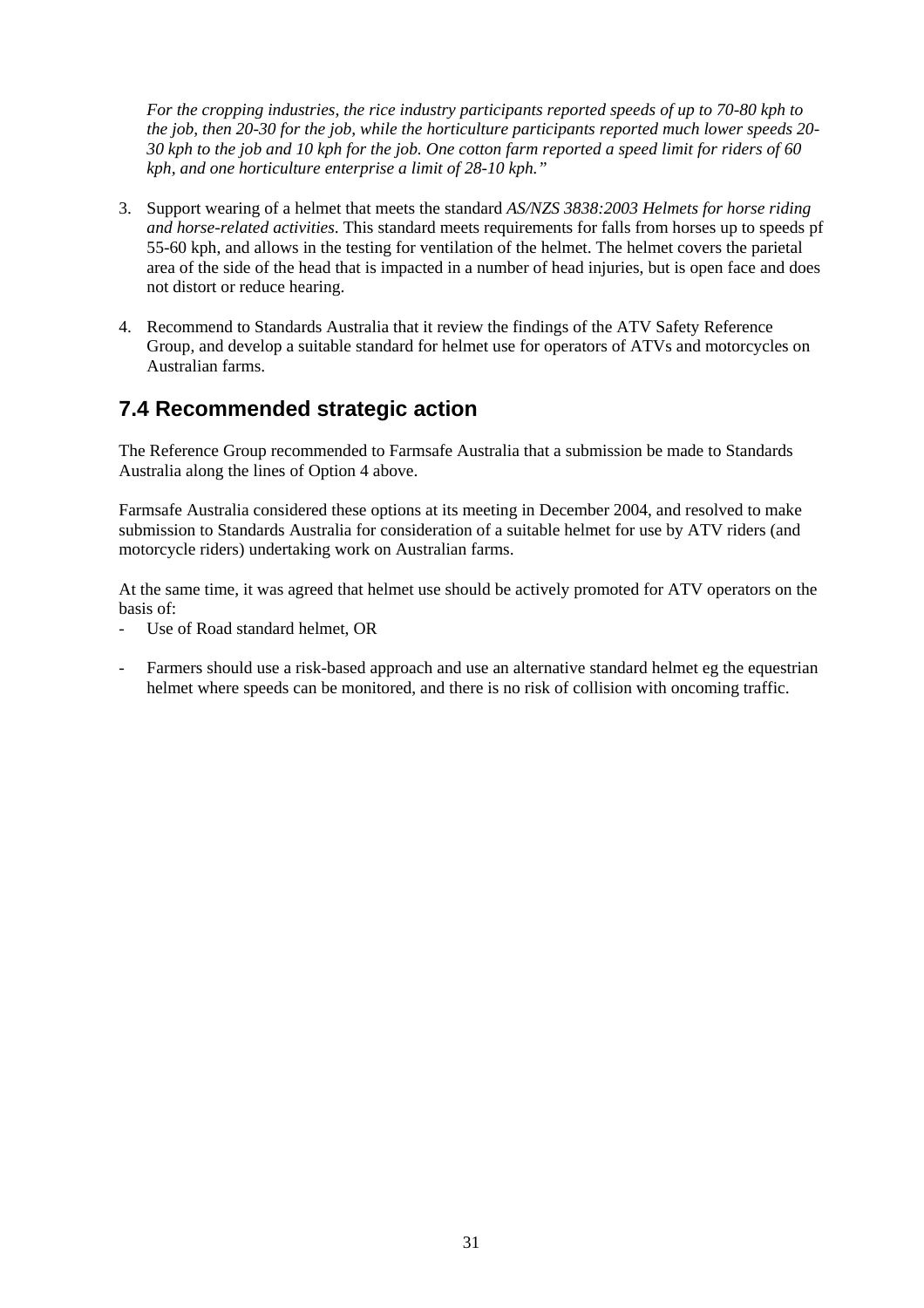*For the cropping industries, the rice industry participants reported speeds of up to 70-80 kph to the job, then 20-30 for the job, while the horticulture participants reported much lower speeds 20-30 kph to the job and 10 kph for the job. One cotton farm reported a speed limit for riders of 60 kph, and one horticulture enterprise a limit of 28-10 kph."*

3. Support wearing of a helmet that meets the standard *AS/NZS 3838:2003 Helmets for horse riding and horse-related activities*. This standard meets requirements for falls from horses up to speeds pf 55-60 kph, and allows in the testing for ventilation of the helmet. The helmet covers the parietal area of the side of the head that is impacted in a number of head injuries, but is open face and does not distort or reduce hearing.

4. Recommend to Standards Australia that it review the findings of the ATV Safety Reference Group, and develop a suitable standard for helmet use for operators of ATVs and motorcycles on Australian farms.

## 7.4 Recommended strategic action

The Reference Group recommended to Farmsafe Australia that a submission be made to Standards Australia along the lines of Option 4 above.

Farmsafe Australia considered these options at its meeting in December 2004, and resolved to make submission to Standards Australia for consideration of a suitable helmet for use by ATV riders (and motorcycle riders) undertaking work on Australian farms.

At the same time, it was agreed that helmet use should be actively promoted for ATV operators on the basis of:

- Use of Road standard helmet, OR

- Farmers should use a risk-based approach and use an alternative standard helmet eg the equestrian helmet where speeds can be monitored, and there is no risk of collision with oncoming traffic.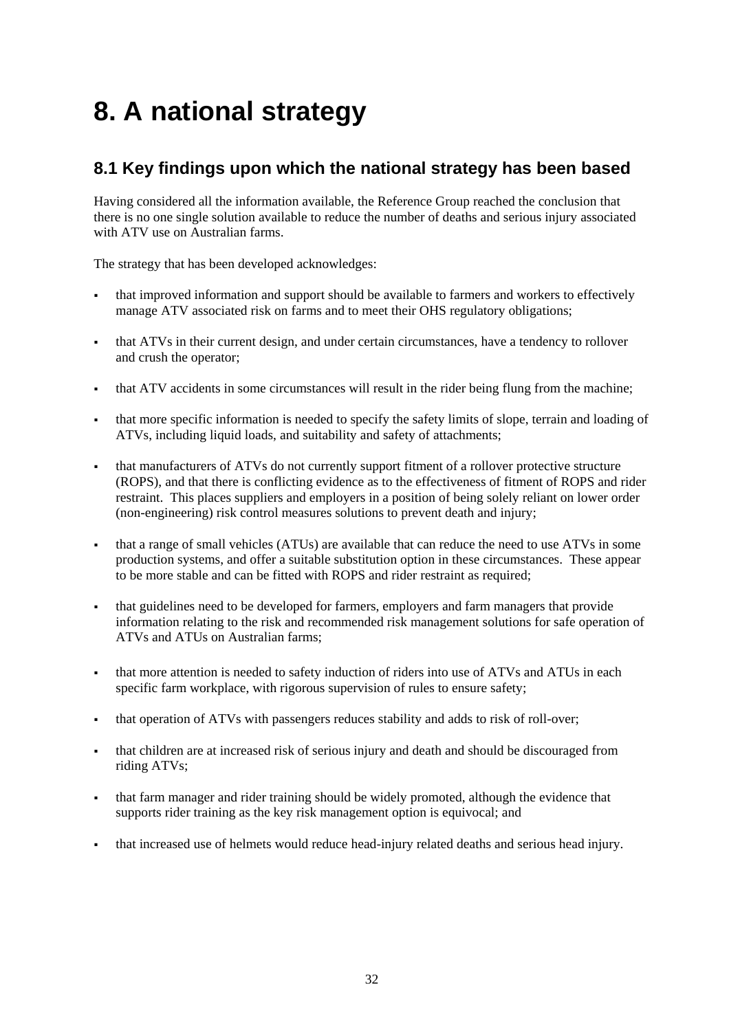# 8. A national strategy

## 8.1 Key findings upon which the national strategy has been based

Having considered all the information available, the Reference Group reached the conclusion that there is no one single solution available to reduce the number of deaths and serious injury associated with ATV use on Australian farms.

The strategy that has been developed acknowledges:

- that improved information and support should be available to farmers and workers to effectively manage ATV associated risk on farms and to meet their OHS regulatory obligations;
- that ATVs in their current design, and under certain circumstances, have a tendency to rollover and crush the operator;
- that ATV accidents in some circumstances will result in the rider being flung from the machine;
- that more specific information is needed to specify the safety limits of slope, terrain and loading of ATVs, including liquid loads, and suitability and safety of attachments;
- that manufacturers of ATVs do not currently support fitment of a rollover protective structure (ROPS), and that there is conflicting evidence as to the effectiveness of fitment of ROPS and rider restraint. This places suppliers and employers in a position of being solely reliant on lower order (non-engineering) risk control measures solutions to prevent death and injury;
- that a range of small vehicles (ATUs) are available that can reduce the need to use ATVs in some production systems, and offer a suitable substitution option in these circumstances. These appear to be more stable and can be fitted with ROPS and rider restraint as required;
- that guidelines need to be developed for farmers, employers and farm managers that provide information relating to the risk and recommended risk management solutions for safe operation of ATVs and ATUs on Australian farms;
- that more attention is needed to safety induction of riders into use of ATVs and ATUs in each specific farm workplace, with rigorous supervision of rules to ensure safety;
- that operation of ATVs with passengers reduces stability and adds to risk of roll-over;
- that children are at increased risk of serious injury and death and should be discouraged from riding ATVs;
- that farm manager and rider training should be widely promoted, although the evidence that supports rider training as the key risk management option is equivocal; and
- that increased use of helmets would reduce head-injury related deaths and serious head injury.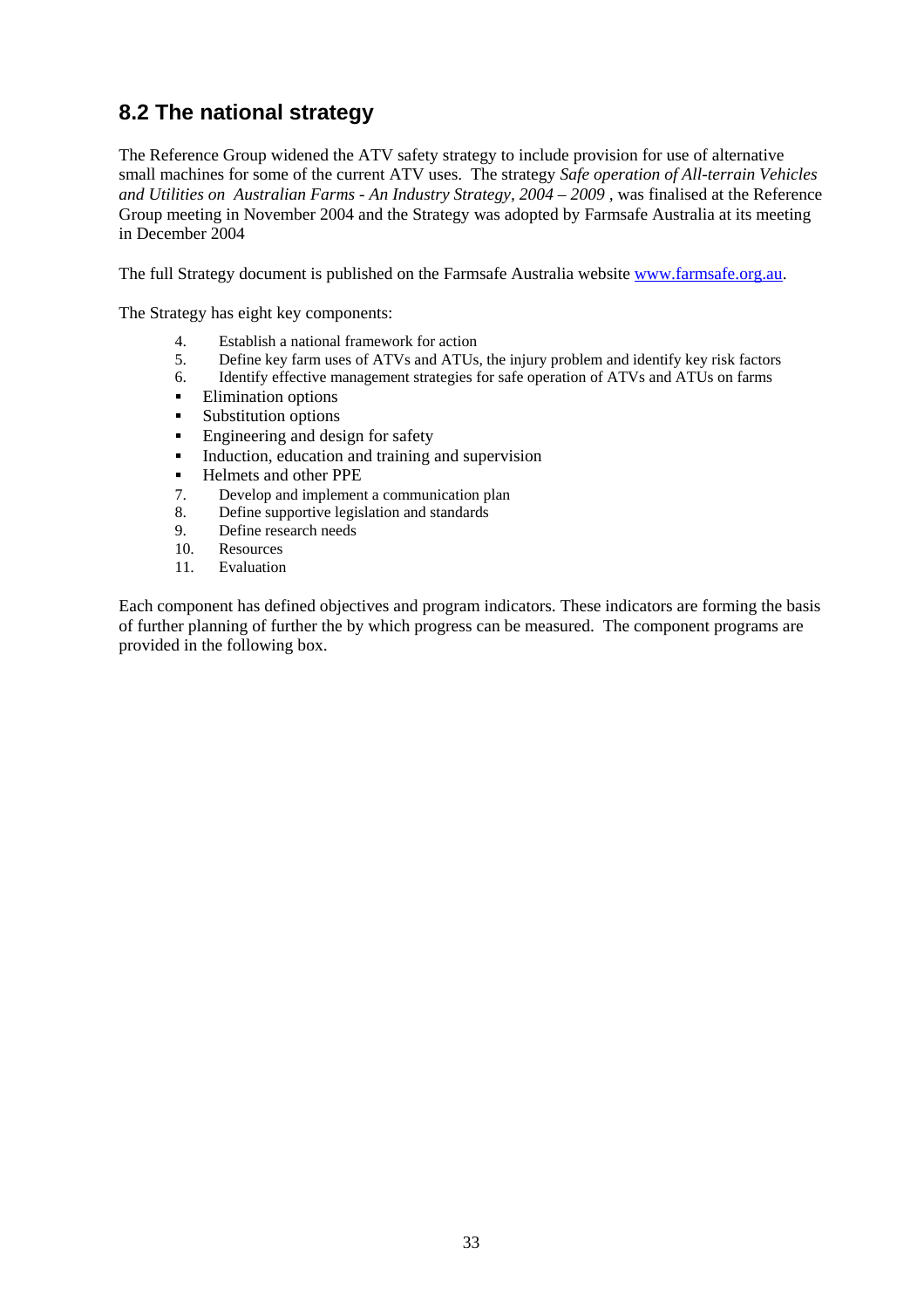## 8.2 The national strategy

The Reference Group widened the ATV safety strategy to include provision for use of alternative small machines for some of the current ATV uses. The strategy *Safe operation of All-terrain Vehicles and Utilities on Australian Farms - An Industry Strategy, 2004 – 2009* , was finalised at the Reference Group meeting in November 2004 and the Strategy was adopted by Farmsafe Australia at its meeting in December 2004

The full Strategy document is published on the Farmsafe Australia website www.farmsafe.org.au.

The Strategy has eight key components:

4. Establish a national framework for action
5. Define key farm uses of ATVs and ATUs, the injury problem and identify key risk factors
6. Identify effective management strategies for safe operation of ATVs and ATUs on farms
   - Elimination options
   - Substitution options
   - Engineering and design for safety
   - Induction, education and training and supervision
   - Helmets and other PPE
7. Develop and implement a communication plan
8. Define supportive legislation and standards
9. Define research needs
10. Resources
11. Evaluation

Each component has defined objectives and program indicators. These indicators are forming the basis of further planning of further the by which progress can be measured. The component programs are provided in the following box.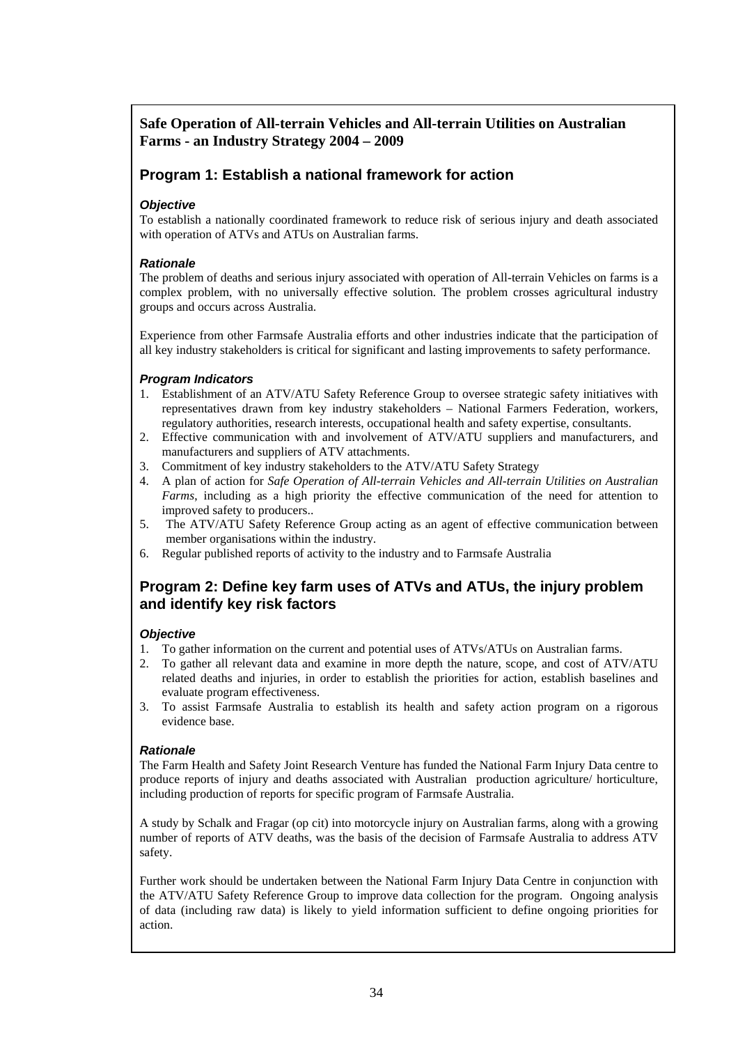**Safe Operation of All-terrain Vehicles and All-terrain Utilities on Australian Farms - an Industry Strategy 2004 – 2009**

## Program 1: Establish a national framework for action

### *Objective*

To establish a nationally coordinated framework to reduce risk of serious injury and death associated with operation of ATVs and ATUs on Australian farms.

### *Rationale*

The problem of deaths and serious injury associated with operation of All-terrain Vehicles on farms is a complex problem, with no universally effective solution. The problem crosses agricultural industry groups and occurs across Australia.

Experience from other Farmsafe Australia efforts and other industries indicate that the participation of all key industry stakeholders is critical for significant and lasting improvements to safety performance.

### *Program Indicators*

1. Establishment of an ATV/ATU Safety Reference Group to oversee strategic safety initiatives with representatives drawn from key industry stakeholders – National Farmers Federation, workers, regulatory authorities, research interests, occupational health and safety expertise, consultants.
2. Effective communication with and involvement of ATV/ATU suppliers and manufacturers, and manufacturers and suppliers of ATV attachments.
3. Commitment of key industry stakeholders to the ATV/ATU Safety Strategy
4. A plan of action for *Safe Operation of All-terrain Vehicles and All-terrain Utilities on Australian Farms*, including as a high priority the effective communication of the need for attention to improved safety to producers..
5. The ATV/ATU Safety Reference Group acting as an agent of effective communication between member organisations within the industry.
6. Regular published reports of activity to the industry and to Farmsafe Australia

## Program 2: Define key farm uses of ATVs and ATUs, the injury problem and identify key risk factors

### *Objective*

1. To gather information on the current and potential uses of ATVs/ATUs on Australian farms.
2. To gather all relevant data and examine in more depth the nature, scope, and cost of ATV/ATU related deaths and injuries, in order to establish the priorities for action, establish baselines and evaluate program effectiveness.
3. To assist Farmsafe Australia to establish its health and safety action program on a rigorous evidence base.

### *Rationale*

The Farm Health and Safety Joint Research Venture has funded the National Farm Injury Data centre to produce reports of injury and deaths associated with Australian production agriculture/ horticulture, including production of reports for specific program of Farmsafe Australia.

A study by Schalk and Fragar (op cit) into motorcycle injury on Australian farms, along with a growing number of reports of ATV deaths, was the basis of the decision of Farmsafe Australia to address ATV safety.

Further work should be undertaken between the National Farm Injury Data Centre in conjunction with the ATV/ATU Safety Reference Group to improve data collection for the program. Ongoing analysis of data (including raw data) is likely to yield information sufficient to define ongoing priorities for action.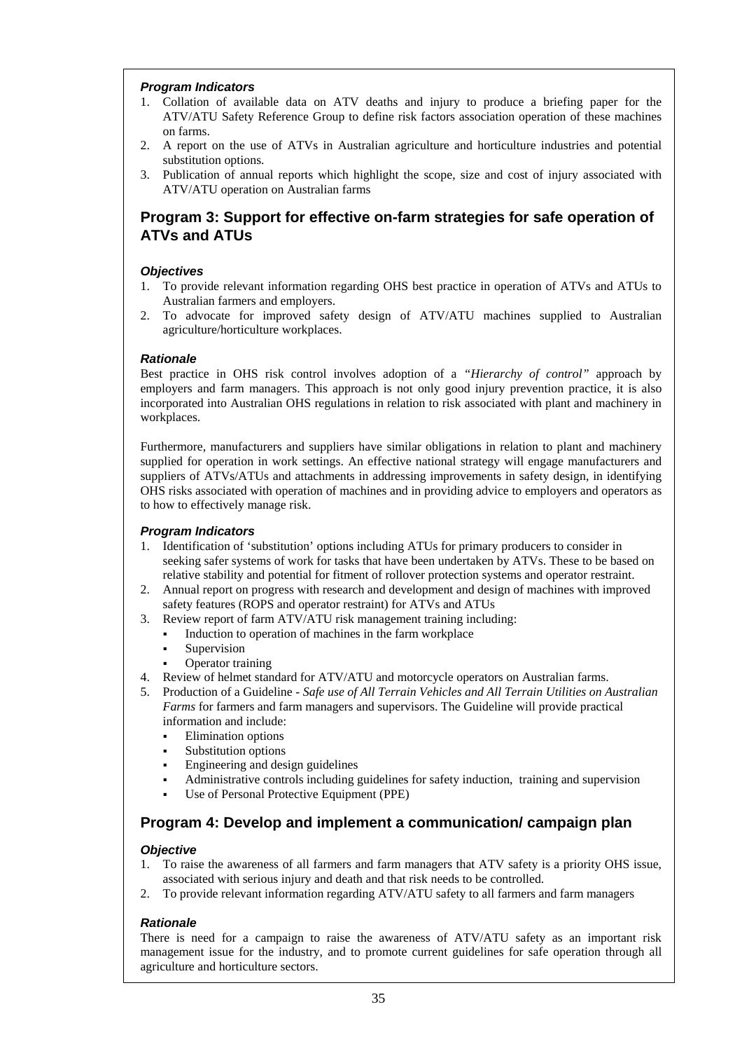#### *Program Indicators*

1. Collation of available data on ATV deaths and injury to produce a briefing paper for the ATV/ATU Safety Reference Group to define risk factors association operation of these machines on farms.
2. A report on the use of ATVs in Australian agriculture and horticulture industries and potential substitution options.
3. Publication of annual reports which highlight the scope, size and cost of injury associated with ATV/ATU operation on Australian farms

## Program 3: Support for effective on-farm strategies for safe operation of ATVs and ATUs

#### *Objectives*

1. To provide relevant information regarding OHS best practice in operation of ATVs and ATUs to Australian farmers and employers.
2. To advocate for improved safety design of ATV/ATU machines supplied to Australian agriculture/horticulture workplaces.

#### *Rationale*

Best practice in OHS risk control involves adoption of a *"Hierarchy of control"* approach by employers and farm managers. This approach is not only good injury prevention practice, it is also incorporated into Australian OHS regulations in relation to risk associated with plant and machinery in workplaces.

Furthermore, manufacturers and suppliers have similar obligations in relation to plant and machinery supplied for operation in work settings. An effective national strategy will engage manufacturers and suppliers of ATVs/ATUs and attachments in addressing improvements in safety design, in identifying OHS risks associated with operation of machines and in providing advice to employers and operators as to how to effectively manage risk.

#### *Program Indicators*

1. Identification of 'substitution' options including ATUs for primary producers to consider in seeking safer systems of work for tasks that have been undertaken by ATVs. These to be based on relative stability and potential for fitment of rollover protection systems and operator restraint.
2. Annual report on progress with research and development and design of machines with improved safety features (ROPS and operator restraint) for ATVs and ATUs
3. Review report of farm ATV/ATU risk management training including:
   - Induction to operation of machines in the farm workplace
   - Supervision
   - Operator training
4. Review of helmet standard for ATV/ATU and motorcycle operators on Australian farms.
5. Production of a Guideline - *Safe use of All Terrain Vehicles and All Terrain Utilities on Australian Farms* for farmers and farm managers and supervisors. The Guideline will provide practical information and include:
   - Elimination options
   - Substitution options
   - Engineering and design guidelines
   - Administrative controls including guidelines for safety induction, training and supervision
   - Use of Personal Protective Equipment (PPE)

## Program 4: Develop and implement a communication/ campaign plan

#### *Objective*

1. To raise the awareness of all farmers and farm managers that ATV safety is a priority OHS issue, associated with serious injury and death and that risk needs to be controlled.
2. To provide relevant information regarding ATV/ATU safety to all farmers and farm managers

#### *Rationale*

There is need for a campaign to raise the awareness of ATV/ATU safety as an important risk management issue for the industry, and to promote current guidelines for safe operation through all agriculture and horticulture sectors.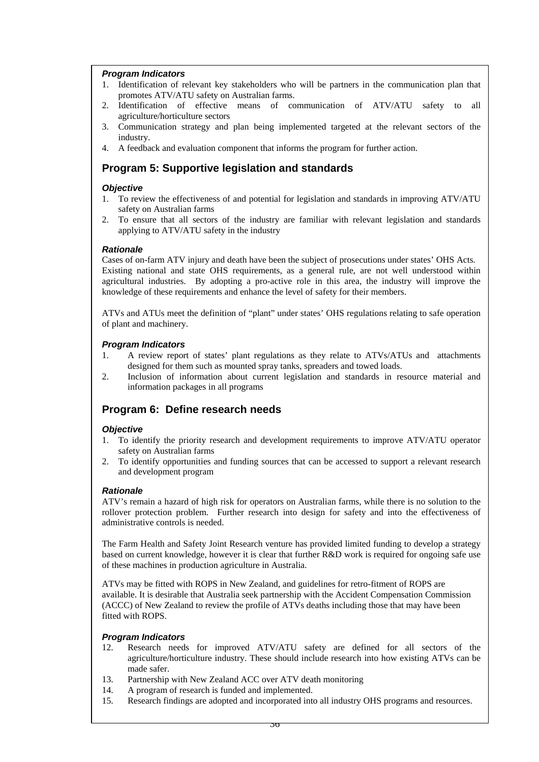***Program Indicators***

1. Identification of relevant key stakeholders who will be partners in the communication plan that promotes ATV/ATU safety on Australian farms.
2. Identification of effective means of communication of ATV/ATU safety to all agriculture/horticulture sectors
3. Communication strategy and plan being implemented targeted at the relevant sectors of the industry.
4. A feedback and evaluation component that informs the program for further action.

## Program 5: Supportive legislation and standards

***Objective***

1. To review the effectiveness of and potential for legislation and standards in improving ATV/ATU safety on Australian farms
2. To ensure that all sectors of the industry are familiar with relevant legislation and standards applying to ATV/ATU safety in the industry

***Rationale***

Cases of on-farm ATV injury and death have been the subject of prosecutions under states' OHS Acts. Existing national and state OHS requirements, as a general rule, are not well understood within agricultural industries. By adopting a pro-active role in this area, the industry will improve the knowledge of these requirements and enhance the level of safety for their members.

ATVs and ATUs meet the definition of "plant" under states' OHS regulations relating to safe operation of plant and machinery.

***Program Indicators***

1. A review report of states' plant regulations as they relate to ATVs/ATUs and attachments designed for them such as mounted spray tanks, spreaders and towed loads.
2. Inclusion of information about current legislation and standards in resource material and information packages in all programs

## Program 6: Define research needs

***Objective***

1. To identify the priority research and development requirements to improve ATV/ATU operator safety on Australian farms
2. To identify opportunities and funding sources that can be accessed to support a relevant research and development program

***Rationale***

ATV's remain a hazard of high risk for operators on Australian farms, while there is no solution to the rollover protection problem. Further research into design for safety and into the effectiveness of administrative controls is needed.

The Farm Health and Safety Joint Research venture has provided limited funding to develop a strategy based on current knowledge, however it is clear that further R&D work is required for ongoing safe use of these machines in production agriculture in Australia.

ATVs may be fitted with ROPS in New Zealand, and guidelines for retro-fitment of ROPS are available. It is desirable that Australia seek partnership with the Accident Compensation Commission (ACCC) of New Zealand to review the profile of ATVs deaths including those that may have been fitted with ROPS.

***Program Indicators***

12. Research needs for improved ATV/ATU safety are defined for all sectors of the agriculture/horticulture industry. These should include research into how existing ATVs can be made safer.
13. Partnership with New Zealand ACC over ATV death monitoring
14. A program of research is funded and implemented.
15. Research findings are adopted and incorporated into all industry OHS programs and resources.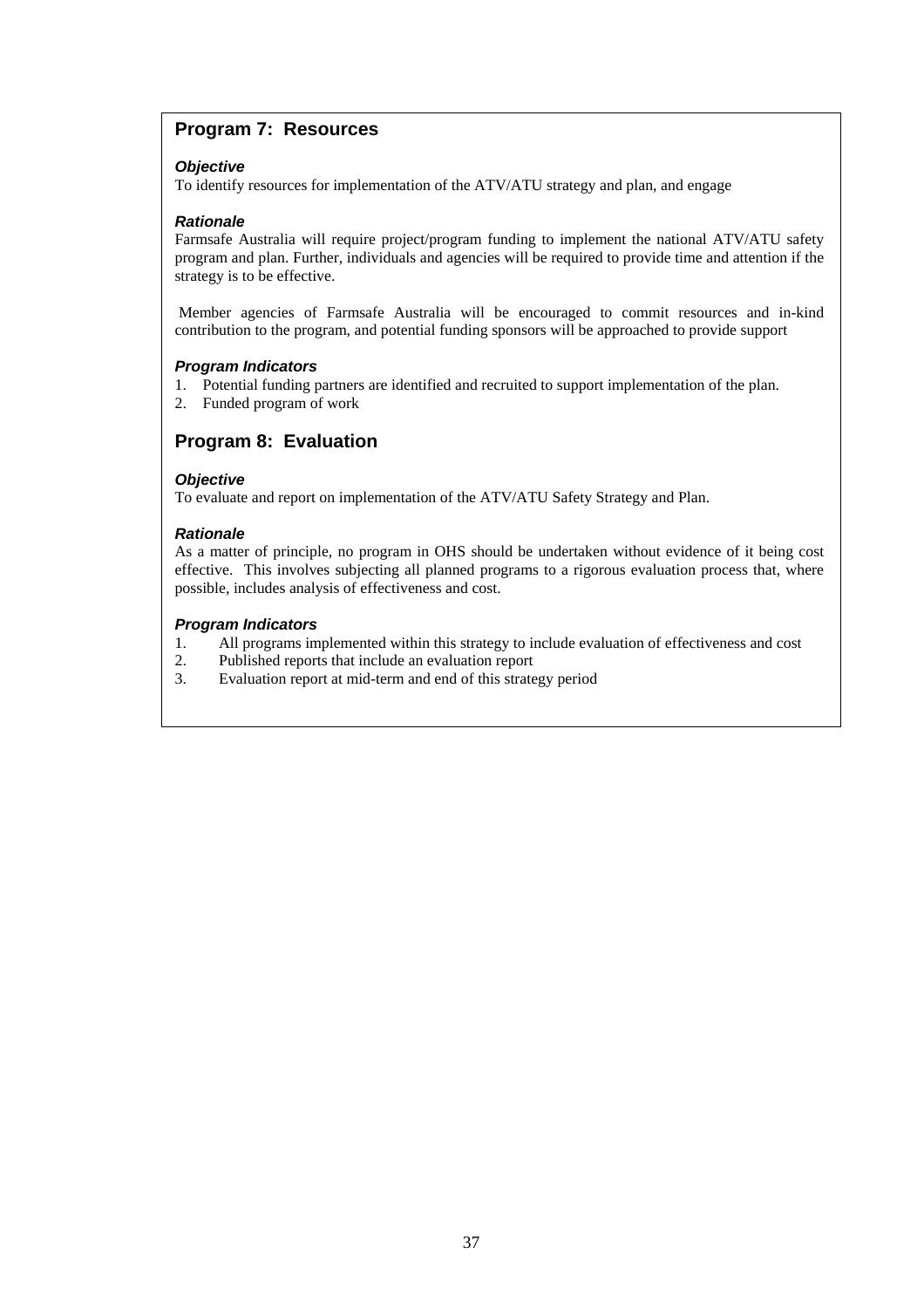## Program 7: Resources

***Objective***

To identify resources for implementation of the ATV/ATU strategy and plan, and engage

***Rationale***

Farmsafe Australia will require project/program funding to implement the national ATV/ATU safety program and plan. Further, individuals and agencies will be required to provide time and attention if the strategy is to be effective.

Member agencies of Farmsafe Australia will be encouraged to commit resources and in-kind contribution to the program, and potential funding sponsors will be approached to provide support

***Program Indicators***

1. Potential funding partners are identified and recruited to support implementation of the plan.
2. Funded program of work

## Program 8: Evaluation

***Objective***

To evaluate and report on implementation of the ATV/ATU Safety Strategy and Plan.

***Rationale***

As a matter of principle, no program in OHS should be undertaken without evidence of it being cost effective. This involves subjecting all planned programs to a rigorous evaluation process that, where possible, includes analysis of effectiveness and cost.

***Program Indicators***

1. All programs implemented within this strategy to include evaluation of effectiveness and cost
2. Published reports that include an evaluation report
3. Evaluation report at mid-term and end of this strategy period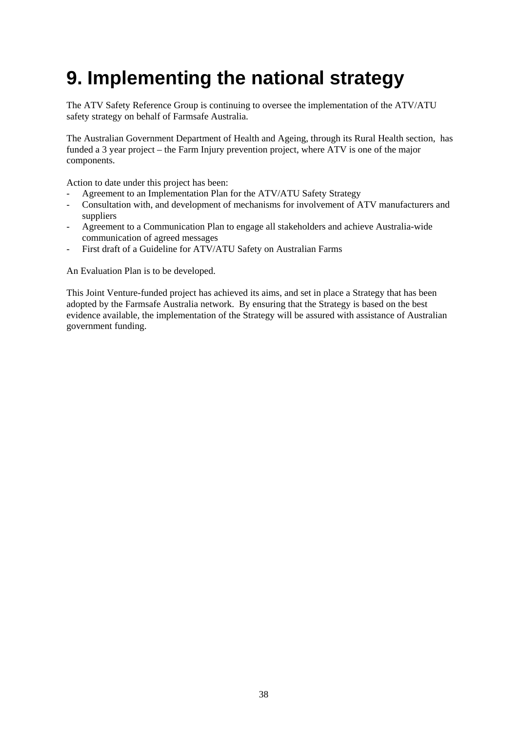# 9. Implementing the national strategy

The ATV Safety Reference Group is continuing to oversee the implementation of the ATV/ATU safety strategy on behalf of Farmsafe Australia.

The Australian Government Department of Health and Ageing, through its Rural Health section, has funded a 3 year project – the Farm Injury prevention project, where ATV is one of the major components.

Action to date under this project has been:

- Agreement to an Implementation Plan for the ATV/ATU Safety Strategy
- Consultation with, and development of mechanisms for involvement of ATV manufacturers and suppliers
- Agreement to a Communication Plan to engage all stakeholders and achieve Australia-wide communication of agreed messages
- First draft of a Guideline for ATV/ATU Safety on Australian Farms

An Evaluation Plan is to be developed.

This Joint Venture-funded project has achieved its aims, and set in place a Strategy that has been adopted by the Farmsafe Australia network. By ensuring that the Strategy is based on the best evidence available, the implementation of the Strategy will be assured with assistance of Australian government funding.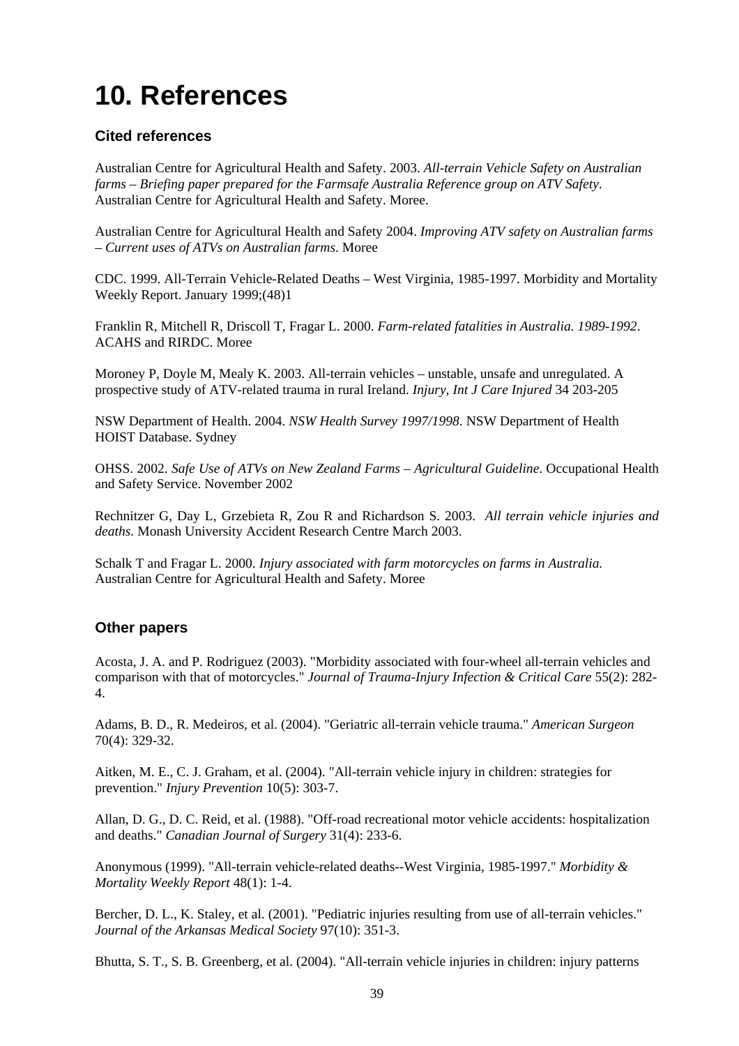# 10. References

## Cited references

Australian Centre for Agricultural Health and Safety. 2003. *All-terrain Vehicle Safety on Australian farms – Briefing paper prepared for the Farmsafe Australia Reference group on ATV Safety*. Australian Centre for Agricultural Health and Safety. Moree.

Australian Centre for Agricultural Health and Safety 2004. *Improving ATV safety on Australian farms – Current uses of ATVs on Australian farms*. Moree

CDC. 1999. All-Terrain Vehicle-Related Deaths – West Virginia, 1985-1997. Morbidity and Mortality Weekly Report. January 1999;(48)1

Franklin R, Mitchell R, Driscoll T, Fragar L. 2000. *Farm-related fatalities in Australia. 1989-1992*. ACAHS and RIRDC. Moree

Moroney P, Doyle M, Mealy K. 2003. All-terrain vehicles – unstable, unsafe and unregulated. A prospective study of ATV-related trauma in rural Ireland. *Injury, Int J Care Injured* 34 203-205

NSW Department of Health. 2004. *NSW Health Survey 1997/1998*. NSW Department of Health HOIST Database. Sydney

OHSS. 2002. *Safe Use of ATVs on New Zealand Farms – Agricultural Guideline*. Occupational Health and Safety Service. November 2002

Rechnitzer G, Day L, Grzebieta R, Zou R and Richardson S. 2003. *All terrain vehicle injuries and deaths.* Monash University Accident Research Centre March 2003.

Schalk T and Fragar L. 2000. *Injury associated with farm motorcycles on farms in Australia.* Australian Centre for Agricultural Health and Safety. Moree

## Other papers

Acosta, J. A. and P. Rodriguez (2003). "Morbidity associated with four-wheel all-terrain vehicles and comparison with that of motorcycles." *Journal of Trauma-Injury Infection & Critical Care* 55(2): 282-4.

Adams, B. D., R. Medeiros, et al. (2004). "Geriatric all-terrain vehicle trauma." *American Surgeon* 70(4): 329-32.

Aitken, M. E., C. J. Graham, et al. (2004). "All-terrain vehicle injury in children: strategies for prevention." *Injury Prevention* 10(5): 303-7.

Allan, D. G., D. C. Reid, et al. (1988). "Off-road recreational motor vehicle accidents: hospitalization and deaths." *Canadian Journal of Surgery* 31(4): 233-6.

Anonymous (1999). "All-terrain vehicle-related deaths--West Virginia, 1985-1997." *Morbidity & Mortality Weekly Report* 48(1): 1-4.

Bercher, D. L., K. Staley, et al. (2001). "Pediatric injuries resulting from use of all-terrain vehicles." *Journal of the Arkansas Medical Society* 97(10): 351-3.

Bhutta, S. T., S. B. Greenberg, et al. (2004). "All-terrain vehicle injuries in children: injury patterns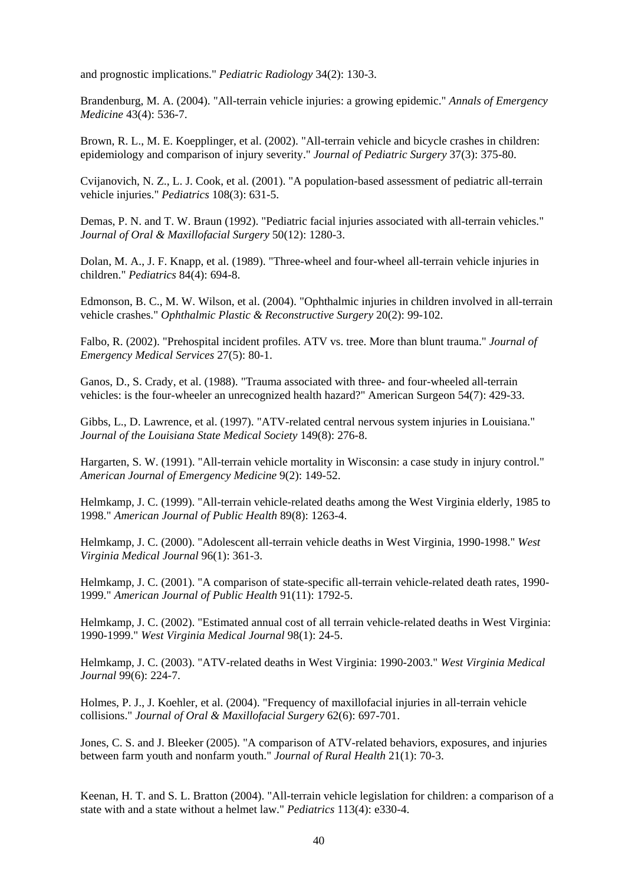and prognostic implications." *Pediatric Radiology* 34(2): 130-3.

Brandenburg, M. A. (2004). "All-terrain vehicle injuries: a growing epidemic." *Annals of Emergency Medicine* 43(4): 536-7.

Brown, R. L., M. E. Koepplinger, et al. (2002). "All-terrain vehicle and bicycle crashes in children: epidemiology and comparison of injury severity." *Journal of Pediatric Surgery* 37(3): 375-80.

Cvijanovich, N. Z., L. J. Cook, et al. (2001). "A population-based assessment of pediatric all-terrain vehicle injuries." *Pediatrics* 108(3): 631-5.

Demas, P. N. and T. W. Braun (1992). "Pediatric facial injuries associated with all-terrain vehicles." *Journal of Oral & Maxillofacial Surgery* 50(12): 1280-3.

Dolan, M. A., J. F. Knapp, et al. (1989). "Three-wheel and four-wheel all-terrain vehicle injuries in children." *Pediatrics* 84(4): 694-8.

Edmonson, B. C., M. W. Wilson, et al. (2004). "Ophthalmic injuries in children involved in all-terrain vehicle crashes." *Ophthalmic Plastic & Reconstructive Surgery* 20(2): 99-102.

Falbo, R. (2002). "Prehospital incident profiles. ATV vs. tree. More than blunt trauma." *Journal of Emergency Medical Services* 27(5): 80-1.

Ganos, D., S. Crady, et al. (1988). "Trauma associated with three- and four-wheeled all-terrain vehicles: is the four-wheeler an unrecognized health hazard?" American Surgeon 54(7): 429-33.

Gibbs, L., D. Lawrence, et al. (1997). "ATV-related central nervous system injuries in Louisiana." *Journal of the Louisiana State Medical Society* 149(8): 276-8.

Hargarten, S. W. (1991). "All-terrain vehicle mortality in Wisconsin: a case study in injury control." *American Journal of Emergency Medicine* 9(2): 149-52.

Helmkamp, J. C. (1999). "All-terrain vehicle-related deaths among the West Virginia elderly, 1985 to 1998." *American Journal of Public Health* 89(8): 1263-4.

Helmkamp, J. C. (2000). "Adolescent all-terrain vehicle deaths in West Virginia, 1990-1998." *West Virginia Medical Journal* 96(1): 361-3.

Helmkamp, J. C. (2001). "A comparison of state-specific all-terrain vehicle-related death rates, 1990-1999." *American Journal of Public Health* 91(11): 1792-5.

Helmkamp, J. C. (2002). "Estimated annual cost of all terrain vehicle-related deaths in West Virginia: 1990-1999." *West Virginia Medical Journal* 98(1): 24-5.

Helmkamp, J. C. (2003). "ATV-related deaths in West Virginia: 1990-2003." *West Virginia Medical Journal* 99(6): 224-7.

Holmes, P. J., J. Koehler, et al. (2004). "Frequency of maxillofacial injuries in all-terrain vehicle collisions." *Journal of Oral & Maxillofacial Surgery* 62(6): 697-701.

Jones, C. S. and J. Bleeker (2005). "A comparison of ATV-related behaviors, exposures, and injuries between farm youth and nonfarm youth." *Journal of Rural Health* 21(1): 70-3.

Keenan, H. T. and S. L. Bratton (2004). "All-terrain vehicle legislation for children: a comparison of a state with and a state without a helmet law." *Pediatrics* 113(4): e330-4.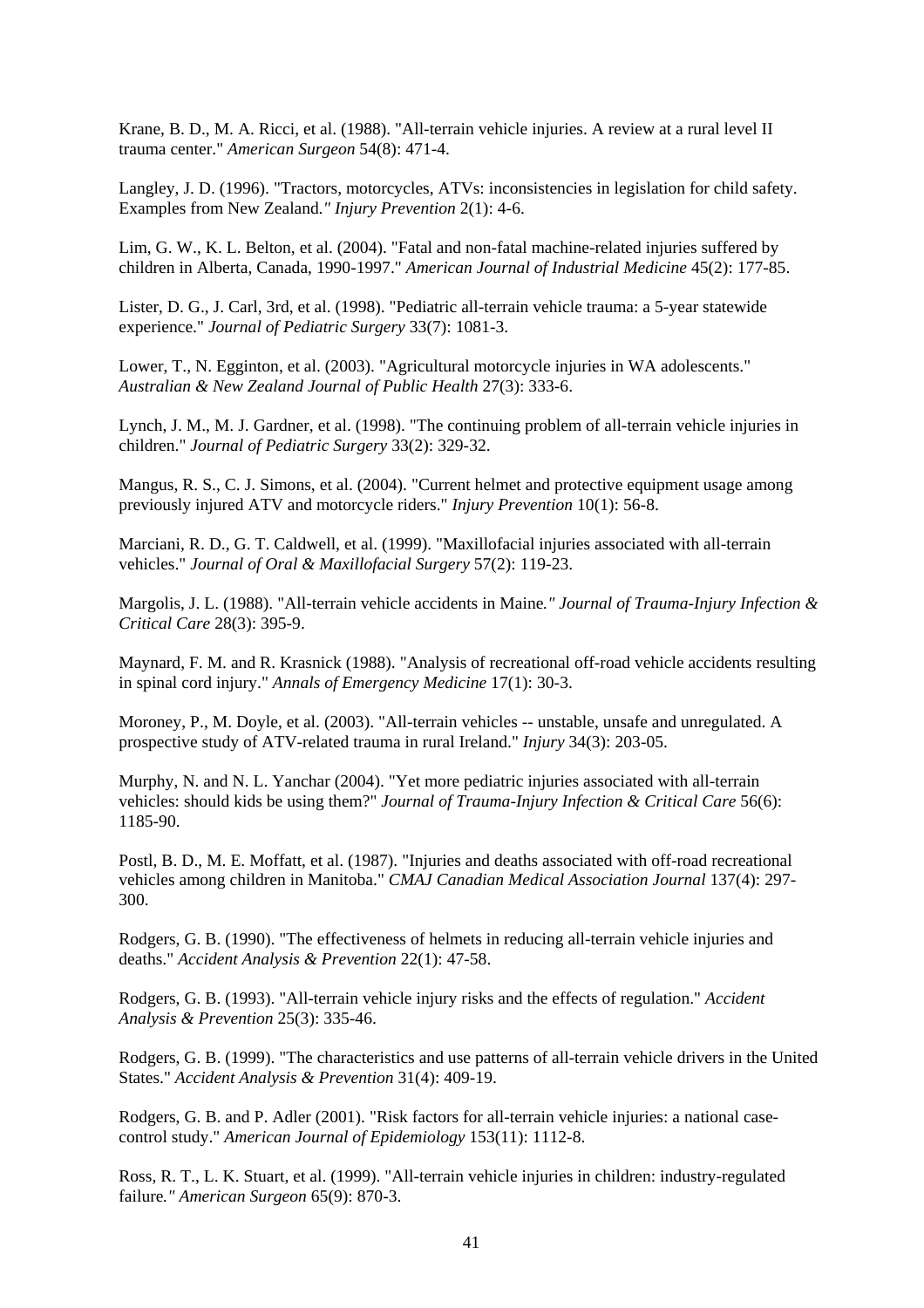Krane, B. D., M. A. Ricci, et al. (1988). "All-terrain vehicle injuries. A review at a rural level II trauma center." *American Surgeon* 54(8): 471-4.

Langley, J. D. (1996). "Tractors, motorcycles, ATVs: inconsistencies in legislation for child safety. Examples from New Zealand*." Injury Prevention* 2(1): 4-6.

Lim, G. W., K. L. Belton, et al. (2004). "Fatal and non-fatal machine-related injuries suffered by children in Alberta, Canada, 1990-1997." *American Journal of Industrial Medicine* 45(2): 177-85.

Lister, D. G., J. Carl, 3rd, et al. (1998). "Pediatric all-terrain vehicle trauma: a 5-year statewide experience." *Journal of Pediatric Surgery* 33(7): 1081-3.

Lower, T., N. Egginton, et al. (2003). "Agricultural motorcycle injuries in WA adolescents." *Australian & New Zealand Journal of Public Health* 27(3): 333-6.

Lynch, J. M., M. J. Gardner, et al. (1998). "The continuing problem of all-terrain vehicle injuries in children." *Journal of Pediatric Surgery* 33(2): 329-32.

Mangus, R. S., C. J. Simons, et al. (2004). "Current helmet and protective equipment usage among previously injured ATV and motorcycle riders." *Injury Prevention* 10(1): 56-8.

Marciani, R. D., G. T. Caldwell, et al. (1999). "Maxillofacial injuries associated with all-terrain vehicles." *Journal of Oral & Maxillofacial Surgery* 57(2): 119-23.

Margolis, J. L. (1988). "All-terrain vehicle accidents in Maine*." Journal of Trauma-Injury Infection & Critical Care* 28(3): 395-9.

Maynard, F. M. and R. Krasnick (1988). "Analysis of recreational off-road vehicle accidents resulting in spinal cord injury." *Annals of Emergency Medicine* 17(1): 30-3.

Moroney, P., M. Doyle, et al. (2003). "All-terrain vehicles -- unstable, unsafe and unregulated. A prospective study of ATV-related trauma in rural Ireland." *Injury* 34(3): 203-05.

Murphy, N. and N. L. Yanchar (2004). "Yet more pediatric injuries associated with all-terrain vehicles: should kids be using them?" *Journal of Trauma-Injury Infection & Critical Care* 56(6): 1185-90.

Postl, B. D., M. E. Moffatt, et al. (1987). "Injuries and deaths associated with off-road recreational vehicles among children in Manitoba." *CMAJ Canadian Medical Association Journal* 137(4): 297-300.

Rodgers, G. B. (1990). "The effectiveness of helmets in reducing all-terrain vehicle injuries and deaths." *Accident Analysis & Prevention* 22(1): 47-58.

Rodgers, G. B. (1993). "All-terrain vehicle injury risks and the effects of regulation." *Accident Analysis & Prevention* 25(3): 335-46.

Rodgers, G. B. (1999). "The characteristics and use patterns of all-terrain vehicle drivers in the United States." *Accident Analysis & Prevention* 31(4): 409-19.

Rodgers, G. B. and P. Adler (2001). "Risk factors for all-terrain vehicle injuries: a national case-control study." *American Journal of Epidemiology* 153(11): 1112-8.

Ross, R. T., L. K. Stuart, et al. (1999). "All-terrain vehicle injuries in children: industry-regulated failure*." American Surgeon* 65(9): 870-3.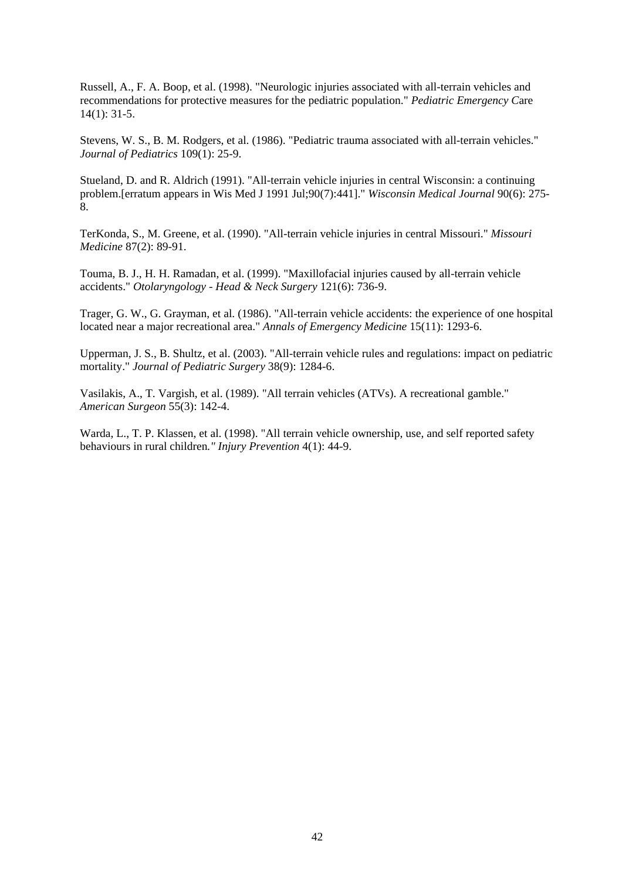Russell, A., F. A. Boop, et al. (1998). "Neurologic injuries associated with all-terrain vehicles and recommendations for protective measures for the pediatric population." *Pediatric Emergency C*are 14(1): 31-5.

Stevens, W. S., B. M. Rodgers, et al. (1986). "Pediatric trauma associated with all-terrain vehicles." *Journal of Pediatrics* 109(1): 25-9.

Stueland, D. and R. Aldrich (1991). "All-terrain vehicle injuries in central Wisconsin: a continuing problem.[erratum appears in Wis Med J 1991 Jul;90(7):441]." *Wisconsin Medical Journal* 90(6): 275-8.

TerKonda, S., M. Greene, et al. (1990). "All-terrain vehicle injuries in central Missouri." *Missouri Medicine* 87(2): 89-91.

Touma, B. J., H. H. Ramadan, et al. (1999). "Maxillofacial injuries caused by all-terrain vehicle accidents." *Otolaryngology - Head & Neck Surgery* 121(6): 736-9.

Trager, G. W., G. Grayman, et al. (1986). "All-terrain vehicle accidents: the experience of one hospital located near a major recreational area." *Annals of Emergency Medicine* 15(11): 1293-6.

Upperman, J. S., B. Shultz, et al. (2003). "All-terrain vehicle rules and regulations: impact on pediatric mortality." *Journal of Pediatric Surgery* 38(9): 1284-6.

Vasilakis, A., T. Vargish, et al. (1989). "All terrain vehicles (ATVs). A recreational gamble." *American Surgeon* 55(3): 142-4.

Warda, L., T. P. Klassen, et al. (1998). "All terrain vehicle ownership, use, and self reported safety behaviours in rural children*." Injury Prevention* 4(1): 44-9.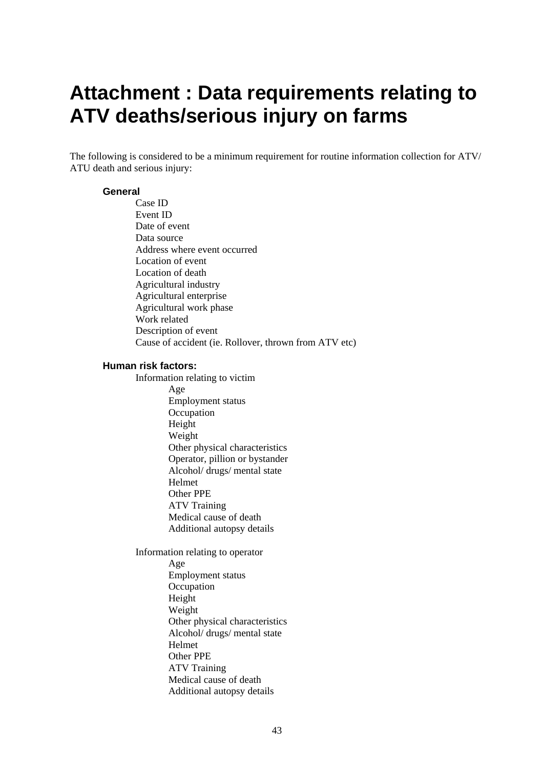# Attachment : Data requirements relating to ATV deaths/serious injury on farms

The following is considered to be a minimum requirement for routine information collection for ATV/ ATU death and serious injury:

**General**

- Case ID
- Event ID
- Date of event
- Data source
- Address where event occurred
- Location of event
- Location of death
- Agricultural industry
- Agricultural enterprise
- Agricultural work phase
- Work related
- Description of event
- Cause of accident (ie. Rollover, thrown from ATV etc)

**Human risk factors:**

- Information relating to victim
  - Age
  - Employment status
  - Occupation
  - Height
  - Weight
  - Other physical characteristics
  - Operator, pillion or bystander
  - Alcohol/ drugs/ mental state
  - Helmet
  - Other PPE
  - ATV Training
  - Medical cause of death
  - Additional autopsy details

- Information relating to operator
  - Age
  - Employment status
  - Occupation
  - Height
  - Weight
  - Other physical characteristics
  - Alcohol/ drugs/ mental state
  - Helmet
  - Other PPE
  - ATV Training
  - Medical cause of death
  - Additional autopsy details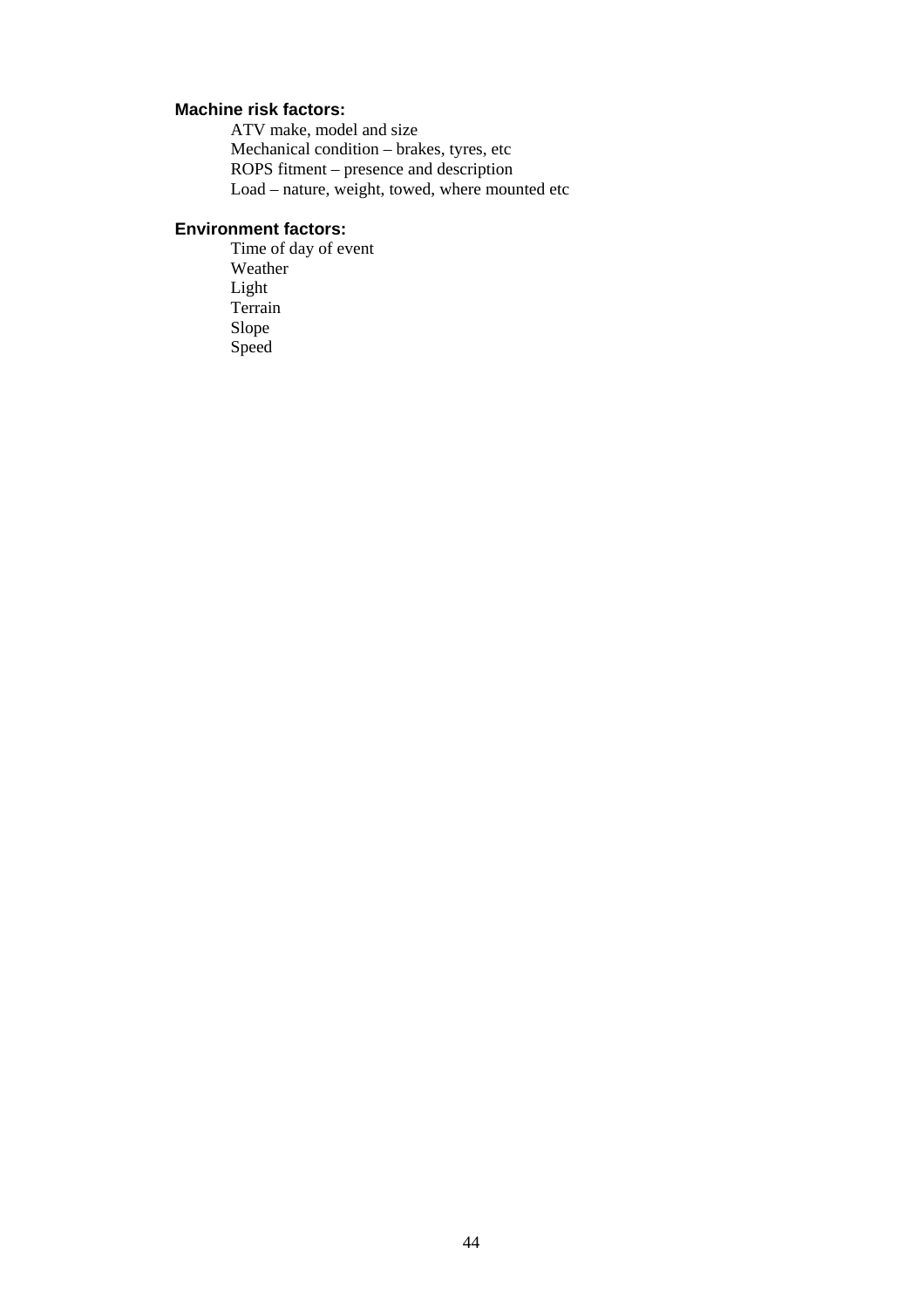**Machine risk factors:**

ATV make, model and size
Mechanical condition – brakes, tyres, etc
ROPS fitment – presence and description
Load – nature, weight, towed, where mounted etc

**Environment factors:**

Time of day of event
Weather
Light
Terrain
Slope
Speed